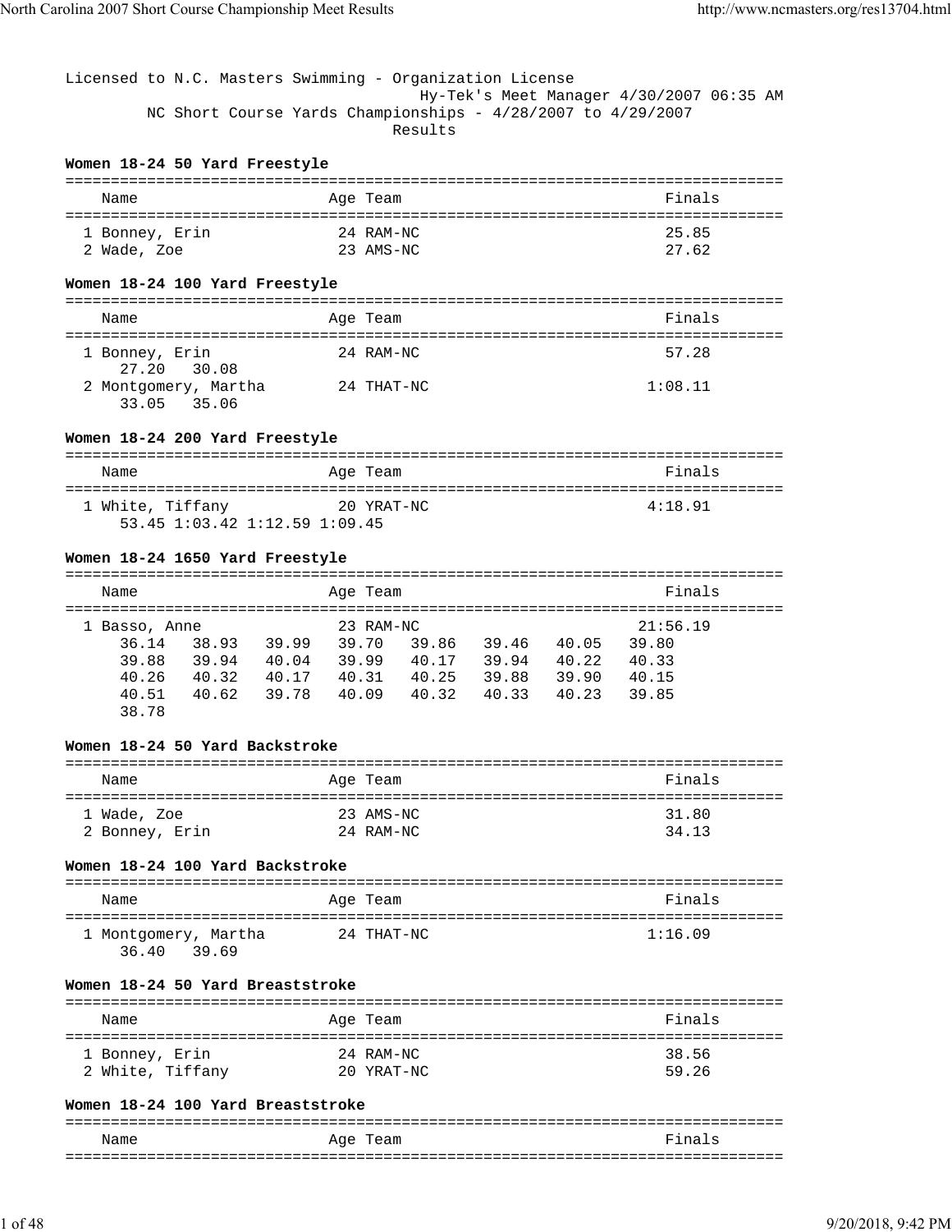Licensed to N.C. Masters Swimming - Organization License
Hy-Tek's Meet Manager 4/30/2007 06:35 AM
NC Short Course Yards Championships - 4/28/2007 to 4/29/2007
Results

### Women 18-24 50 Yard Freestyle

| Name | Age | Team | Finals |
|---|---|---|---|
| 1 Bonney, Erin | 24 | RAM-NC | 25.85 |
| 2 Wade, Zoe | 23 | AMS-NC | 27.62 |

### Women 18-24 100 Yard Freestyle

| Name | Age | Team | Finals |
|---|---|---|---|
| 1 Bonney, Erin | 24 | RAM-NC | 57.28 |
| 27.20 30.08 | | | |
| 2 Montgomery, Martha | 24 | THAT-NC | 1:08.11 |
| 33.05 35.06 | | | |

### Women 18-24 200 Yard Freestyle

| Name | Age | Team | Finals |
|---|---|---|---|
| 1 White, Tiffany | 20 | YRAT-NC | 4:18.91 |
| 53.45 1:03.42 1:12.59 1:09.45 | | | |

### Women 18-24 1650 Yard Freestyle

| Name | Age | Team | Finals |
|---|---|---|---|
| 1 Basso, Anne | 23 | RAM-NC | 21:56.19 |

```
36.14   38.93   39.99   39.70   39.86   39.46   40.05   39.80
39.88   39.94   40.04   39.99   40.17   39.94   40.22   40.33
40.26   40.32   40.17   40.31   40.25   39.88   39.90   40.15
40.51   40.62   39.78   40.09   40.32   40.33   40.23   39.85
38.78
```

### Women 18-24 50 Yard Backstroke

| Name | Age | Team | Finals |
|---|---|---|---|
| 1 Wade, Zoe | 23 | AMS-NC | 31.80 |
| 2 Bonney, Erin | 24 | RAM-NC | 34.13 |

### Women 18-24 100 Yard Backstroke

| Name | Age | Team | Finals |
|---|---|---|---|
| 1 Montgomery, Martha | 24 | THAT-NC | 1:16.09 |
| 36.40 39.69 | | | |

### Women 18-24 50 Yard Breaststroke

| Name | Age | Team | Finals |
|---|---|---|---|
| 1 Bonney, Erin | 24 | RAM-NC | 38.56 |
| 2 White, Tiffany | 20 | YRAT-NC | 59.26 |

### Women 18-24 100 Yard Breaststroke

| Name | Age | Team | Finals |
|---|---|---|---|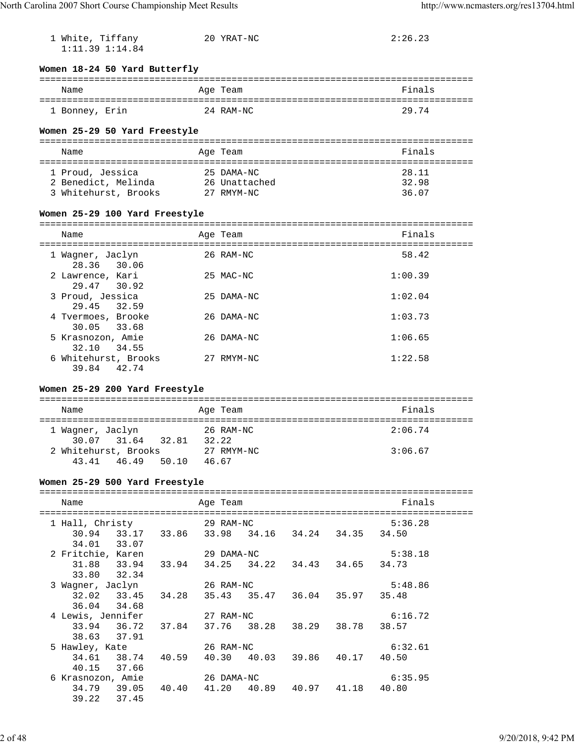| Name | Age | Team | Finals |
|---|---|---|---|
| 1 White, Tiffany | 20 | YRAT-NC | 2:26.23 |
| 1:11.39 1:14.84 | | | |

**Women 18-24 50 Yard Butterfly**

| Name | Age | Team | Finals |
|---|---|---|---|
| 1 Bonney, Erin | 24 | RAM-NC | 29.74 |

**Women 25-29 50 Yard Freestyle**

| Name | Age | Team | Finals |
|---|---|---|---|
| 1 Proud, Jessica | 25 | DAMA-NC | 28.11 |
| 2 Benedict, Melinda | 26 | Unattached | 32.98 |
| 3 Whitehurst, Brooks | 27 | RMYM-NC | 36.07 |

**Women 25-29 100 Yard Freestyle**

| Name | Age | Team | Finals |
|---|---|---|---|
| 1 Wagner, Jaclyn | 26 | RAM-NC | 58.42 |
| 28.36 30.06 | | | |
| 2 Lawrence, Kari | 25 | MAC-NC | 1:00.39 |
| 29.47 30.92 | | | |
| 3 Proud, Jessica | 25 | DAMA-NC | 1:02.04 |
| 29.45 32.59 | | | |
| 4 Tvermoes, Brooke | 26 | DAMA-NC | 1:03.73 |
| 30.05 33.68 | | | |
| 5 Krasnozon, Amie | 26 | DAMA-NC | 1:06.65 |
| 32.10 34.55 | | | |
| 6 Whitehurst, Brooks | 27 | RMYM-NC | 1:22.58 |
| 39.84 42.74 | | | |

**Women 25-29 200 Yard Freestyle**

| Name | Age | Team | Finals |
|---|---|---|---|
| 1 Wagner, Jaclyn | 26 | RAM-NC | 2:06.74 |
| 30.07 31.64 32.81 32.22 | | | |
| 2 Whitehurst, Brooks | 27 | RMYM-NC | 3:06.67 |
| 43.41 46.49 50.10 46.67 | | | |

**Women 25-29 500 Yard Freestyle**

| Name | Age | Team | Finals |
|---|---|---|---|
| 1 Hall, Christy | 29 | RAM-NC | 5:36.28 |
| 30.94 33.17 33.86 33.98 34.16 34.24 34.35 34.50 34.01 33.07 | | | |
| 2 Fritchie, Karen | 29 | DAMA-NC | 5:38.18 |
| 31.88 33.94 33.94 34.25 34.22 34.43 34.65 34.73 33.80 32.34 | | | |
| 3 Wagner, Jaclyn | 26 | RAM-NC | 5:48.86 |
| 32.02 33.45 34.28 35.43 35.47 36.04 35.97 35.48 36.04 34.68 | | | |
| 4 Lewis, Jennifer | 27 | RAM-NC | 6:16.72 |
| 33.94 36.72 37.84 37.76 38.28 38.29 38.78 38.57 38.63 37.91 | | | |
| 5 Hawley, Kate | 26 | RAM-NC | 6:32.61 |
| 34.61 38.74 40.59 40.30 40.03 39.86 40.17 40.50 40.15 37.66 | | | |
| 6 Krasnozon, Amie | 26 | DAMA-NC | 6:35.95 |
| 34.79 39.05 40.40 41.20 40.89 40.97 41.18 40.80 39.22 37.45 | | | |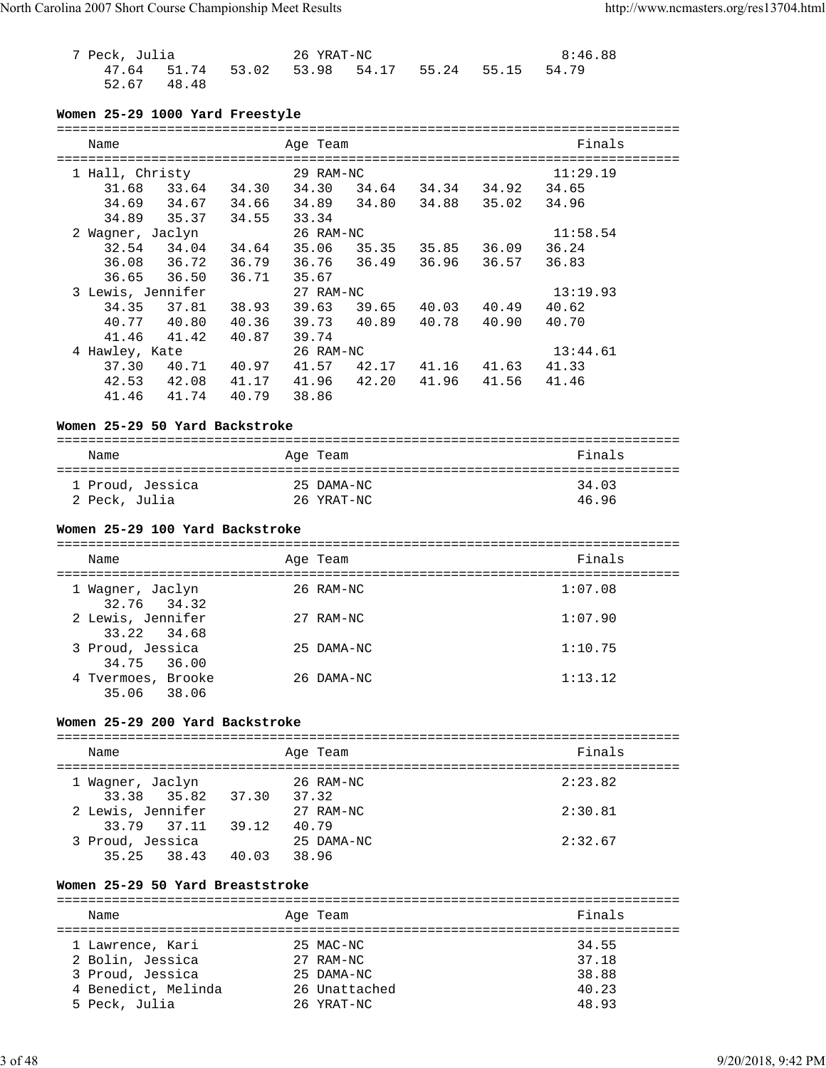| Name | Age | Team | Finals |
|---|---|---|---|
| 7 Peck, Julia | 26 | YRAT-NC | 8:46.88 |
| 47.64  51.74  53.02  53.98  54.17  55.24  55.15  54.79 | | | |
| 52.67  48.48 | | | |

### Women 25-29 1000 Yard Freestyle

| Name | Age | Team | Finals |
|---|---|---|---|
| 1 Hall, Christy | 29 | RAM-NC | 11:29.19 |
| 31.68  33.64  34.30  34.30  34.64  34.34  34.92  34.65 | | | |
| 34.69  34.67  34.66  34.89  34.80  34.88  35.02  34.96 | | | |
| 34.89  35.37  34.55  33.34 | | | |
| 2 Wagner, Jaclyn | 26 | RAM-NC | 11:58.54 |
| 32.54  34.04  34.64  35.06  35.35  35.85  36.09  36.24 | | | |
| 36.08  36.72  36.79  36.76  36.49  36.96  36.57  36.83 | | | |
| 36.65  36.50  36.71  35.67 | | | |
| 3 Lewis, Jennifer | 27 | RAM-NC | 13:19.93 |
| 34.35  37.81  38.93  39.63  39.65  40.03  40.49  40.62 | | | |
| 40.77  40.80  40.36  39.73  40.89  40.78  40.90  40.70 | | | |
| 41.46  41.42  40.87  39.74 | | | |
| 4 Hawley, Kate | 26 | RAM-NC | 13:44.61 |
| 37.30  40.71  40.97  41.57  42.17  41.16  41.63  41.33 | | | |
| 42.53  42.08  41.17  41.96  42.20  41.96  41.56  41.46 | | | |
| 41.46  41.74  40.79  38.86 | | | |

### Women 25-29 50 Yard Backstroke

| Name | Age | Team | Finals |
|---|---|---|---|
| 1 Proud, Jessica | 25 | DAMA-NC | 34.03 |
| 2 Peck, Julia | 26 | YRAT-NC | 46.96 |

### Women 25-29 100 Yard Backstroke

| Name | Age | Team | Finals |
|---|---|---|---|
| 1 Wagner, Jaclyn | 26 | RAM-NC | 1:07.08 |
| 32.76  34.32 | | | |
| 2 Lewis, Jennifer | 27 | RAM-NC | 1:07.90 |
| 33.22  34.68 | | | |
| 3 Proud, Jessica | 25 | DAMA-NC | 1:10.75 |
| 34.75  36.00 | | | |
| 4 Tvermoes, Brooke | 26 | DAMA-NC | 1:13.12 |
| 35.06  38.06 | | | |

### Women 25-29 200 Yard Backstroke

| Name | Age | Team | Finals |
|---|---|---|---|
| 1 Wagner, Jaclyn | 26 | RAM-NC | 2:23.82 |
| 33.38  35.82  37.30  37.32 | | | |
| 2 Lewis, Jennifer | 27 | RAM-NC | 2:30.81 |
| 33.79  37.11  39.12  40.79 | | | |
| 3 Proud, Jessica | 25 | DAMA-NC | 2:32.67 |
| 35.25  38.43  40.03  38.96 | | | |

### Women 25-29 50 Yard Breaststroke

| Name | Age | Team | Finals |
|---|---|---|---|
| 1 Lawrence, Kari | 25 | MAC-NC | 34.55 |
| 2 Bolin, Jessica | 27 | RAM-NC | 37.18 |
| 3 Proud, Jessica | 25 | DAMA-NC | 38.88 |
| 4 Benedict, Melinda | 26 | Unattached | 40.23 |
| 5 Peck, Julia | 26 | YRAT-NC | 48.93 |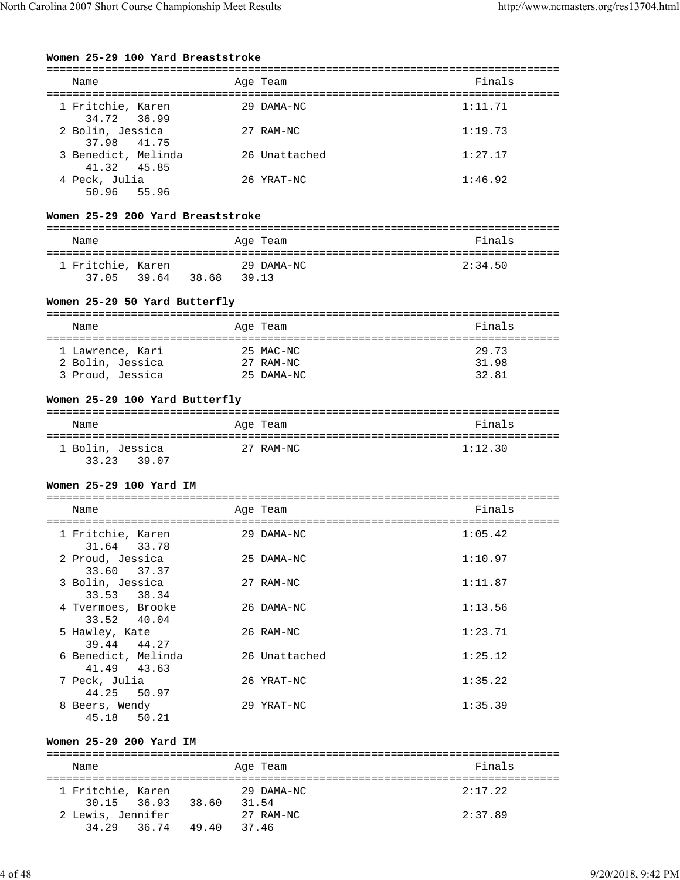**Women 25-29 100 Yard Breaststroke**

| | Name | Age | Team | Finals |
|---|---|---|---|---|
| 1 | Fritchie, Karen | 29 | DAMA-NC | 1:11.71 |
| | 34.72 36.99 | | | |
| 2 | Bolin, Jessica | 27 | RAM-NC | 1:19.73 |
| | 37.98 41.75 | | | |
| 3 | Benedict, Melinda | 26 | Unattached | 1:27.17 |
| | 41.32 45.85 | | | |
| 4 | Peck, Julia | 26 | YRAT-NC | 1:46.92 |
| | 50.96 55.96 | | | |

**Women 25-29 200 Yard Breaststroke**

| | Name | Age | Team | Finals |
|---|---|---|---|---|
| 1 | Fritchie, Karen | 29 | DAMA-NC | 2:34.50 |
| | 37.05 39.64 38.68 39.13 | | | |

**Women 25-29 50 Yard Butterfly**

| | Name | Age | Team | Finals |
|---|---|---|---|---|
| 1 | Lawrence, Kari | 25 | MAC-NC | 29.73 |
| 2 | Bolin, Jessica | 27 | RAM-NC | 31.98 |
| 3 | Proud, Jessica | 25 | DAMA-NC | 32.81 |

**Women 25-29 100 Yard Butterfly**

| | Name | Age | Team | Finals |
|---|---|---|---|---|
| 1 | Bolin, Jessica | 27 | RAM-NC | 1:12.30 |
| | 33.23 39.07 | | | |

**Women 25-29 100 Yard IM**

| | Name | Age | Team | Finals |
|---|---|---|---|---|
| 1 | Fritchie, Karen | 29 | DAMA-NC | 1:05.42 |
| | 31.64 33.78 | | | |
| 2 | Proud, Jessica | 25 | DAMA-NC | 1:10.97 |
| | 33.60 37.37 | | | |
| 3 | Bolin, Jessica | 27 | RAM-NC | 1:11.87 |
| | 33.53 38.34 | | | |
| 4 | Tvermoes, Brooke | 26 | DAMA-NC | 1:13.56 |
| | 33.52 40.04 | | | |
| 5 | Hawley, Kate | 26 | RAM-NC | 1:23.71 |
| | 39.44 44.27 | | | |
| 6 | Benedict, Melinda | 26 | Unattached | 1:25.12 |
| | 41.49 43.63 | | | |
| 7 | Peck, Julia | 26 | YRAT-NC | 1:35.22 |
| | 44.25 50.97 | | | |
| 8 | Beers, Wendy | 29 | YRAT-NC | 1:35.39 |
| | 45.18 50.21 | | | |

**Women 25-29 200 Yard IM**

| | Name | Age | Team | Finals |
|---|---|---|---|---|
| 1 | Fritchie, Karen | 29 | DAMA-NC | 2:17.22 |
| | 30.15 36.93 38.60 31.54 | | | |
| 2 | Lewis, Jennifer | 27 | RAM-NC | 2:37.89 |
| | 34.29 36.74 49.40 37.46 | | | |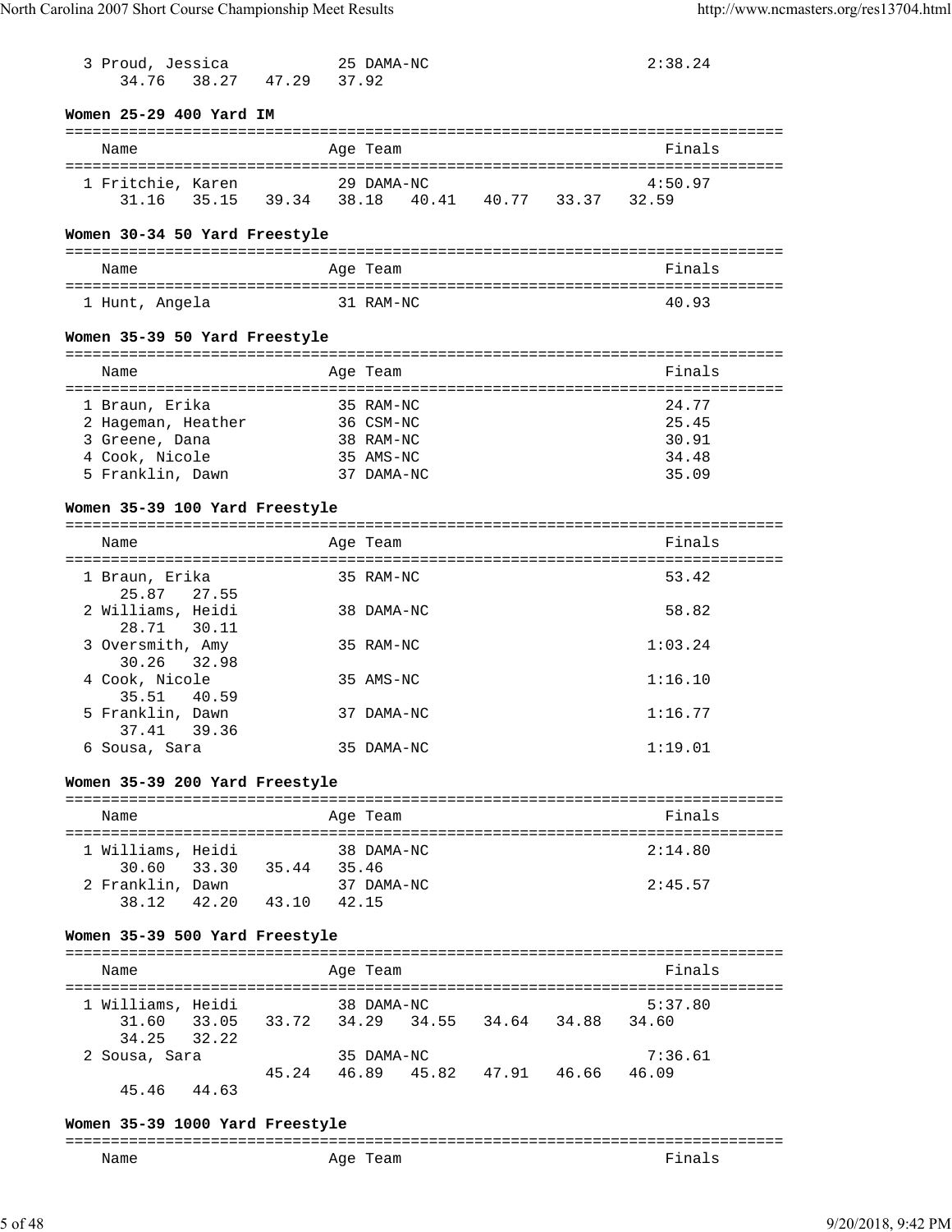| | Name | Age | Team | Finals |
|---|---|---|---|---|
| 3 | Proud, Jessica | 25 | DAMA-NC | 2:38.24 |
| | 34.76 38.27 47.29 37.92 | | | |

**Women 25-29 400 Yard IM**

| | Name | Age | Team | Finals |
|---|---|---|---|---|
| 1 | Fritchie, Karen | 29 | DAMA-NC | 4:50.97 |
| | 31.16 35.15 39.34 38.18 40.41 40.77 33.37 32.59 | | | |

**Women 30-34 50 Yard Freestyle**

| | Name | Age | Team | Finals |
|---|---|---|---|---|
| 1 | Hunt, Angela | 31 | RAM-NC | 40.93 |

**Women 35-39 50 Yard Freestyle**

| | Name | Age | Team | Finals |
|---|---|---|---|---|
| 1 | Braun, Erika | 35 | RAM-NC | 24.77 |
| 2 | Hageman, Heather | 36 | CSM-NC | 25.45 |
| 3 | Greene, Dana | 38 | RAM-NC | 30.91 |
| 4 | Cook, Nicole | 35 | AMS-NC | 34.48 |
| 5 | Franklin, Dawn | 37 | DAMA-NC | 35.09 |

**Women 35-39 100 Yard Freestyle**

| | Name | Age | Team | Finals |
|---|---|---|---|---|
| 1 | Braun, Erika | 35 | RAM-NC | 53.42 |
| | 25.87 27.55 | | | |
| 2 | Williams, Heidi | 38 | DAMA-NC | 58.82 |
| | 28.71 30.11 | | | |
| 3 | Oversmith, Amy | 35 | RAM-NC | 1:03.24 |
| | 30.26 32.98 | | | |
| 4 | Cook, Nicole | 35 | AMS-NC | 1:16.10 |
| | 35.51 40.59 | | | |
| 5 | Franklin, Dawn | 37 | DAMA-NC | 1:16.77 |
| | 37.41 39.36 | | | |
| 6 | Sousa, Sara | 35 | DAMA-NC | 1:19.01 |

**Women 35-39 200 Yard Freestyle**

| | Name | Age | Team | Finals |
|---|---|---|---|---|
| 1 | Williams, Heidi | 38 | DAMA-NC | 2:14.80 |
| | 30.60 33.30 35.44 35.46 | | | |
| 2 | Franklin, Dawn | 37 | DAMA-NC | 2:45.57 |
| | 38.12 42.20 43.10 42.15 | | | |

**Women 35-39 500 Yard Freestyle**

| | Name | Age | Team | Finals |
|---|---|---|---|---|
| 1 | Williams, Heidi | 38 | DAMA-NC | 5:37.80 |
| | 31.60 33.05 33.72 34.29 34.55 34.64 34.88 34.60 | | | |
| | 34.25 32.22 | | | |
| 2 | Sousa, Sara | 35 | DAMA-NC | 7:36.61 |
| | 45.24 46.89 45.82 47.91 46.66 46.09 | | | |
| | 45.46 44.63 | | | |

**Women 35-39 1000 Yard Freestyle**

| | Name | Age | Team | Finals |
|---|---|---|---|---|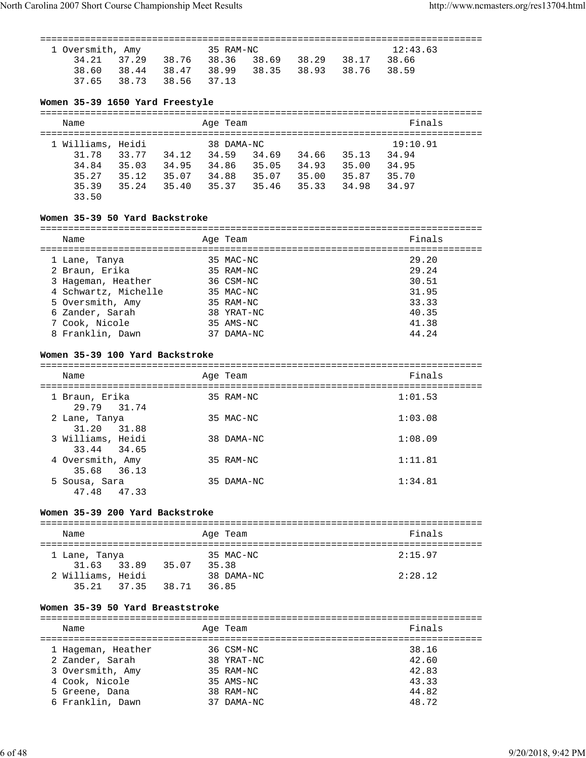| Name | Age | Team | Finals |
|---|---|---|---|
| 1 Oversmith, Amy | 35 | RAM-NC | 12:43.63 |

34.21 37.29 38.76 38.36 38.69 38.29 38.17 38.66
38.60 38.44 38.47 38.99 38.35 38.93 38.76 38.59
37.65 38.73 38.56 37.13

**Women 35-39 1650 Yard Freestyle**

| Name | Age | Team | Finals |
|---|---|---|---|
| 1 Williams, Heidi | 38 | DAMA-NC | 19:10.91 |

31.78 33.77 34.12 34.59 34.69 34.66 35.13 34.94
34.84 35.03 34.95 34.86 35.05 34.93 35.00 34.95
35.27 35.12 35.07 34.88 35.07 35.00 35.87 35.70
35.39 35.24 35.40 35.37 35.46 35.33 34.98 34.97
33.50

**Women 35-39 50 Yard Backstroke**

| Name | Age | Team | Finals |
|---|---|---|---|
| 1 Lane, Tanya | 35 | MAC-NC | 29.20 |
| 2 Braun, Erika | 35 | RAM-NC | 29.24 |
| 3 Hageman, Heather | 36 | CSM-NC | 30.51 |
| 4 Schwartz, Michelle | 35 | MAC-NC | 31.95 |
| 5 Oversmith, Amy | 35 | RAM-NC | 33.33 |
| 6 Zander, Sarah | 38 | YRAT-NC | 40.35 |
| 7 Cook, Nicole | 35 | AMS-NC | 41.38 |
| 8 Franklin, Dawn | 37 | DAMA-NC | 44.24 |

**Women 35-39 100 Yard Backstroke**

| Name | Age | Team | Finals |
|---|---|---|---|
| 1 Braun, Erika | 35 | RAM-NC | 1:01.53 |
| 29.79 31.74 | | | |
| 2 Lane, Tanya | 35 | MAC-NC | 1:03.08 |
| 31.20 31.88 | | | |
| 3 Williams, Heidi | 38 | DAMA-NC | 1:08.09 |
| 33.44 34.65 | | | |
| 4 Oversmith, Amy | 35 | RAM-NC | 1:11.81 |
| 35.68 36.13 | | | |
| 5 Sousa, Sara | 35 | DAMA-NC | 1:34.81 |
| 47.48 47.33 | | | |

**Women 35-39 200 Yard Backstroke**

| Name | Age | Team | Finals |
|---|---|---|---|
| 1 Lane, Tanya | 35 | MAC-NC | 2:15.97 |
| 31.63 33.89 35.07 35.38 | | | |
| 2 Williams, Heidi | 38 | DAMA-NC | 2:28.12 |
| 35.21 37.35 38.71 36.85 | | | |

**Women 35-39 50 Yard Breaststroke**

| Name | Age | Team | Finals |
|---|---|---|---|
| 1 Hageman, Heather | 36 | CSM-NC | 38.16 |
| 2 Zander, Sarah | 38 | YRAT-NC | 42.60 |
| 3 Oversmith, Amy | 35 | RAM-NC | 42.83 |
| 4 Cook, Nicole | 35 | AMS-NC | 43.33 |
| 5 Greene, Dana | 38 | RAM-NC | 44.82 |
| 6 Franklin, Dawn | 37 | DAMA-NC | 48.72 |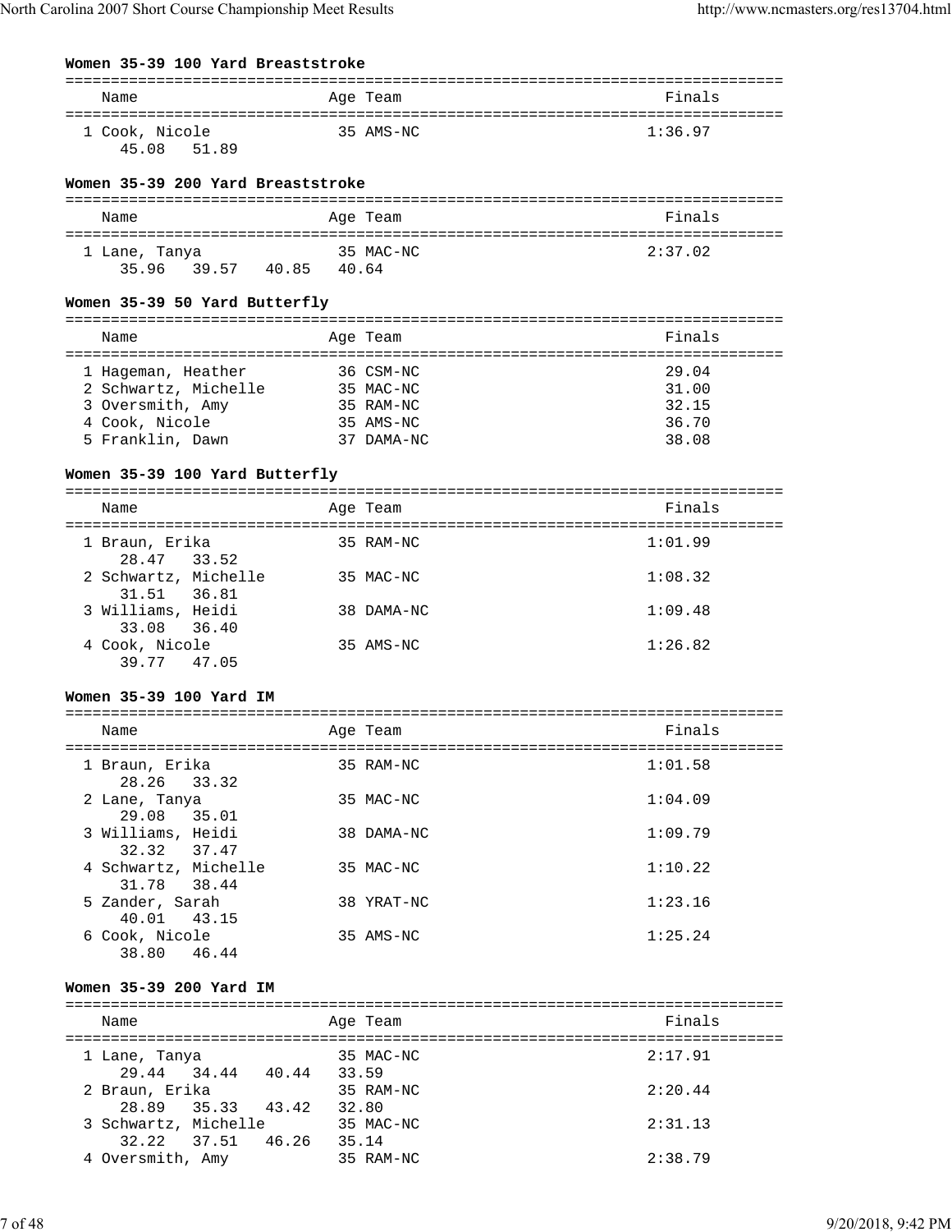**Women 35-39 100 Yard Breaststroke**

| Name | Age | Team | Finals |
|---|---|---|---|
| 1 Cook, Nicole | 35 | AMS-NC | 1:36.97 |
| 45.08 51.89 | | | |

**Women 35-39 200 Yard Breaststroke**

| Name | Age | Team | Finals |
|---|---|---|---|
| 1 Lane, Tanya | 35 | MAC-NC | 2:37.02 |
| 35.96 39.57 40.85 40.64 | | | |

**Women 35-39 50 Yard Butterfly**

| Name | Age | Team | Finals |
|---|---|---|---|
| 1 Hageman, Heather | 36 | CSM-NC | 29.04 |
| 2 Schwartz, Michelle | 35 | MAC-NC | 31.00 |
| 3 Oversmith, Amy | 35 | RAM-NC | 32.15 |
| 4 Cook, Nicole | 35 | AMS-NC | 36.70 |
| 5 Franklin, Dawn | 37 | DAMA-NC | 38.08 |

**Women 35-39 100 Yard Butterfly**

| Name | Age | Team | Finals |
|---|---|---|---|
| 1 Braun, Erika | 35 | RAM-NC | 1:01.99 |
| 28.47 33.52 | | | |
| 2 Schwartz, Michelle | 35 | MAC-NC | 1:08.32 |
| 31.51 36.81 | | | |
| 3 Williams, Heidi | 38 | DAMA-NC | 1:09.48 |
| 33.08 36.40 | | | |
| 4 Cook, Nicole | 35 | AMS-NC | 1:26.82 |
| 39.77 47.05 | | | |

**Women 35-39 100 Yard IM**

| Name | Age | Team | Finals |
|---|---|---|---|
| 1 Braun, Erika | 35 | RAM-NC | 1:01.58 |
| 28.26 33.32 | | | |
| 2 Lane, Tanya | 35 | MAC-NC | 1:04.09 |
| 29.08 35.01 | | | |
| 3 Williams, Heidi | 38 | DAMA-NC | 1:09.79 |
| 32.32 37.47 | | | |
| 4 Schwartz, Michelle | 35 | MAC-NC | 1:10.22 |
| 31.78 38.44 | | | |
| 5 Zander, Sarah | 38 | YRAT-NC | 1:23.16 |
| 40.01 43.15 | | | |
| 6 Cook, Nicole | 35 | AMS-NC | 1:25.24 |
| 38.80 46.44 | | | |

**Women 35-39 200 Yard IM**

| Name | Age | Team | Finals |
|---|---|---|---|
| 1 Lane, Tanya | 35 | MAC-NC | 2:17.91 |
| 29.44 34.44 40.44 33.59 | | | |
| 2 Braun, Erika | 35 | RAM-NC | 2:20.44 |
| 28.89 35.33 43.42 32.80 | | | |
| 3 Schwartz, Michelle | 35 | MAC-NC | 2:31.13 |
| 32.22 37.51 46.26 35.14 | | | |
| 4 Oversmith, Amy | 35 | RAM-NC | 2:38.79 |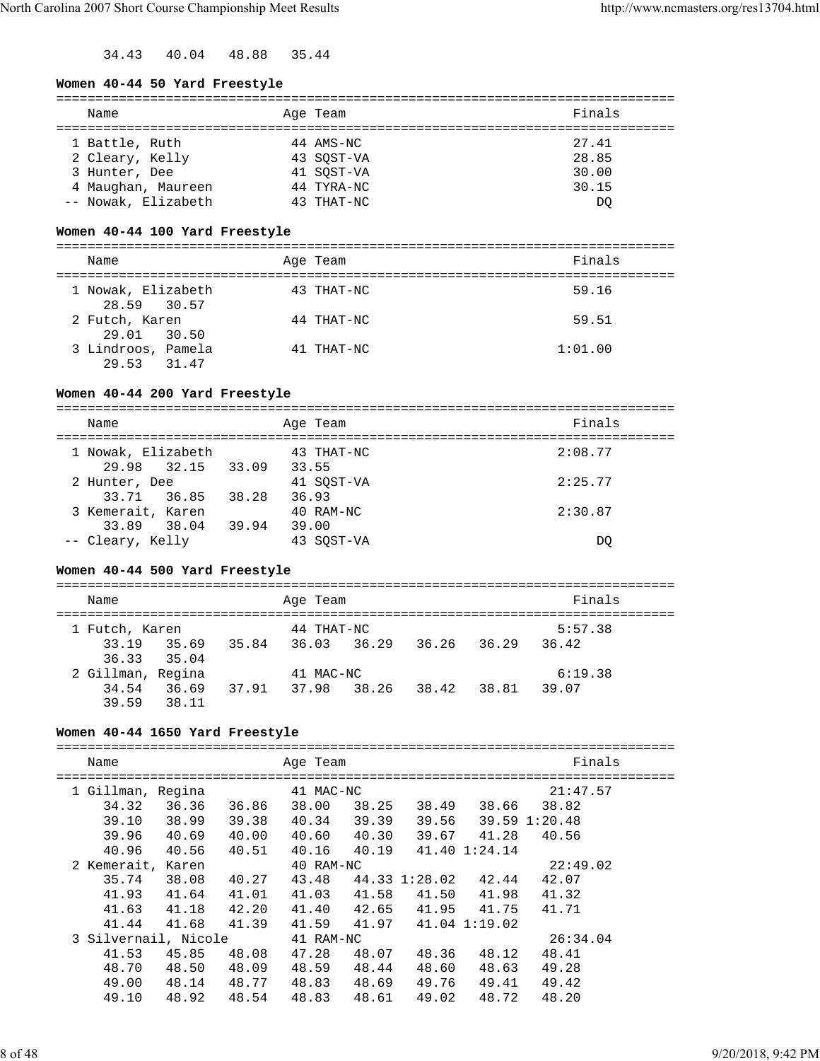34.43   40.04   48.88   35.44

**Women 40-44 50 Yard Freestyle**

| | Name | Age | Team | Finals |
|---|---|---|---|---|
| 1 | Battle, Ruth | 44 | AMS-NC | 27.41 |
| 2 | Cleary, Kelly | 43 | SQST-VA | 28.85 |
| 3 | Hunter, Dee | 41 | SQST-VA | 30.00 |
| 4 | Maughan, Maureen | 44 | TYRA-NC | 30.15 |
| -- | Nowak, Elizabeth | 43 | THAT-NC | DQ |

**Women 40-44 100 Yard Freestyle**

| | Name | Age | Team | Finals |
|---|---|---|---|---|
| 1 | Nowak, Elizabeth | 43 | THAT-NC | 59.16 |
| | 28.59   30.57 | | | |
| 2 | Futch, Karen | 44 | THAT-NC | 59.51 |
| | 29.01   30.50 | | | |
| 3 | Lindroos, Pamela | 41 | THAT-NC | 1:01.00 |
| | 29.53   31.47 | | | |

**Women 40-44 200 Yard Freestyle**

| | Name | Age | Team | Finals |
|---|---|---|---|---|
| 1 | Nowak, Elizabeth | 43 | THAT-NC | 2:08.77 |
| | 29.98   32.15   33.09   33.55 | | | |
| 2 | Hunter, Dee | 41 | SQST-VA | 2:25.77 |
| | 33.71   36.85   38.28   36.93 | | | |
| 3 | Kemerait, Karen | 40 | RAM-NC | 2:30.87 |
| | 33.89   38.04   39.94   39.00 | | | |
| -- | Cleary, Kelly | 43 | SQST-VA | DQ |

**Women 40-44 500 Yard Freestyle**

| | Name | Age | Team | Finals |
|---|---|---|---|---|
| 1 | Futch, Karen | 44 | THAT-NC | 5:57.38 |
| | 33.19   35.69   35.84   36.03   36.29   36.26   36.29   36.42 | | | |
| | 36.33   35.04 | | | |
| 2 | Gillman, Regina | 41 | MAC-NC | 6:19.38 |
| | 34.54   36.69   37.91   37.98   38.26   38.42   38.81   39.07 | | | |
| | 39.59   38.11 | | | |

**Women 40-44 1650 Yard Freestyle**

| | Name | Age | Team | Finals |
|---|---|---|---|---|
| 1 | Gillman, Regina | 41 | MAC-NC | 21:47.57 |
| | 34.32   36.36   36.86   38.00   38.25   38.49   38.66   38.82 | | | |
| | 39.10   38.99   39.38   40.34   39.39   39.56   39.59 1:20.48 | | | |
| | 39.96   40.69   40.00   40.60   40.30   39.67   41.28   40.56 | | | |
| | 40.96   40.56   40.51   40.16   40.19   41.40 1:24.14 | | | |
| 2 | Kemerait, Karen | 40 | RAM-NC | 22:49.02 |
| | 35.74   38.08   40.27   43.48   44.33 1:28.02   42.44   42.07 | | | |
| | 41.93   41.64   41.01   41.03   41.58   41.50   41.98   41.32 | | | |
| | 41.63   41.18   42.20   41.40   42.65   41.95   41.75   41.71 | | | |
| | 41.44   41.68   41.39   41.59   41.97   41.04 1:19.02 | | | |
| 3 | Silvernail, Nicole | 41 | RAM-NC | 26:34.04 |
| | 41.53   45.85   48.08   47.28   48.07   48.36   48.12   48.41 | | | |
| | 48.70   48.50   48.09   48.59   48.44   48.60   48.63   49.28 | | | |
| | 49.00   48.14   48.77   48.83   48.69   49.76   49.41   49.42 | | | |
| | 49.10   48.92   48.54   48.83   48.61   49.02   48.72   48.20 | | | |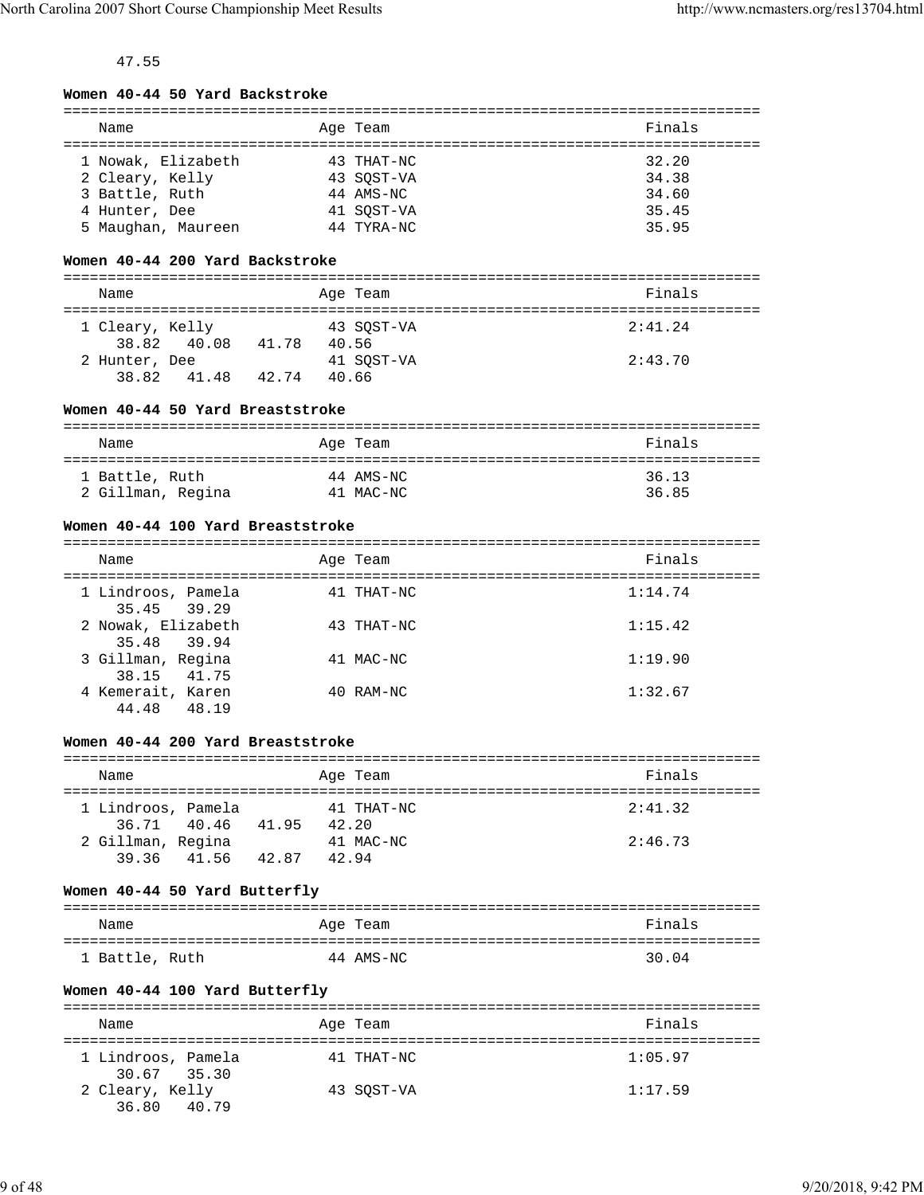47.55

**Women 40-44 50 Yard Backstroke**

| Name | Age | Team | Finals |
|---|---|---|---|
| 1 Nowak, Elizabeth | 43 | THAT-NC | 32.20 |
| 2 Cleary, Kelly | 43 | SQST-VA | 34.38 |
| 3 Battle, Ruth | 44 | AMS-NC | 34.60 |
| 4 Hunter, Dee | 41 | SQST-VA | 35.45 |
| 5 Maughan, Maureen | 44 | TYRA-NC | 35.95 |

**Women 40-44 200 Yard Backstroke**

| Name | Age | Team | Finals |
|---|---|---|---|
| 1 Cleary, Kelly | 43 | SQST-VA | 2:41.24 |
| 38.82 40.08 41.78 40.56 | | | |
| 2 Hunter, Dee | 41 | SQST-VA | 2:43.70 |
| 38.82 41.48 42.74 40.66 | | | |

**Women 40-44 50 Yard Breaststroke**

| Name | Age | Team | Finals |
|---|---|---|---|
| 1 Battle, Ruth | 44 | AMS-NC | 36.13 |
| 2 Gillman, Regina | 41 | MAC-NC | 36.85 |

**Women 40-44 100 Yard Breaststroke**

| Name | Age | Team | Finals |
|---|---|---|---|
| 1 Lindroos, Pamela | 41 | THAT-NC | 1:14.74 |
| 35.45 39.29 | | | |
| 2 Nowak, Elizabeth | 43 | THAT-NC | 1:15.42 |
| 35.48 39.94 | | | |
| 3 Gillman, Regina | 41 | MAC-NC | 1:19.90 |
| 38.15 41.75 | | | |
| 4 Kemerait, Karen | 40 | RAM-NC | 1:32.67 |
| 44.48 48.19 | | | |

**Women 40-44 200 Yard Breaststroke**

| Name | Age | Team | Finals |
|---|---|---|---|
| 1 Lindroos, Pamela | 41 | THAT-NC | 2:41.32 |
| 36.71 40.46 41.95 42.20 | | | |
| 2 Gillman, Regina | 41 | MAC-NC | 2:46.73 |
| 39.36 41.56 42.87 42.94 | | | |

**Women 40-44 50 Yard Butterfly**

| Name | Age | Team | Finals |
|---|---|---|---|
| 1 Battle, Ruth | 44 | AMS-NC | 30.04 |

**Women 40-44 100 Yard Butterfly**

| Name | Age | Team | Finals |
|---|---|---|---|
| 1 Lindroos, Pamela | 41 | THAT-NC | 1:05.97 |
| 30.67 35.30 | | | |
| 2 Cleary, Kelly | 43 | SQST-VA | 1:17.59 |
| 36.80 40.79 | | | |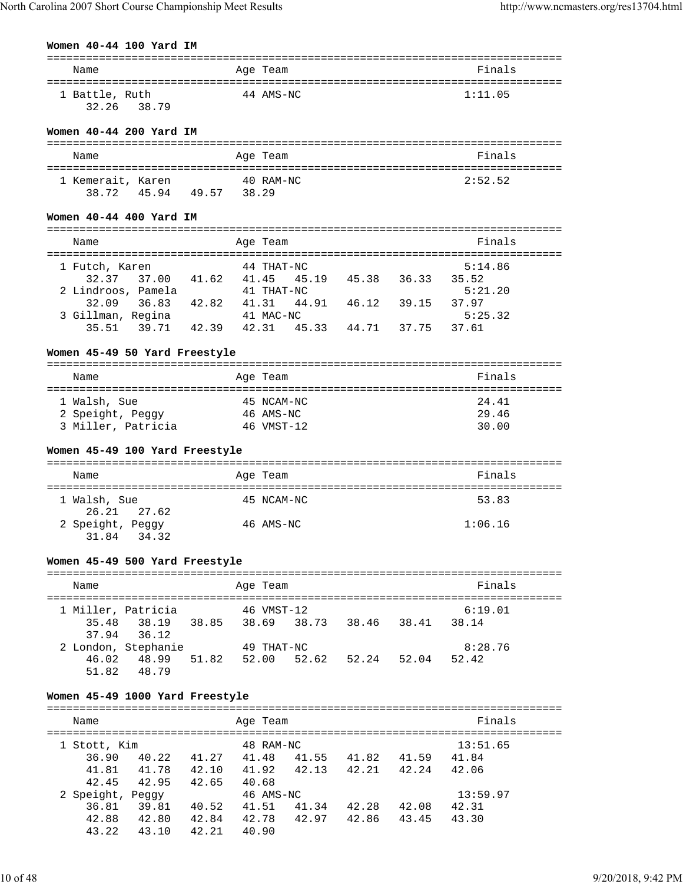**Women 40-44 100 Yard IM**

```
===============================================================================
    Name                    Age Team                                    Finals
===============================================================================
  1 Battle, Ruth             44 AMS-NC                                 1:11.05
     32.26    38.79
```

**Women 40-44 200 Yard IM**

```
===============================================================================
    Name                    Age Team                                    Finals
===============================================================================
  1 Kemerait, Karen          40 RAM-NC                                 2:52.52
     38.72    45.94    49.57    38.29
```

**Women 40-44 400 Yard IM**

```
===============================================================================
    Name                    Age Team                                    Finals
===============================================================================
  1 Futch, Karen             44 THAT-NC                                5:14.86
     32.37    37.00    41.62    41.45    45.19    45.38    36.33    35.52
  2 Lindroos, Pamela         41 THAT-NC                                5:21.20
     32.09    36.83    42.82    41.31    44.91    46.12    39.15    37.97
  3 Gillman, Regina          41 MAC-NC                                 5:25.32
     35.51    39.71    42.39    42.31    45.33    44.71    37.75    37.61
```

**Women 45-49 50 Yard Freestyle**

```
===============================================================================
    Name                    Age Team                                    Finals
===============================================================================
  1 Walsh, Sue               45 NCAM-NC                                  24.41
  2 Speight, Peggy           46 AMS-NC                                   29.46
  3 Miller, Patricia         46 VMST-12                                  30.00
```

**Women 45-49 100 Yard Freestyle**

```
===============================================================================
    Name                    Age Team                                    Finals
===============================================================================
  1 Walsh, Sue               45 NCAM-NC                                  53.83
     26.21    27.62
  2 Speight, Peggy           46 AMS-NC                                 1:06.16
     31.84    34.32
```

**Women 45-49 500 Yard Freestyle**

```
===============================================================================
    Name                    Age Team                                    Finals
===============================================================================
  1 Miller, Patricia         46 VMST-12                                6:19.01
     35.48    38.19    38.85    38.69    38.73    38.46    38.41    38.14
     37.94    36.12
  2 London, Stephanie        49 THAT-NC                                8:28.76
     46.02    48.99    51.82    52.00    52.62    52.24    52.04    52.42
     51.82    48.79
```

**Women 45-49 1000 Yard Freestyle**

```
===============================================================================
    Name                    Age Team                                    Finals
===============================================================================
  1 Stott, Kim               48 RAM-NC                                13:51.65
     36.90    40.22    41.27    41.48    41.55    41.82    41.59    41.84
     41.81    41.78    42.10    41.92    42.13    42.21    42.24    42.06
     42.45    42.95    42.65    40.68
  2 Speight, Peggy           46 AMS-NC                                13:59.97
     36.81    39.81    40.52    41.51    41.34    42.28    42.08    42.31
     42.88    42.80    42.84    42.78    42.97    42.86    43.45    43.30
     43.22    43.10    42.21    40.90
```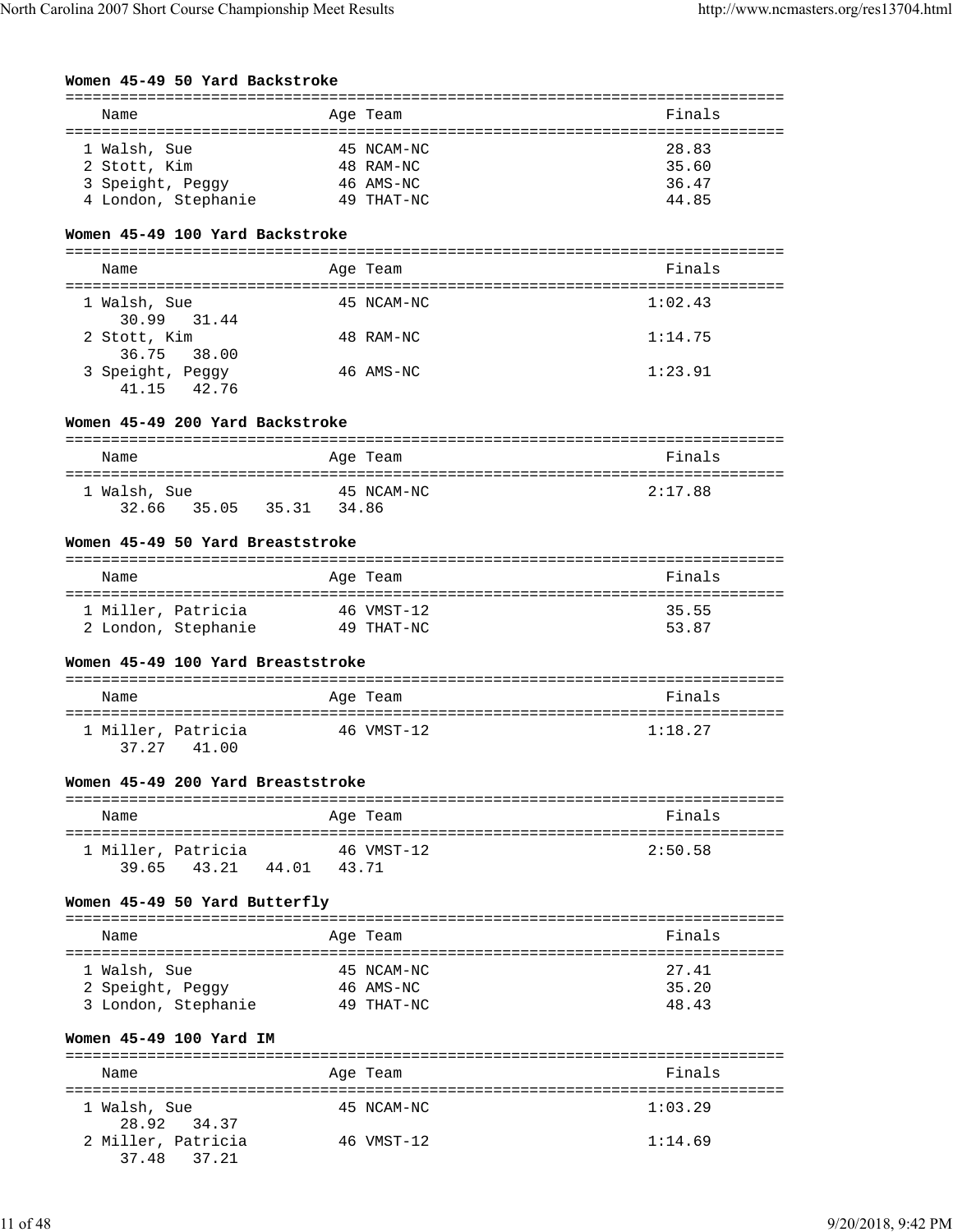### Women 45-49 50 Yard Backstroke

| Name | Age | Team | Finals |
|---|---|---|---|
| 1 Walsh, Sue | 45 | NCAM-NC | 28.83 |
| 2 Stott, Kim | 48 | RAM-NC | 35.60 |
| 3 Speight, Peggy | 46 | AMS-NC | 36.47 |
| 4 London, Stephanie | 49 | THAT-NC | 44.85 |

### Women 45-49 100 Yard Backstroke

| Name | Age | Team | Finals |
|---|---|---|---|
| 1 Walsh, Sue | 45 | NCAM-NC | 1:02.43 |
| 30.99 31.44 | | | |
| 2 Stott, Kim | 48 | RAM-NC | 1:14.75 |
| 36.75 38.00 | | | |
| 3 Speight, Peggy | 46 | AMS-NC | 1:23.91 |
| 41.15 42.76 | | | |

### Women 45-49 200 Yard Backstroke

| Name | Age | Team | Finals |
|---|---|---|---|
| 1 Walsh, Sue | 45 | NCAM-NC | 2:17.88 |
| 32.66 35.05 35.31 34.86 | | | |

### Women 45-49 50 Yard Breaststroke

| Name | Age | Team | Finals |
|---|---|---|---|
| 1 Miller, Patricia | 46 | VMST-12 | 35.55 |
| 2 London, Stephanie | 49 | THAT-NC | 53.87 |

### Women 45-49 100 Yard Breaststroke

| Name | Age | Team | Finals |
|---|---|---|---|
| 1 Miller, Patricia | 46 | VMST-12 | 1:18.27 |
| 37.27 41.00 | | | |

### Women 45-49 200 Yard Breaststroke

| Name | Age | Team | Finals |
|---|---|---|---|
| 1 Miller, Patricia | 46 | VMST-12 | 2:50.58 |
| 39.65 43.21 44.01 43.71 | | | |

### Women 45-49 50 Yard Butterfly

| Name | Age | Team | Finals |
|---|---|---|---|
| 1 Walsh, Sue | 45 | NCAM-NC | 27.41 |
| 2 Speight, Peggy | 46 | AMS-NC | 35.20 |
| 3 London, Stephanie | 49 | THAT-NC | 48.43 |

### Women 45-49 100 Yard IM

| Name | Age | Team | Finals |
|---|---|---|---|
| 1 Walsh, Sue | 45 | NCAM-NC | 1:03.29 |
| 28.92 34.37 | | | |
| 2 Miller, Patricia | 46 | VMST-12 | 1:14.69 |
| 37.48 37.21 | | | |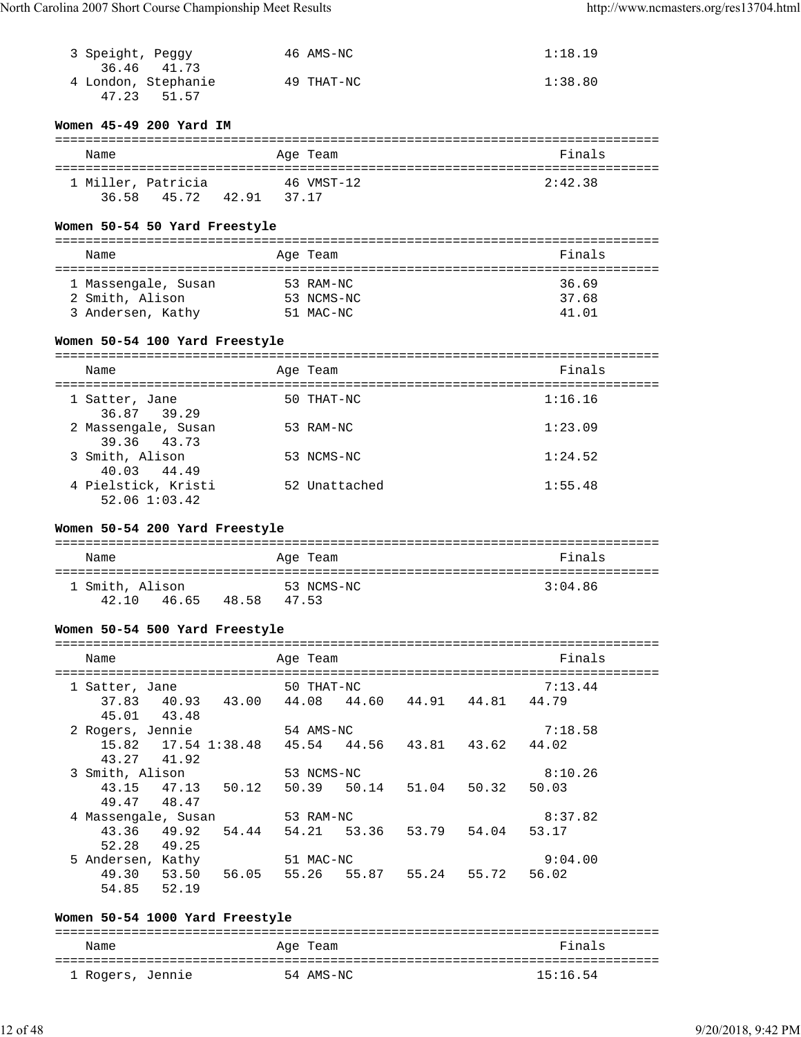| | Name | Age | Team | Finals |
|---|---|---|---|---|
| 3 | Speight, Peggy | 46 | AMS-NC | 1:18.19 |
| | 36.46 41.73 | | | |
| 4 | London, Stephanie | 49 | THAT-NC | 1:38.80 |
| | 47.23 51.57 | | | |

**Women 45-49 200 Yard IM**

| | Name | Age | Team | Finals |
|---|---|---|---|---|
| 1 | Miller, Patricia | 46 | VMST-12 | 2:42.38 |
| | 36.58 45.72 42.91 37.17 | | | |

**Women 50-54 50 Yard Freestyle**

| | Name | Age | Team | Finals |
|---|---|---|---|---|
| 1 | Massengale, Susan | 53 | RAM-NC | 36.69 |
| 2 | Smith, Alison | 53 | NCMS-NC | 37.68 |
| 3 | Andersen, Kathy | 51 | MAC-NC | 41.01 |

**Women 50-54 100 Yard Freestyle**

| | Name | Age | Team | Finals |
|---|---|---|---|---|
| 1 | Satter, Jane | 50 | THAT-NC | 1:16.16 |
| | 36.87 39.29 | | | |
| 2 | Massengale, Susan | 53 | RAM-NC | 1:23.09 |
| | 39.36 43.73 | | | |
| 3 | Smith, Alison | 53 | NCMS-NC | 1:24.52 |
| | 40.03 44.49 | | | |
| 4 | Pielstick, Kristi | 52 | Unattached | 1:55.48 |
| | 52.06 1:03.42 | | | |

**Women 50-54 200 Yard Freestyle**

| | Name | Age | Team | Finals |
|---|---|---|---|---|
| 1 | Smith, Alison | 53 | NCMS-NC | 3:04.86 |
| | 42.10 46.65 48.58 47.53 | | | |

**Women 50-54 500 Yard Freestyle**

| | Name | Age | Team | Finals |
|---|---|---|---|---|
| 1 | Satter, Jane | 50 | THAT-NC | 7:13.44 |
| | 37.83 40.93 43.00 44.08 44.60 44.91 44.81 44.79 45.01 43.48 | | | |
| 2 | Rogers, Jennie | 54 | AMS-NC | 7:18.58 |
| | 15.82 17.54 1:38.48 45.54 44.56 43.81 43.62 44.02 43.27 41.92 | | | |
| 3 | Smith, Alison | 53 | NCMS-NC | 8:10.26 |
| | 43.15 47.13 50.12 50.39 50.14 51.04 50.32 50.03 49.47 48.47 | | | |
| 4 | Massengale, Susan | 53 | RAM-NC | 8:37.82 |
| | 43.36 49.92 54.44 54.21 53.36 53.79 54.04 53.17 52.28 49.25 | | | |
| 5 | Andersen, Kathy | 51 | MAC-NC | 9:04.00 |
| | 49.30 53.50 56.05 55.26 55.87 55.24 55.72 56.02 54.85 52.19 | | | |

**Women 50-54 1000 Yard Freestyle**

| | Name | Age | Team | Finals |
|---|---|---|---|---|
| 1 | Rogers, Jennie | 54 | AMS-NC | 15:16.54 |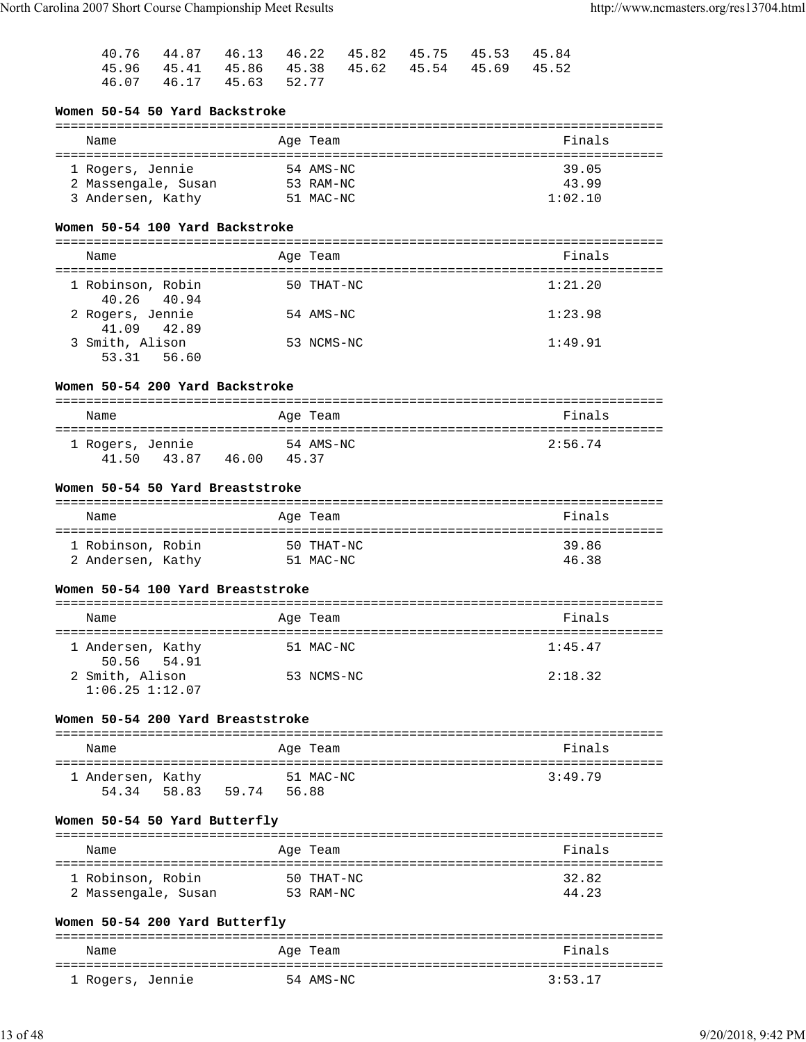```
40.76   44.87   46.13   46.22   45.82   45.75   45.53   45.84
45.96   45.41   45.86   45.38   45.62   45.54   45.69   45.52
46.07   46.17   45.63   52.77
```

**Women 50-54 50 Yard Backstroke**

| Name | Age | Team | Finals |
|---|---|---|---|
| 1 Rogers, Jennie | 54 | AMS-NC | 39.05 |
| 2 Massengale, Susan | 53 | RAM-NC | 43.99 |
| 3 Andersen, Kathy | 51 | MAC-NC | 1:02.10 |

**Women 50-54 100 Yard Backstroke**

| Name | Age | Team | Finals |
|---|---|---|---|
| 1 Robinson, Robin | 50 | THAT-NC | 1:21.20 |
| 40.26 40.94 | | | |
| 2 Rogers, Jennie | 54 | AMS-NC | 1:23.98 |
| 41.09 42.89 | | | |
| 3 Smith, Alison | 53 | NCMS-NC | 1:49.91 |
| 53.31 56.60 | | | |

**Women 50-54 200 Yard Backstroke**

| Name | Age | Team | Finals |
|---|---|---|---|
| 1 Rogers, Jennie | 54 | AMS-NC | 2:56.74 |
| 41.50 43.87 46.00 45.37 | | | |

**Women 50-54 50 Yard Breaststroke**

| Name | Age | Team | Finals |
|---|---|---|---|
| 1 Robinson, Robin | 50 | THAT-NC | 39.86 |
| 2 Andersen, Kathy | 51 | MAC-NC | 46.38 |

**Women 50-54 100 Yard Breaststroke**

| Name | Age | Team | Finals |
|---|---|---|---|
| 1 Andersen, Kathy | 51 | MAC-NC | 1:45.47 |
| 50.56 54.91 | | | |
| 2 Smith, Alison | 53 | NCMS-NC | 2:18.32 |
| 1:06.25 1:12.07 | | | |

**Women 50-54 200 Yard Breaststroke**

| Name | Age | Team | Finals |
|---|---|---|---|
| 1 Andersen, Kathy | 51 | MAC-NC | 3:49.79 |
| 54.34 58.83 59.74 56.88 | | | |

**Women 50-54 50 Yard Butterfly**

| Name | Age | Team | Finals |
|---|---|---|---|
| 1 Robinson, Robin | 50 | THAT-NC | 32.82 |
| 2 Massengale, Susan | 53 | RAM-NC | 44.23 |

**Women 50-54 200 Yard Butterfly**

| Name | Age | Team | Finals |
|---|---|---|---|
| 1 Rogers, Jennie | 54 | AMS-NC | 3:53.17 |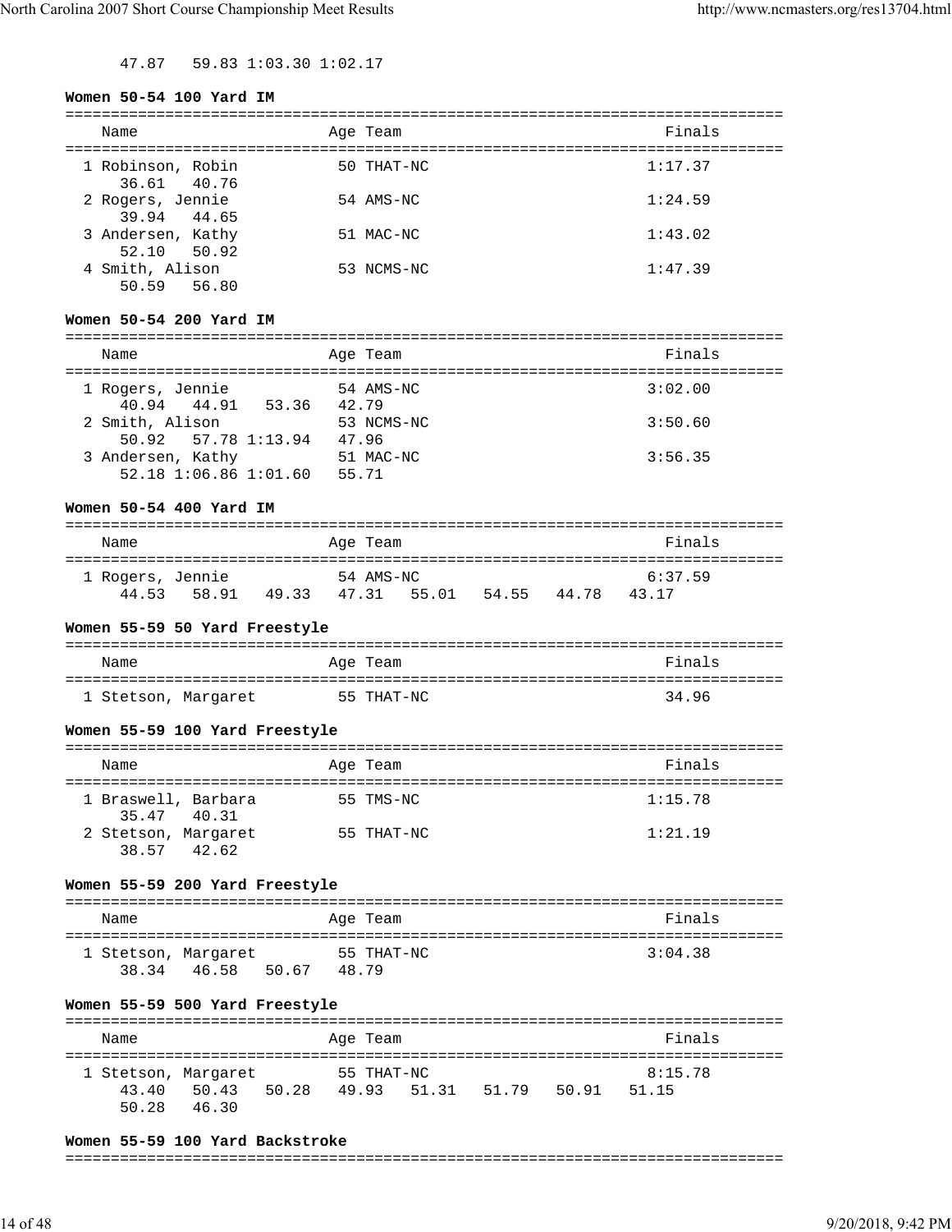47.87   59.83 1:03.30 1:02.17

**Women 50-54 100 Yard IM**

| Name | Age | Team | Finals |
|---|---|---|---|
| 1 Robinson, Robin | 50 | THAT-NC | 1:17.37 |
| 36.61   40.76 | | | |
| 2 Rogers, Jennie | 54 | AMS-NC | 1:24.59 |
| 39.94   44.65 | | | |
| 3 Andersen, Kathy | 51 | MAC-NC | 1:43.02 |
| 52.10   50.92 | | | |
| 4 Smith, Alison | 53 | NCMS-NC | 1:47.39 |
| 50.59   56.80 | | | |

**Women 50-54 200 Yard IM**

| Name | Age | Team | Finals |
|---|---|---|---|
| 1 Rogers, Jennie | 54 | AMS-NC | 3:02.00 |
| 40.94   44.91   53.36   42.79 | | | |
| 2 Smith, Alison | 53 | NCMS-NC | 3:50.60 |
| 50.92   57.78 1:13.94   47.96 | | | |
| 3 Andersen, Kathy | 51 | MAC-NC | 3:56.35 |
| 52.18 1:06.86 1:01.60   55.71 | | | |

**Women 50-54 400 Yard IM**

| Name | Age | Team | Finals |
|---|---|---|---|
| 1 Rogers, Jennie | 54 | AMS-NC | 6:37.59 |
| 44.53   58.91   49.33   47.31   55.01   54.55   44.78   43.17 | | | |

**Women 55-59 50 Yard Freestyle**

| Name | Age | Team | Finals |
|---|---|---|---|
| 1 Stetson, Margaret | 55 | THAT-NC | 34.96 |

**Women 55-59 100 Yard Freestyle**

| Name | Age | Team | Finals |
|---|---|---|---|
| 1 Braswell, Barbara | 55 | TMS-NC | 1:15.78 |
| 35.47   40.31 | | | |
| 2 Stetson, Margaret | 55 | THAT-NC | 1:21.19 |
| 38.57   42.62 | | | |

**Women 55-59 200 Yard Freestyle**

| Name | Age | Team | Finals |
|---|---|---|---|
| 1 Stetson, Margaret | 55 | THAT-NC | 3:04.38 |
| 38.34   46.58   50.67   48.79 | | | |

**Women 55-59 500 Yard Freestyle**

| Name | Age | Team | Finals |
|---|---|---|---|
| 1 Stetson, Margaret | 55 | THAT-NC | 8:15.78 |
| 43.40   50.43   50.28   49.93   51.31   51.79   50.91   51.15 | | | |
| 50.28   46.30 | | | |

**Women 55-59 100 Yard Backstroke**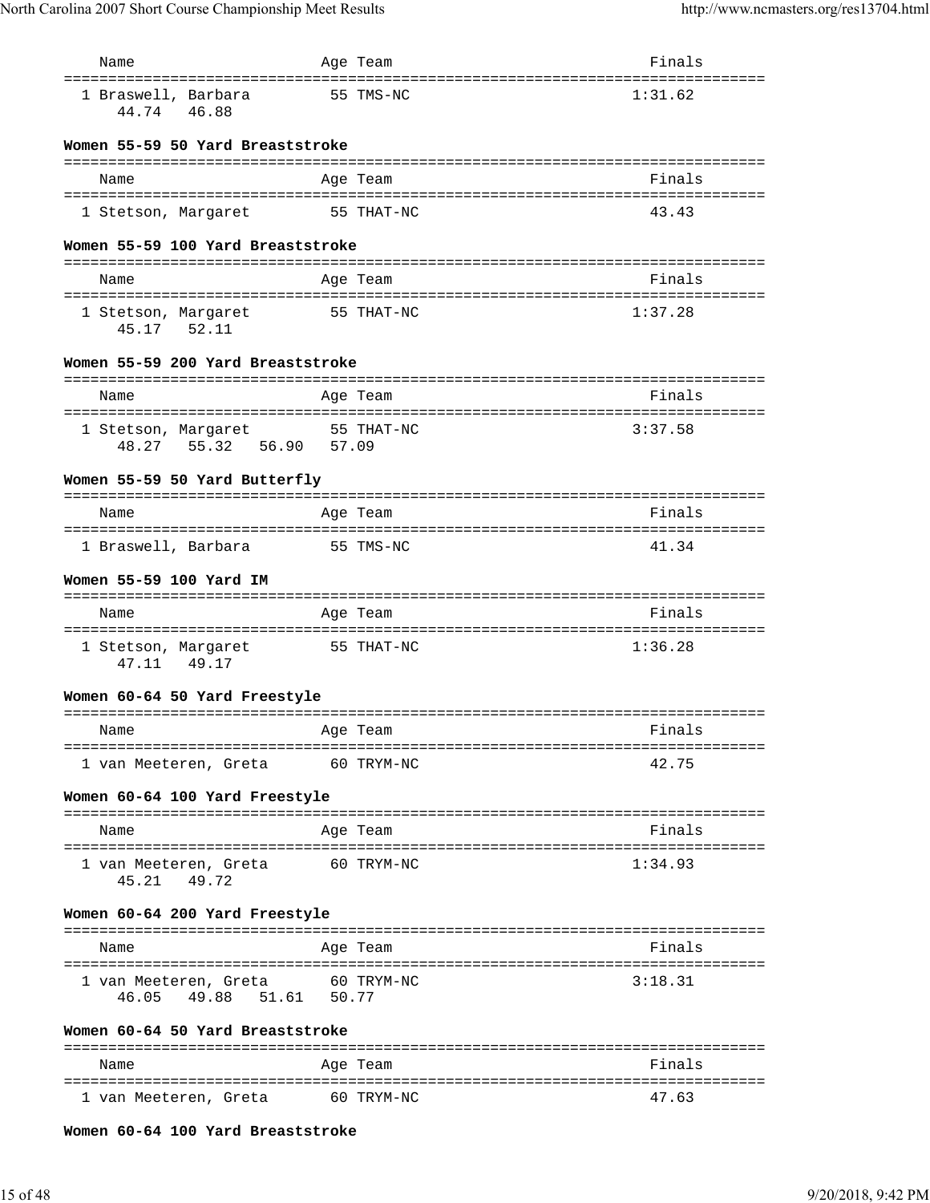| Name | Age | Team | Finals |
|---|---|---|---|
| 1 Braswell, Barbara | 55 | TMS-NC | 1:31.62 |
| 44.74 46.88 | | | |

### Women 55-59 50 Yard Breaststroke

| Name | Age | Team | Finals |
|---|---|---|---|
| 1 Stetson, Margaret | 55 | THAT-NC | 43.43 |

### Women 55-59 100 Yard Breaststroke

| Name | Age | Team | Finals |
|---|---|---|---|
| 1 Stetson, Margaret | 55 | THAT-NC | 1:37.28 |
| 45.17 52.11 | | | |

### Women 55-59 200 Yard Breaststroke

| Name | Age | Team | Finals |
|---|---|---|---|
| 1 Stetson, Margaret | 55 | THAT-NC | 3:37.58 |
| 48.27 55.32 56.90 57.09 | | | |

### Women 55-59 50 Yard Butterfly

| Name | Age | Team | Finals |
|---|---|---|---|
| 1 Braswell, Barbara | 55 | TMS-NC | 41.34 |

### Women 55-59 100 Yard IM

| Name | Age | Team | Finals |
|---|---|---|---|
| 1 Stetson, Margaret | 55 | THAT-NC | 1:36.28 |
| 47.11 49.17 | | | |

### Women 60-64 50 Yard Freestyle

| Name | Age | Team | Finals |
|---|---|---|---|
| 1 van Meeteren, Greta | 60 | TRYM-NC | 42.75 |

### Women 60-64 100 Yard Freestyle

| Name | Age | Team | Finals |
|---|---|---|---|
| 1 van Meeteren, Greta | 60 | TRYM-NC | 1:34.93 |
| 45.21 49.72 | | | |

### Women 60-64 200 Yard Freestyle

| Name | Age | Team | Finals |
|---|---|---|---|
| 1 van Meeteren, Greta | 60 | TRYM-NC | 3:18.31 |
| 46.05 49.88 51.61 50.77 | | | |

### Women 60-64 50 Yard Breaststroke

| Name | Age | Team | Finals |
|---|---|---|---|
| 1 van Meeteren, Greta | 60 | TRYM-NC | 47.63 |

### Women 60-64 100 Yard Breaststroke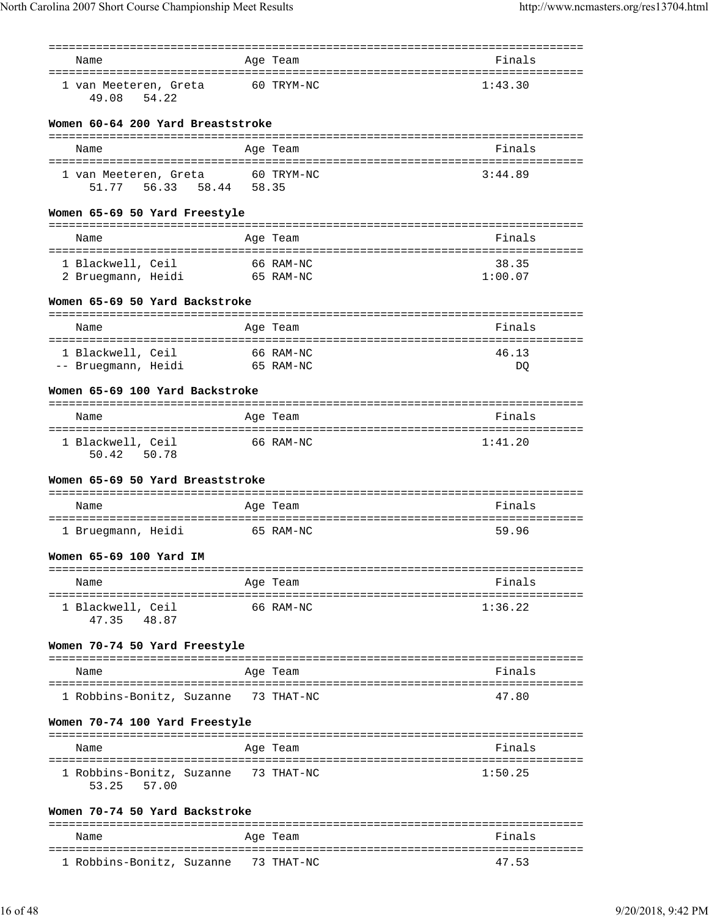| Name | Age | Team | Finals |
|---|---|---|---|
| 1 van Meeteren, Greta | 60 | TRYM-NC | 1:43.30 |
| 49.08 54.22 | | | |

### Women 60-64 200 Yard Breaststroke

| Name | Age | Team | Finals |
|---|---|---|---|
| 1 van Meeteren, Greta | 60 | TRYM-NC | 3:44.89 |
| 51.77 56.33 58.44 58.35 | | | |

### Women 65-69 50 Yard Freestyle

| Name | Age | Team | Finals |
|---|---|---|---|
| 1 Blackwell, Ceil | 66 | RAM-NC | 38.35 |
| 2 Bruegmann, Heidi | 65 | RAM-NC | 1:00.07 |

### Women 65-69 50 Yard Backstroke

| Name | Age | Team | Finals |
|---|---|---|---|
| 1 Blackwell, Ceil | 66 | RAM-NC | 46.13 |
| -- Bruegmann, Heidi | 65 | RAM-NC | DQ |

### Women 65-69 100 Yard Backstroke

| Name | Age | Team | Finals |
|---|---|---|---|
| 1 Blackwell, Ceil | 66 | RAM-NC | 1:41.20 |
| 50.42 50.78 | | | |

### Women 65-69 50 Yard Breaststroke

| Name | Age | Team | Finals |
|---|---|---|---|
| 1 Bruegmann, Heidi | 65 | RAM-NC | 59.96 |

### Women 65-69 100 Yard IM

| Name | Age | Team | Finals |
|---|---|---|---|
| 1 Blackwell, Ceil | 66 | RAM-NC | 1:36.22 |
| 47.35 48.87 | | | |

### Women 70-74 50 Yard Freestyle

| Name | Age | Team | Finals |
|---|---|---|---|
| 1 Robbins-Bonitz, Suzanne | 73 | THAT-NC | 47.80 |

### Women 70-74 100 Yard Freestyle

| Name | Age | Team | Finals |
|---|---|---|---|
| 1 Robbins-Bonitz, Suzanne | 73 | THAT-NC | 1:50.25 |
| 53.25 57.00 | | | |

### Women 70-74 50 Yard Backstroke

| Name | Age | Team | Finals |
|---|---|---|---|
| 1 Robbins-Bonitz, Suzanne | 73 | THAT-NC | 47.53 |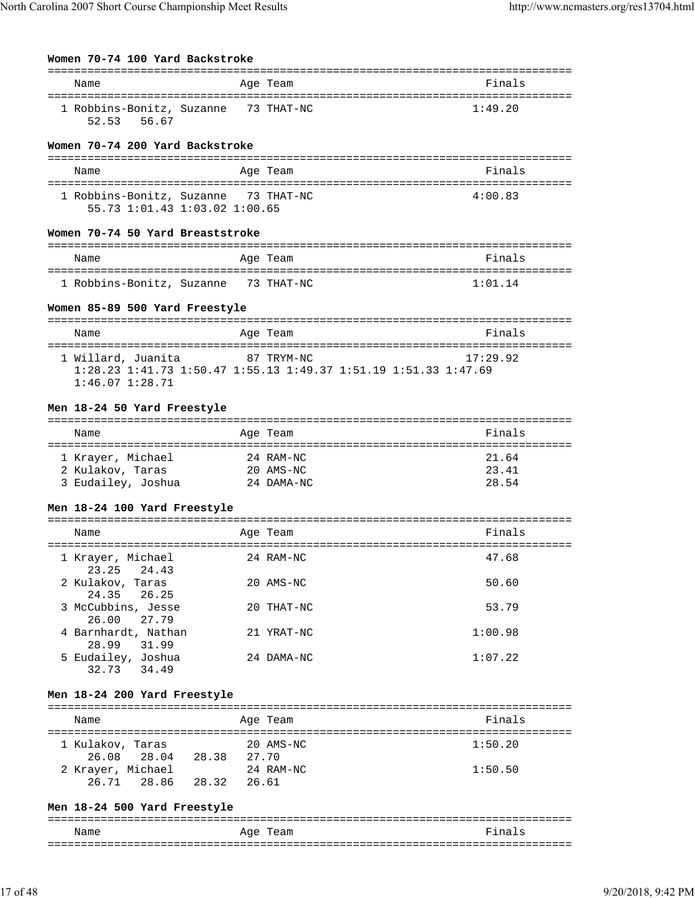**Women 70-74 100 Yard Backstroke**

| | Name | Age | Team | Finals |
|---|---|---|---|---|
| 1 | Robbins-Bonitz, Suzanne | 73 | THAT-NC | 1:49.20 |
| | 52.53 56.67 | | | |

**Women 70-74 200 Yard Backstroke**

| | Name | Age | Team | Finals |
|---|---|---|---|---|
| 1 | Robbins-Bonitz, Suzanne | 73 | THAT-NC | 4:00.83 |
| | 55.73 1:01.43 1:03.02 1:00.65 | | | |

**Women 70-74 50 Yard Breaststroke**

| | Name | Age | Team | Finals |
|---|---|---|---|---|
| 1 | Robbins-Bonitz, Suzanne | 73 | THAT-NC | 1:01.14 |

**Women 85-89 500 Yard Freestyle**

| | Name | Age | Team | Finals |
|---|---|---|---|---|
| 1 | Willard, Juanita | 87 | TRYM-NC | 17:29.92 |
| | 1:28.23 1:41.73 1:50.47 1:55.13 1:49.37 1:51.19 1:51.33 1:47.69 1:46.07 1:28.71 | | | |

**Men 18-24 50 Yard Freestyle**

| | Name | Age | Team | Finals |
|---|---|---|---|---|
| 1 | Krayer, Michael | 24 | RAM-NC | 21.64 |
| 2 | Kulakov, Taras | 20 | AMS-NC | 23.41 |
| 3 | Eudailey, Joshua | 24 | DAMA-NC | 28.54 |

**Men 18-24 100 Yard Freestyle**

| | Name | Age | Team | Finals |
|---|---|---|---|---|
| 1 | Krayer, Michael | 24 | RAM-NC | 47.68 |
| | 23.25 24.43 | | | |
| 2 | Kulakov, Taras | 20 | AMS-NC | 50.60 |
| | 24.35 26.25 | | | |
| 3 | McCubbins, Jesse | 20 | THAT-NC | 53.79 |
| | 26.00 27.79 | | | |
| 4 | Barnhardt, Nathan | 21 | YRAT-NC | 1:00.98 |
| | 28.99 31.99 | | | |
| 5 | Eudailey, Joshua | 24 | DAMA-NC | 1:07.22 |
| | 32.73 34.49 | | | |

**Men 18-24 200 Yard Freestyle**

| | Name | Age | Team | Finals |
|---|---|---|---|---|
| 1 | Kulakov, Taras | 20 | AMS-NC | 1:50.20 |
| | 26.08 28.04 28.38 27.70 | | | |
| 2 | Krayer, Michael | 24 | RAM-NC | 1:50.50 |
| | 26.71 28.86 28.32 26.61 | | | |

**Men 18-24 500 Yard Freestyle**

| | Name | Age | Team | Finals |
|---|---|---|---|---|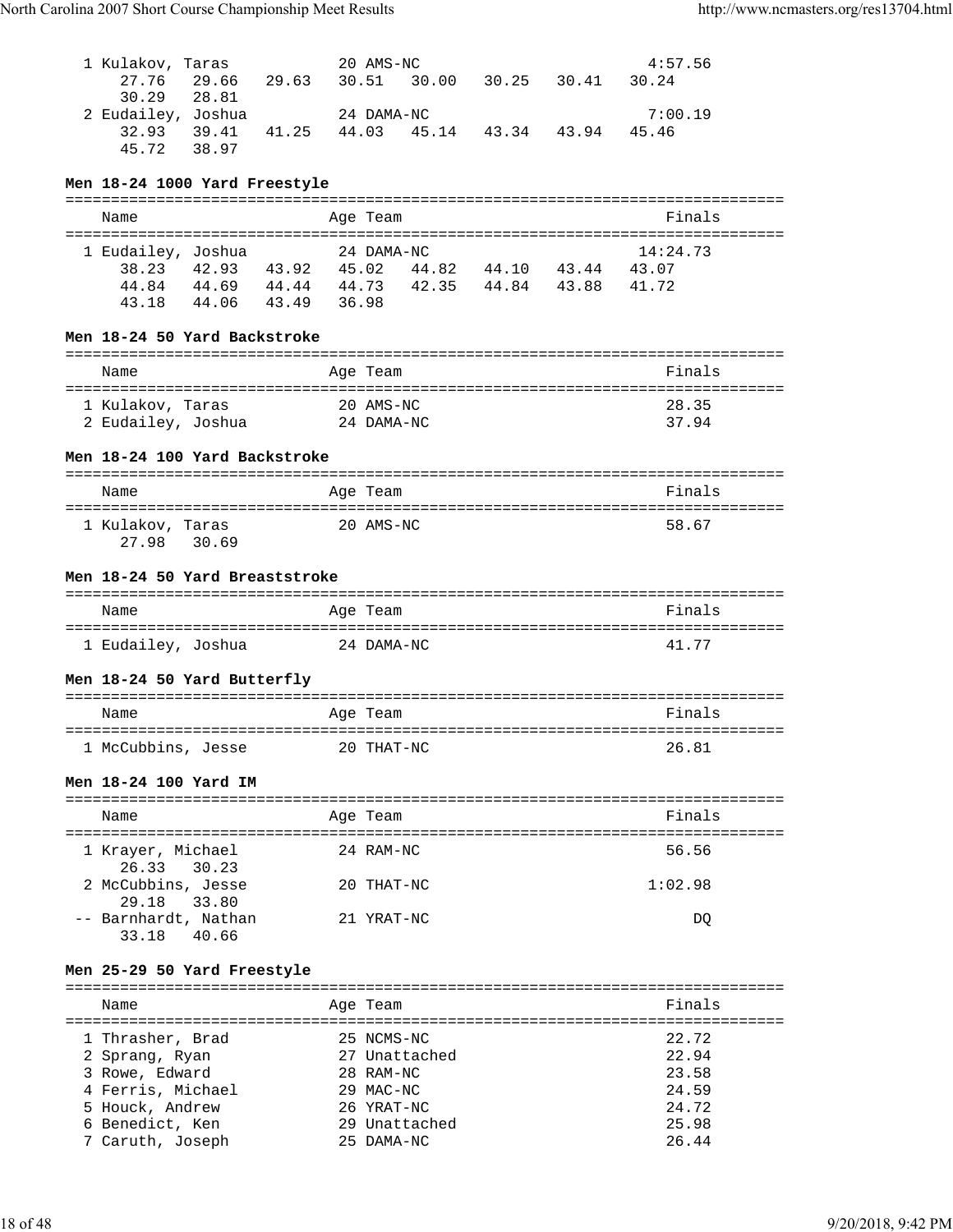| | Name | Age | Team | Finals |
|---|---|---|---|---|
| 1 | Kulakov, Taras | 20 | AMS-NC | 4:57.56 |
| | 27.76 29.66 29.63 30.51 30.00 30.25 30.41 30.24 30.29 28.81 | | | |
| 2 | Eudailey, Joshua | 24 | DAMA-NC | 7:00.19 |
| | 32.93 39.41 41.25 44.03 45.14 43.34 43.94 45.46 45.72 38.97 | | | |

### Men 18-24 1000 Yard Freestyle

| | Name | Age | Team | Finals |
|---|---|---|---|---|
| 1 | Eudailey, Joshua | 24 | DAMA-NC | 14:24.73 |
| | 38.23 42.93 43.92 45.02 44.82 44.10 43.44 43.07 44.84 44.69 44.44 44.73 42.35 44.84 43.88 41.72 43.18 44.06 43.49 36.98 | | | |

### Men 18-24 50 Yard Backstroke

| | Name | Age | Team | Finals |
|---|---|---|---|---|
| 1 | Kulakov, Taras | 20 | AMS-NC | 28.35 |
| 2 | Eudailey, Joshua | 24 | DAMA-NC | 37.94 |

### Men 18-24 100 Yard Backstroke

| | Name | Age | Team | Finals |
|---|---|---|---|---|
| 1 | Kulakov, Taras | 20 | AMS-NC | 58.67 |
| | 27.98 30.69 | | | |

### Men 18-24 50 Yard Breaststroke

| | Name | Age | Team | Finals |
|---|---|---|---|---|
| 1 | Eudailey, Joshua | 24 | DAMA-NC | 41.77 |

### Men 18-24 50 Yard Butterfly

| | Name | Age | Team | Finals |
|---|---|---|---|---|
| 1 | McCubbins, Jesse | 20 | THAT-NC | 26.81 |

### Men 18-24 100 Yard IM

| | Name | Age | Team | Finals |
|---|---|---|---|---|
| 1 | Krayer, Michael | 24 | RAM-NC | 56.56 |
| | 26.33 30.23 | | | |
| 2 | McCubbins, Jesse | 20 | THAT-NC | 1:02.98 |
| | 29.18 33.80 | | | |
| -- | Barnhardt, Nathan | 21 | YRAT-NC | DQ |
| | 33.18 40.66 | | | |

### Men 25-29 50 Yard Freestyle

| | Name | Age | Team | Finals |
|---|---|---|---|---|
| 1 | Thrasher, Brad | 25 | NCMS-NC | 22.72 |
| 2 | Sprang, Ryan | 27 | Unattached | 22.94 |
| 3 | Rowe, Edward | 28 | RAM-NC | 23.58 |
| 4 | Ferris, Michael | 29 | MAC-NC | 24.59 |
| 5 | Houck, Andrew | 26 | YRAT-NC | 24.72 |
| 6 | Benedict, Ken | 29 | Unattached | 25.98 |
| 7 | Caruth, Joseph | 25 | DAMA-NC | 26.44 |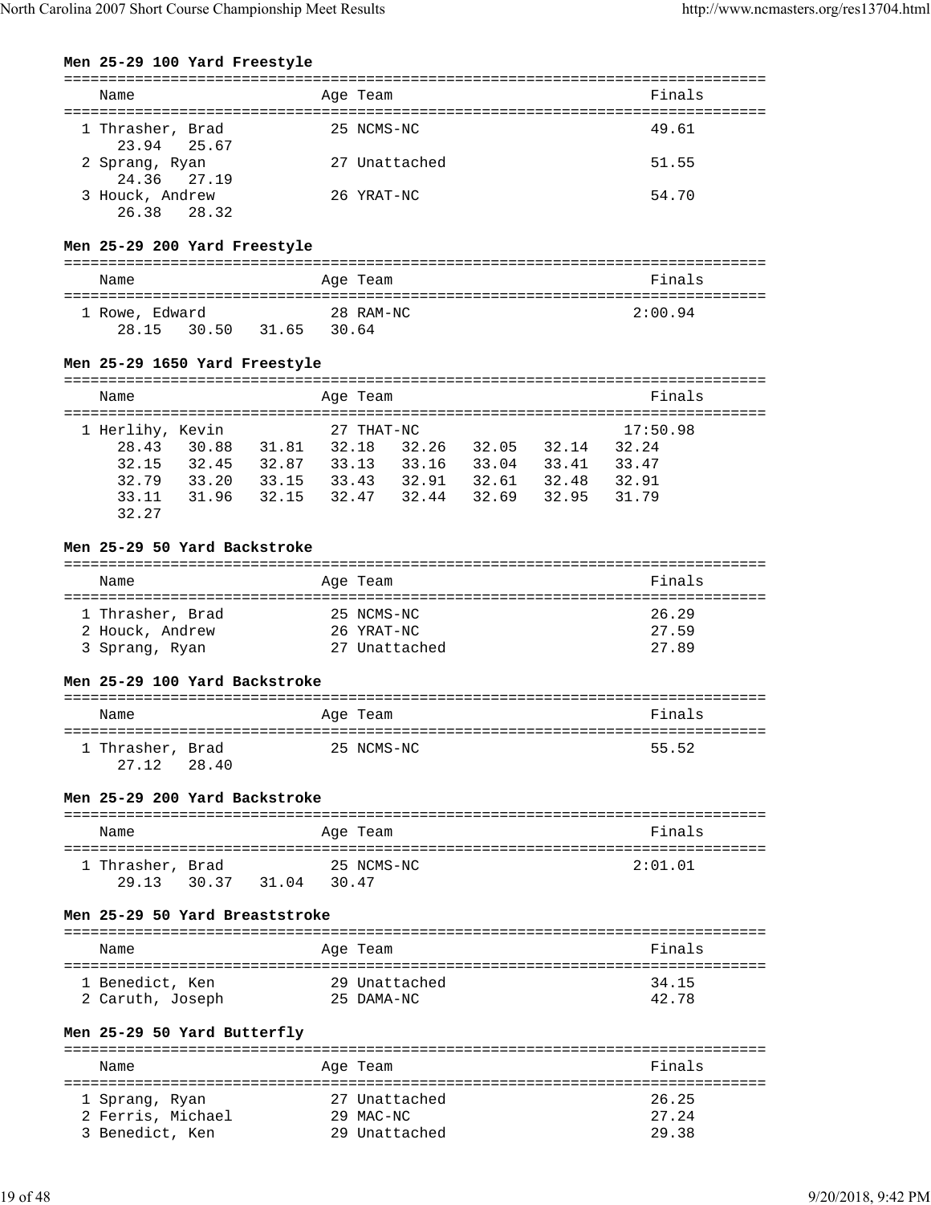### Men 25-29 100 Yard Freestyle

| Name | Age | Team | Finals |
|---|---|---|---|
| 1 Thrasher, Brad | 25 | NCMS-NC | 49.61 |
| 23.94 25.67 | | | |
| 2 Sprang, Ryan | 27 | Unattached | 51.55 |
| 24.36 27.19 | | | |
| 3 Houck, Andrew | 26 | YRAT-NC | 54.70 |
| 26.38 28.32 | | | |

### Men 25-29 200 Yard Freestyle

| Name | Age | Team | Finals |
|---|---|---|---|
| 1 Rowe, Edward | 28 | RAM-NC | 2:00.94 |
| 28.15 30.50 31.65 30.64 | | | |

### Men 25-29 1650 Yard Freestyle

| Name | Age | Team | Finals |
|---|---|---|---|
| 1 Herlihy, Kevin | 27 | THAT-NC | 17:50.98 |
| 28.43 30.88 31.81 32.18 32.26 32.05 32.14 32.24 | | | |
| 32.15 32.45 32.87 33.13 33.16 33.04 33.41 33.47 | | | |
| 32.79 33.20 33.15 33.43 32.91 32.61 32.48 32.91 | | | |
| 33.11 31.96 32.15 32.47 32.44 32.69 32.95 31.79 | | | |
| 32.27 | | | |

### Men 25-29 50 Yard Backstroke

| Name | Age | Team | Finals |
|---|---|---|---|
| 1 Thrasher, Brad | 25 | NCMS-NC | 26.29 |
| 2 Houck, Andrew | 26 | YRAT-NC | 27.59 |
| 3 Sprang, Ryan | 27 | Unattached | 27.89 |

### Men 25-29 100 Yard Backstroke

| Name | Age | Team | Finals |
|---|---|---|---|
| 1 Thrasher, Brad | 25 | NCMS-NC | 55.52 |
| 27.12 28.40 | | | |

### Men 25-29 200 Yard Backstroke

| Name | Age | Team | Finals |
|---|---|---|---|
| 1 Thrasher, Brad | 25 | NCMS-NC | 2:01.01 |
| 29.13 30.37 31.04 30.47 | | | |

### Men 25-29 50 Yard Breaststroke

| Name | Age | Team | Finals |
|---|---|---|---|
| 1 Benedict, Ken | 29 | Unattached | 34.15 |
| 2 Caruth, Joseph | 25 | DAMA-NC | 42.78 |

### Men 25-29 50 Yard Butterfly

| Name | Age | Team | Finals |
|---|---|---|---|
| 1 Sprang, Ryan | 27 | Unattached | 26.25 |
| 2 Ferris, Michael | 29 | MAC-NC | 27.24 |
| 3 Benedict, Ken | 29 | Unattached | 29.38 |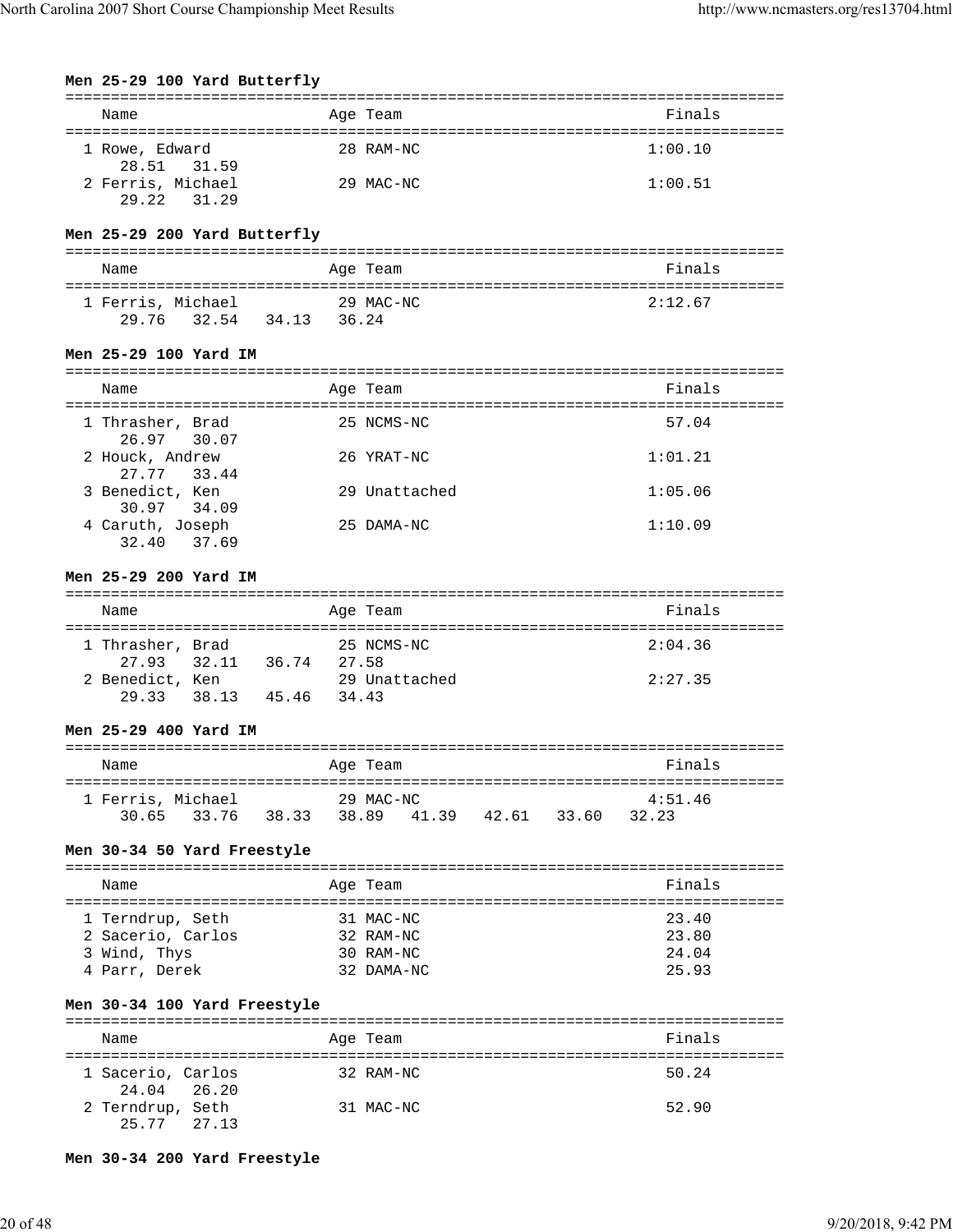**Men 25-29 100 Yard Butterfly**

| Name | Age | Team | Finals |
|---|---|---|---|
| 1 Rowe, Edward | 28 | RAM-NC | 1:00.10 |
| 28.51 31.59 | | | |
| 2 Ferris, Michael | 29 | MAC-NC | 1:00.51 |
| 29.22 31.29 | | | |

**Men 25-29 200 Yard Butterfly**

| Name | Age | Team | Finals |
|---|---|---|---|
| 1 Ferris, Michael | 29 | MAC-NC | 2:12.67 |
| 29.76 32.54 34.13 36.24 | | | |

**Men 25-29 100 Yard IM**

| Name | Age | Team | Finals |
|---|---|---|---|
| 1 Thrasher, Brad | 25 | NCMS-NC | 57.04 |
| 26.97 30.07 | | | |
| 2 Houck, Andrew | 26 | YRAT-NC | 1:01.21 |
| 27.77 33.44 | | | |
| 3 Benedict, Ken | 29 | Unattached | 1:05.06 |
| 30.97 34.09 | | | |
| 4 Caruth, Joseph | 25 | DAMA-NC | 1:10.09 |
| 32.40 37.69 | | | |

**Men 25-29 200 Yard IM**

| Name | Age | Team | Finals |
|---|---|---|---|
| 1 Thrasher, Brad | 25 | NCMS-NC | 2:04.36 |
| 27.93 32.11 36.74 27.58 | | | |
| 2 Benedict, Ken | 29 | Unattached | 2:27.35 |
| 29.33 38.13 45.46 34.43 | | | |

**Men 25-29 400 Yard IM**

| Name | Age | Team | Finals |
|---|---|---|---|
| 1 Ferris, Michael | 29 | MAC-NC | 4:51.46 |
| 30.65 33.76 38.33 38.89 41.39 42.61 33.60 32.23 | | | |

**Men 30-34 50 Yard Freestyle**

| Name | Age | Team | Finals |
|---|---|---|---|
| 1 Terndrup, Seth | 31 | MAC-NC | 23.40 |
| 2 Sacerio, Carlos | 32 | RAM-NC | 23.80 |
| 3 Wind, Thys | 30 | RAM-NC | 24.04 |
| 4 Parr, Derek | 32 | DAMA-NC | 25.93 |

**Men 30-34 100 Yard Freestyle**

| Name | Age | Team | Finals |
|---|---|---|---|
| 1 Sacerio, Carlos | 32 | RAM-NC | 50.24 |
| 24.04 26.20 | | | |
| 2 Terndrup, Seth | 31 | MAC-NC | 52.90 |
| 25.77 27.13 | | | |

**Men 30-34 200 Yard Freestyle**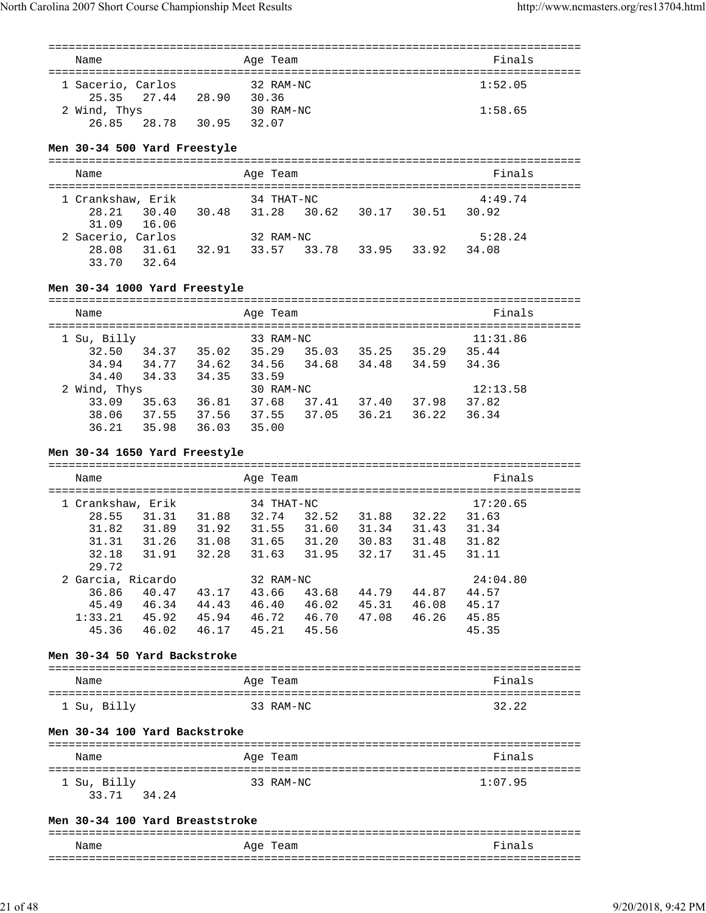| Name | Age | Team | Finals |
|---|---|---|---|
| 1 Sacerio, Carlos | 32 | RAM-NC | 1:52.05 |
| 25.35 27.44 28.90 30.36 | | | |
| 2 Wind, Thys | 30 | RAM-NC | 1:58.65 |
| 26.85 28.78 30.95 32.07 | | | |

### Men 30-34 500 Yard Freestyle

| Name | Age | Team | Finals |
|---|---|---|---|
| 1 Crankshaw, Erik | 34 | THAT-NC | 4:49.74 |
| 28.21 30.40 30.48 31.28 30.62 30.17 30.51 30.92 | | | |
| 31.09 16.06 | | | |
| 2 Sacerio, Carlos | 32 | RAM-NC | 5:28.24 |
| 28.08 31.61 32.91 33.57 33.78 33.95 33.92 34.08 | | | |
| 33.70 32.64 | | | |

### Men 30-34 1000 Yard Freestyle

| Name | Age | Team | Finals |
|---|---|---|---|
| 1 Su, Billy | 33 | RAM-NC | 11:31.86 |
| 32.50 34.37 35.02 35.29 35.03 35.25 35.29 35.44 | | | |
| 34.94 34.77 34.62 34.56 34.68 34.48 34.59 34.36 | | | |
| 34.40 34.33 34.35 33.59 | | | |
| 2 Wind, Thys | 30 | RAM-NC | 12:13.58 |
| 33.09 35.63 36.81 37.68 37.41 37.40 37.98 37.82 | | | |
| 38.06 37.55 37.56 37.55 37.05 36.21 36.22 36.34 | | | |
| 36.21 35.98 36.03 35.00 | | | |

### Men 30-34 1650 Yard Freestyle

| Name | Age | Team | Finals |
|---|---|---|---|
| 1 Crankshaw, Erik | 34 | THAT-NC | 17:20.65 |
| 28.55 31.31 31.88 32.74 32.52 31.88 32.22 31.63 | | | |
| 31.82 31.89 31.92 31.55 31.60 31.34 31.43 31.34 | | | |
| 31.31 31.26 31.08 31.65 31.20 30.83 31.48 31.82 | | | |
| 32.18 31.91 32.28 31.63 31.95 32.17 31.45 31.11 | | | |
| 29.72 | | | |
| 2 Garcia, Ricardo | 32 | RAM-NC | 24:04.80 |
| 36.86 40.47 43.17 43.66 43.68 44.79 44.87 44.57 | | | |
| 45.49 46.34 44.43 46.40 46.02 45.31 46.08 45.17 | | | |
| 1:33.21 45.92 45.94 46.72 46.70 47.08 46.26 45.85 | | | |
| 45.36 46.02 46.17 45.21 45.56 45.35 | | | |

### Men 30-34 50 Yard Backstroke

| Name | Age | Team | Finals |
|---|---|---|---|
| 1 Su, Billy | 33 | RAM-NC | 32.22 |

### Men 30-34 100 Yard Backstroke

| Name | Age | Team | Finals |
|---|---|---|---|
| 1 Su, Billy | 33 | RAM-NC | 1:07.95 |
| 33.71 34.24 | | | |

### Men 30-34 100 Yard Breaststroke

| Name | Age | Team | Finals |
|---|---|---|---|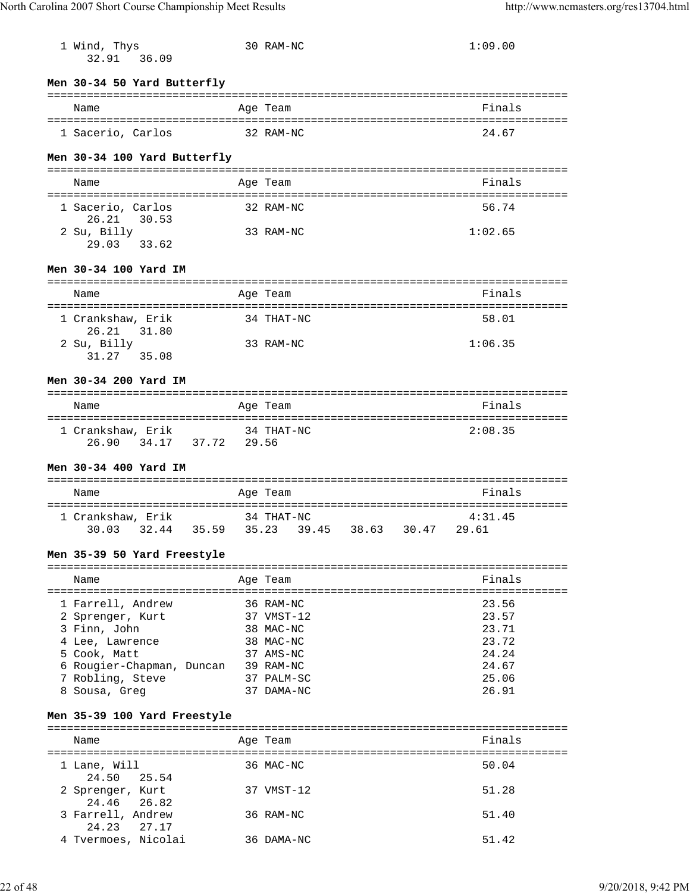| Name | Age | Team | Finals |
|---|---|---|---|
| 1 Wind, Thys | 30 | RAM-NC | 1:09.00 |
| 32.91 36.09 | | | |

### Men 30-34 50 Yard Butterfly

| Name | Age | Team | Finals |
|---|---|---|---|
| 1 Sacerio, Carlos | 32 | RAM-NC | 24.67 |

### Men 30-34 100 Yard Butterfly

| Name | Age | Team | Finals |
|---|---|---|---|
| 1 Sacerio, Carlos | 32 | RAM-NC | 56.74 |
| 26.21 30.53 | | | |
| 2 Su, Billy | 33 | RAM-NC | 1:02.65 |
| 29.03 33.62 | | | |

### Men 30-34 100 Yard IM

| Name | Age | Team | Finals |
|---|---|---|---|
| 1 Crankshaw, Erik | 34 | THAT-NC | 58.01 |
| 26.21 31.80 | | | |
| 2 Su, Billy | 33 | RAM-NC | 1:06.35 |
| 31.27 35.08 | | | |

### Men 30-34 200 Yard IM

| Name | Age | Team | Finals |
|---|---|---|---|
| 1 Crankshaw, Erik | 34 | THAT-NC | 2:08.35 |
| 26.90 34.17 37.72 29.56 | | | |

### Men 30-34 400 Yard IM

| Name | Age | Team | Finals |
|---|---|---|---|
| 1 Crankshaw, Erik | 34 | THAT-NC | 4:31.45 |
| 30.03 32.44 35.59 35.23 39.45 38.63 30.47 29.61 | | | |

### Men 35-39 50 Yard Freestyle

| Name | Age | Team | Finals |
|---|---|---|---|
| 1 Farrell, Andrew | 36 | RAM-NC | 23.56 |
| 2 Sprenger, Kurt | 37 | VMST-12 | 23.57 |
| 3 Finn, John | 38 | MAC-NC | 23.71 |
| 4 Lee, Lawrence | 38 | MAC-NC | 23.72 |
| 5 Cook, Matt | 37 | AMS-NC | 24.24 |
| 6 Rougier-Chapman, Duncan | 39 | RAM-NC | 24.67 |
| 7 Robling, Steve | 37 | PALM-SC | 25.06 |
| 8 Sousa, Greg | 37 | DAMA-NC | 26.91 |

### Men 35-39 100 Yard Freestyle

| Name | Age | Team | Finals |
|---|---|---|---|
| 1 Lane, Will | 36 | MAC-NC | 50.04 |
| 24.50 25.54 | | | |
| 2 Sprenger, Kurt | 37 | VMST-12 | 51.28 |
| 24.46 26.82 | | | |
| 3 Farrell, Andrew | 36 | RAM-NC | 51.40 |
| 24.23 27.17 | | | |
| 4 Tvermoes, Nicolai | 36 | DAMA-NC | 51.42 |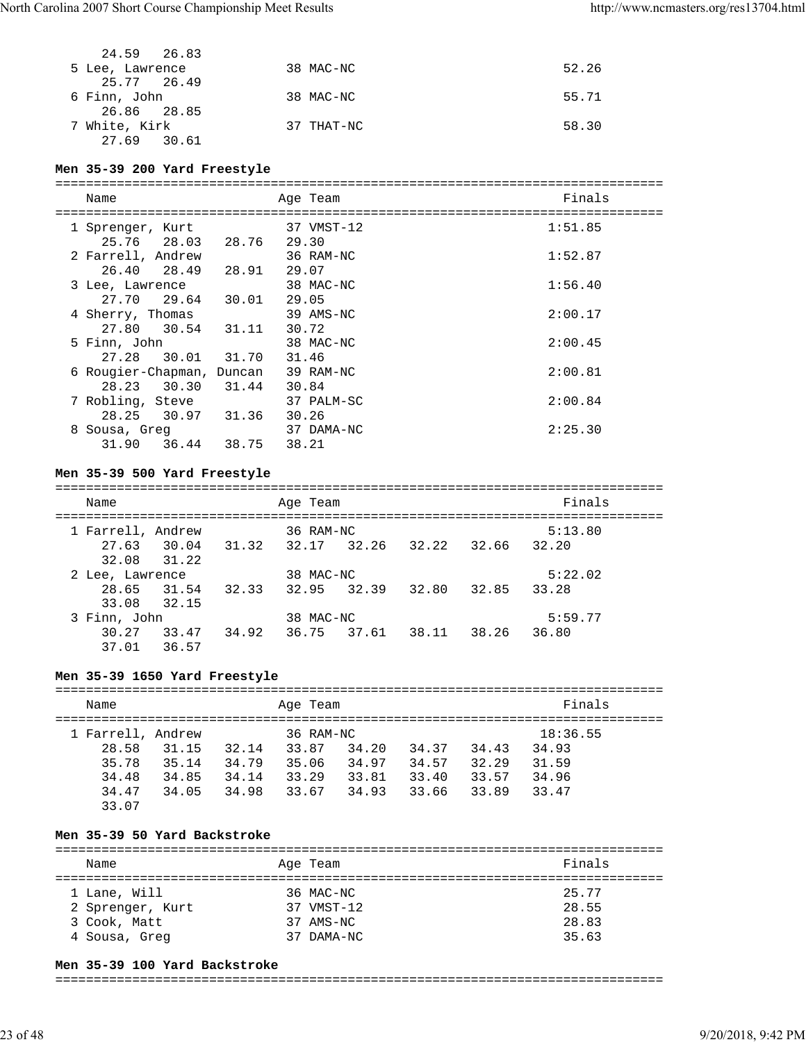```
    24.59   26.83
  5 Lee, Lawrence            38 MAC-NC                          52.26
    25.77   26.49
  6 Finn, John               38 MAC-NC                          55.71
    26.86   28.85
  7 White, Kirk              37 THAT-NC                         58.30
    27.69   30.61
```

**Men 35-39 200 Yard Freestyle**

```
===============================================================================
    Name                    Age Team                                    Finals
===============================================================================
  1 Sprenger, Kurt           37 VMST-12                            1:51.85
     25.76   28.03   28.76   29.30
  2 Farrell, Andrew          36 RAM-NC                             1:52.87
     26.40   28.49   28.91   29.07
  3 Lee, Lawrence            38 MAC-NC                             1:56.40
     27.70   29.64   30.01   29.05
  4 Sherry, Thomas           39 AMS-NC                             2:00.17
     27.80   30.54   31.11   30.72
  5 Finn, John               38 MAC-NC                             2:00.45
     27.28   30.01   31.70   31.46
  6 Rougier-Chapman, Duncan  39 RAM-NC                             2:00.81
     28.23   30.30   31.44   30.84
  7 Robling, Steve           37 PALM-SC                            2:00.84
     28.25   30.97   31.36   30.26
  8 Sousa, Greg              37 DAMA-NC                            2:25.30
     31.90   36.44   38.75   38.21
```

**Men 35-39 500 Yard Freestyle**

```
===============================================================================
    Name                    Age Team                                    Finals
===============================================================================
  1 Farrell, Andrew          36 RAM-NC                             5:13.80
     27.63   30.04   31.32   32.17   32.26   32.22   32.66   32.20
     32.08   31.22
  2 Lee, Lawrence            38 MAC-NC                             5:22.02
     28.65   31.54   32.33   32.95   32.39   32.80   32.85   33.28
     33.08   32.15
  3 Finn, John               38 MAC-NC                             5:59.77
     30.27   33.47   34.92   36.75   37.61   38.11   38.26   36.80
     37.01   36.57
```

**Men 35-39 1650 Yard Freestyle**

```
===============================================================================
    Name                    Age Team                                    Finals
===============================================================================
  1 Farrell, Andrew          36 RAM-NC                            18:36.55
     28.58   31.15   32.14   33.87   34.20   34.37   34.43   34.93
     35.78   35.14   34.79   35.06   34.97   34.57   32.29   31.59
     34.48   34.85   34.14   33.29   33.81   33.40   33.57   34.96
     34.47   34.05   34.98   33.67   34.93   33.66   33.89   33.47
     33.07
```

**Men 35-39 50 Yard Backstroke**

```
===============================================================================
    Name                    Age Team                                    Finals
===============================================================================
  1 Lane, Will               36 MAC-NC                              25.77
  2 Sprenger, Kurt           37 VMST-12                             28.55
  3 Cook, Matt               37 AMS-NC                              28.83
  4 Sousa, Greg              37 DAMA-NC                             35.63
```

**Men 35-39 100 Yard Backstroke**

```
===============================================================================
```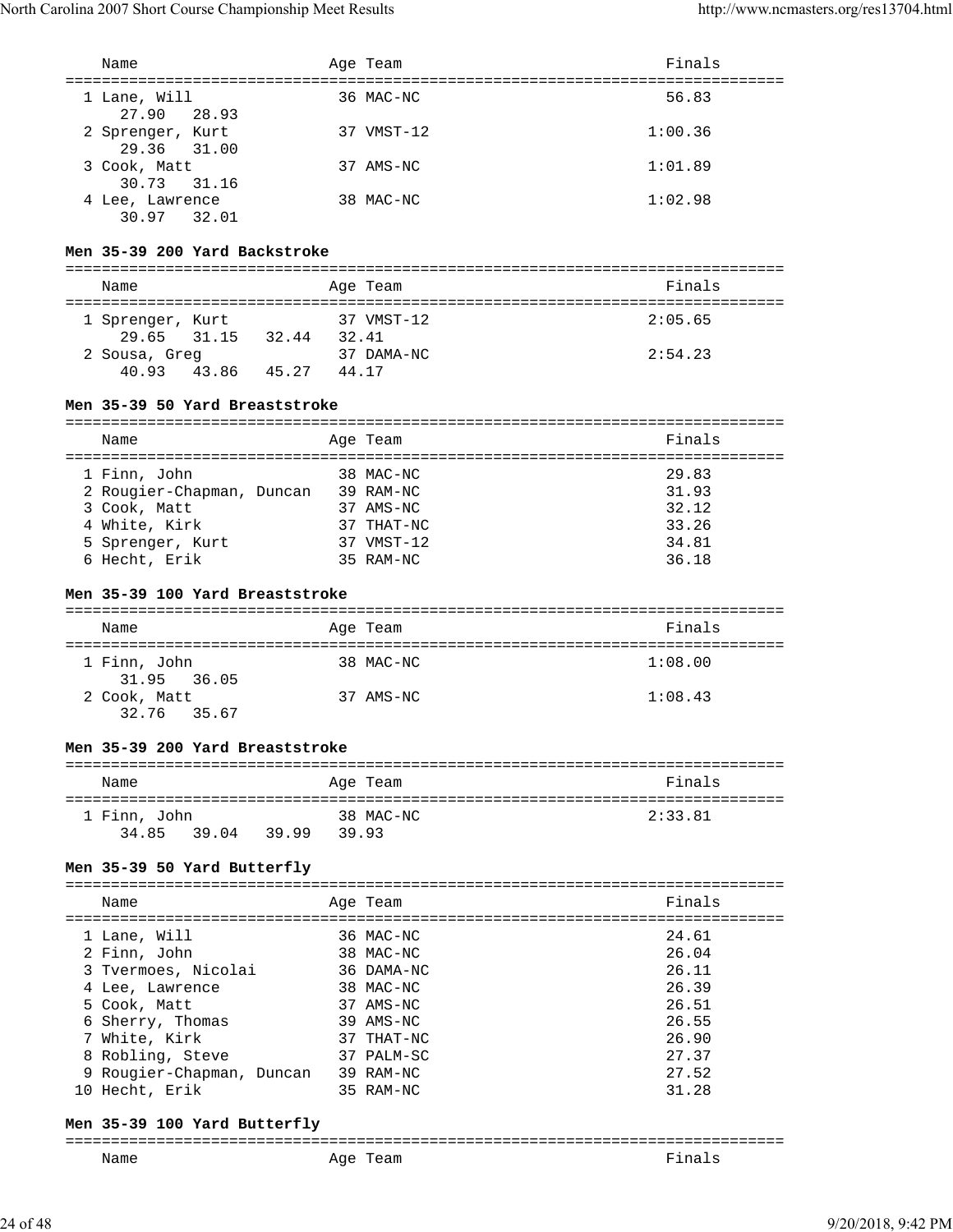| Name | Age | Team | Finals |
|---|---|---|---|
| 1 Lane, Will | 36 | MAC-NC | 56.83 |
| 27.90 28.93 | | | |
| 2 Sprenger, Kurt | 37 | VMST-12 | 1:00.36 |
| 29.36 31.00 | | | |
| 3 Cook, Matt | 37 | AMS-NC | 1:01.89 |
| 30.73 31.16 | | | |
| 4 Lee, Lawrence | 38 | MAC-NC | 1:02.98 |
| 30.97 32.01 | | | |

### Men 35-39 200 Yard Backstroke

| Name | Age | Team | Finals |
|---|---|---|---|
| 1 Sprenger, Kurt | 37 | VMST-12 | 2:05.65 |
| 29.65 31.15 32.44 32.41 | | | |
| 2 Sousa, Greg | 37 | DAMA-NC | 2:54.23 |
| 40.93 43.86 45.27 44.17 | | | |

### Men 35-39 50 Yard Breaststroke

| Name | Age | Team | Finals |
|---|---|---|---|
| 1 Finn, John | 38 | MAC-NC | 29.83 |
| 2 Rougier-Chapman, Duncan | 39 | RAM-NC | 31.93 |
| 3 Cook, Matt | 37 | AMS-NC | 32.12 |
| 4 White, Kirk | 37 | THAT-NC | 33.26 |
| 5 Sprenger, Kurt | 37 | VMST-12 | 34.81 |
| 6 Hecht, Erik | 35 | RAM-NC | 36.18 |

### Men 35-39 100 Yard Breaststroke

| Name | Age | Team | Finals |
|---|---|---|---|
| 1 Finn, John | 38 | MAC-NC | 1:08.00 |
| 31.95 36.05 | | | |
| 2 Cook, Matt | 37 | AMS-NC | 1:08.43 |
| 32.76 35.67 | | | |

### Men 35-39 200 Yard Breaststroke

| Name | Age | Team | Finals |
|---|---|---|---|
| 1 Finn, John | 38 | MAC-NC | 2:33.81 |
| 34.85 39.04 39.99 39.93 | | | |

### Men 35-39 50 Yard Butterfly

| Name | Age | Team | Finals |
|---|---|---|---|
| 1 Lane, Will | 36 | MAC-NC | 24.61 |
| 2 Finn, John | 38 | MAC-NC | 26.04 |
| 3 Tvermoes, Nicolai | 36 | DAMA-NC | 26.11 |
| 4 Lee, Lawrence | 38 | MAC-NC | 26.39 |
| 5 Cook, Matt | 37 | AMS-NC | 26.51 |
| 6 Sherry, Thomas | 39 | AMS-NC | 26.55 |
| 7 White, Kirk | 37 | THAT-NC | 26.90 |
| 8 Robling, Steve | 37 | PALM-SC | 27.37 |
| 9 Rougier-Chapman, Duncan | 39 | RAM-NC | 27.52 |
| 10 Hecht, Erik | 35 | RAM-NC | 31.28 |

### Men 35-39 100 Yard Butterfly

| Name | Age | Team | Finals |
|---|---|---|---|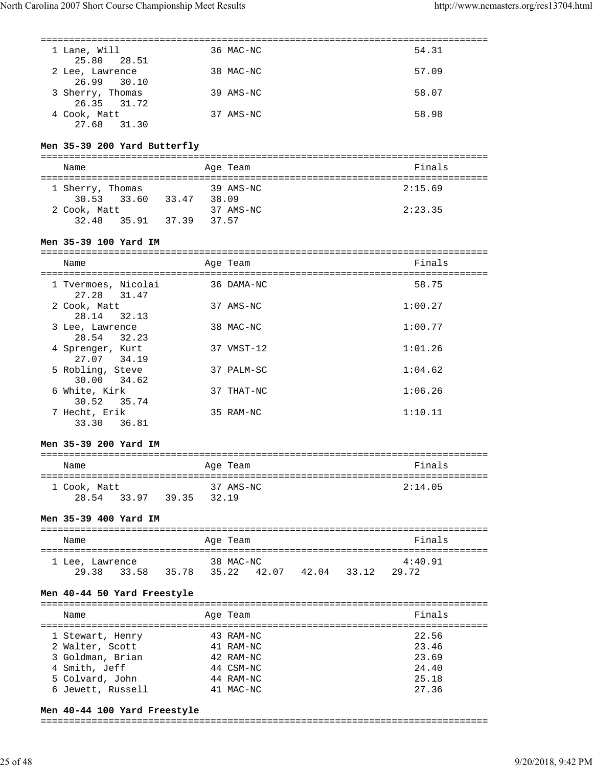| Name | Age | Team | Finals |
|---|---|---|---|
| 1 Lane, Will | 36 | MAC-NC | 54.31 |
| 25.80 28.51 | | | |
| 2 Lee, Lawrence | 38 | MAC-NC | 57.09 |
| 26.99 30.10 | | | |
| 3 Sherry, Thomas | 39 | AMS-NC | 58.07 |
| 26.35 31.72 | | | |
| 4 Cook, Matt | 37 | AMS-NC | 58.98 |
| 27.68 31.30 | | | |

**Men 35-39 200 Yard Butterfly**

| Name | Age | Team | Finals |
|---|---|---|---|
| 1 Sherry, Thomas | 39 | AMS-NC | 2:15.69 |
| 30.53 33.60 33.47 38.09 | | | |
| 2 Cook, Matt | 37 | AMS-NC | 2:23.35 |
| 32.48 35.91 37.39 37.57 | | | |

**Men 35-39 100 Yard IM**

| Name | Age | Team | Finals |
|---|---|---|---|
| 1 Tvermoes, Nicolai | 36 | DAMA-NC | 58.75 |
| 27.28 31.47 | | | |
| 2 Cook, Matt | 37 | AMS-NC | 1:00.27 |
| 28.14 32.13 | | | |
| 3 Lee, Lawrence | 38 | MAC-NC | 1:00.77 |
| 28.54 32.23 | | | |
| 4 Sprenger, Kurt | 37 | VMST-12 | 1:01.26 |
| 27.07 34.19 | | | |
| 5 Robling, Steve | 37 | PALM-SC | 1:04.62 |
| 30.00 34.62 | | | |
| 6 White, Kirk | 37 | THAT-NC | 1:06.26 |
| 30.52 35.74 | | | |
| 7 Hecht, Erik | 35 | RAM-NC | 1:10.11 |
| 33.30 36.81 | | | |

**Men 35-39 200 Yard IM**

| Name | Age | Team | Finals |
|---|---|---|---|
| 1 Cook, Matt | 37 | AMS-NC | 2:14.05 |
| 28.54 33.97 39.35 32.19 | | | |

**Men 35-39 400 Yard IM**

| Name | Age | Team | Finals |
|---|---|---|---|
| 1 Lee, Lawrence | 38 | MAC-NC | 4:40.91 |
| 29.38 33.58 35.78 35.22 42.07 42.04 33.12 29.72 | | | |

**Men 40-44 50 Yard Freestyle**

| Name | Age | Team | Finals |
|---|---|---|---|
| 1 Stewart, Henry | 43 | RAM-NC | 22.56 |
| 2 Walter, Scott | 41 | RAM-NC | 23.46 |
| 3 Goldman, Brian | 42 | RAM-NC | 23.69 |
| 4 Smith, Jeff | 44 | CSM-NC | 24.40 |
| 5 Colvard, John | 44 | RAM-NC | 25.18 |
| 6 Jewett, Russell | 41 | MAC-NC | 27.36 |

**Men 40-44 100 Yard Freestyle**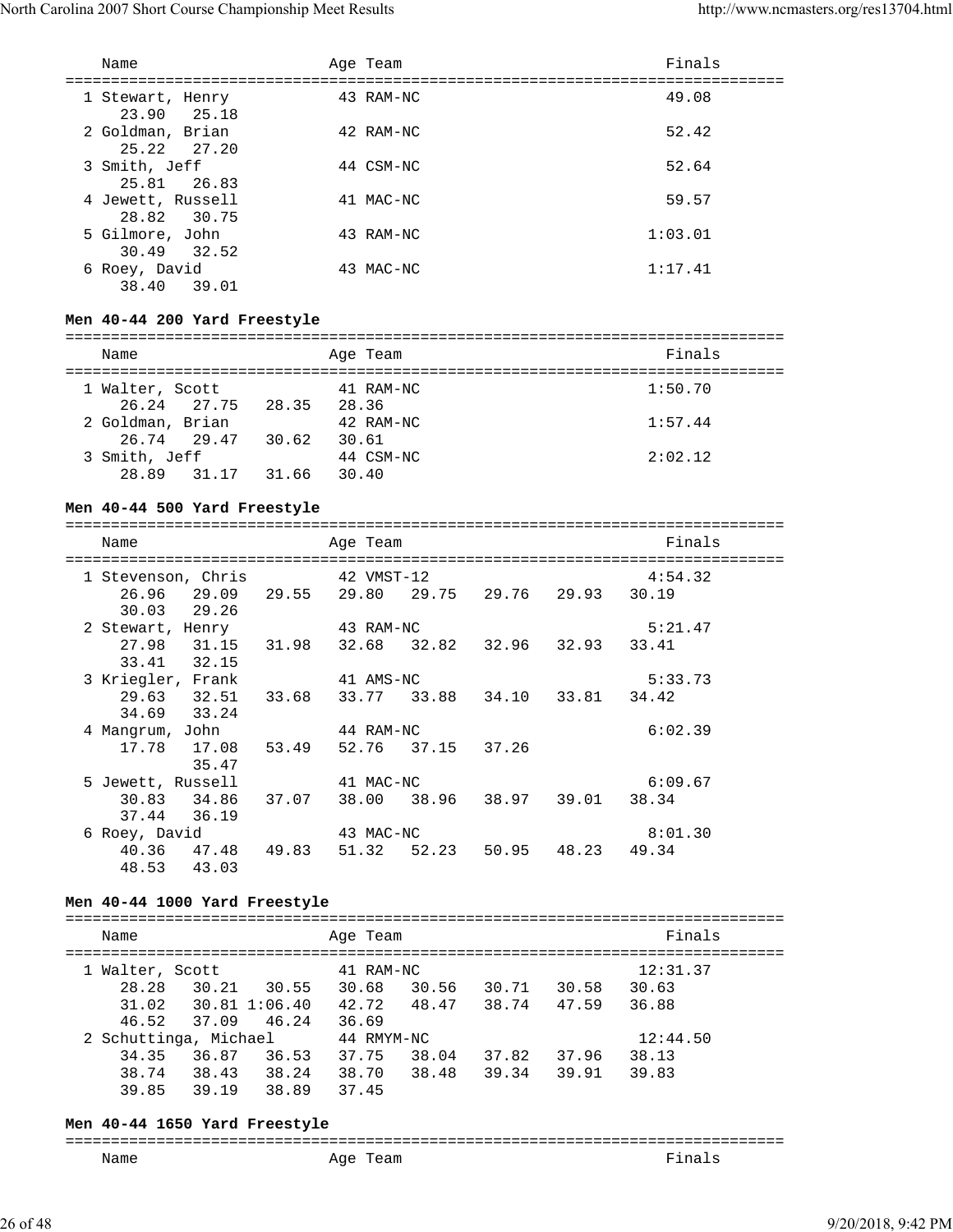| Name | Age | Team | Finals |
|---|---|---|---|
| 1 Stewart, Henry | 43 | RAM-NC | 49.08 |
| 23.90 25.18 | | | |
| 2 Goldman, Brian | 42 | RAM-NC | 52.42 |
| 25.22 27.20 | | | |
| 3 Smith, Jeff | 44 | CSM-NC | 52.64 |
| 25.81 26.83 | | | |
| 4 Jewett, Russell | 41 | MAC-NC | 59.57 |
| 28.82 30.75 | | | |
| 5 Gilmore, John | 43 | RAM-NC | 1:03.01 |
| 30.49 32.52 | | | |
| 6 Roey, David | 43 | MAC-NC | 1:17.41 |
| 38.40 39.01 | | | |

**Men 40-44 200 Yard Freestyle**

| Name | Age | Team | Finals |
|---|---|---|---|
| 1 Walter, Scott | 41 | RAM-NC | 1:50.70 |
| 26.24 27.75 28.35 28.36 | | | |
| 2 Goldman, Brian | 42 | RAM-NC | 1:57.44 |
| 26.74 29.47 30.62 30.61 | | | |
| 3 Smith, Jeff | 44 | CSM-NC | 2:02.12 |
| 28.89 31.17 31.66 30.40 | | | |

**Men 40-44 500 Yard Freestyle**

| Name | Age | Team | Finals |
|---|---|---|---|
| 1 Stevenson, Chris | 42 | VMST-12 | 4:54.32 |
| 26.96 29.09 29.55 29.80 29.75 29.76 29.93 30.19 | | | |
| 30.03 29.26 | | | |
| 2 Stewart, Henry | 43 | RAM-NC | 5:21.47 |
| 27.98 31.15 31.98 32.68 32.82 32.96 32.93 33.41 | | | |
| 33.41 32.15 | | | |
| 3 Kriegler, Frank | 41 | AMS-NC | 5:33.73 |
| 29.63 32.51 33.68 33.77 33.88 34.10 33.81 34.42 | | | |
| 34.69 33.24 | | | |
| 4 Mangrum, John | 44 | RAM-NC | 6:02.39 |
| 17.78 17.08 53.49 52.76 37.15 37.26 | | | |
| 35.47 | | | |
| 5 Jewett, Russell | 41 | MAC-NC | 6:09.67 |
| 30.83 34.86 37.07 38.00 38.96 38.97 39.01 38.34 | | | |
| 37.44 36.19 | | | |
| 6 Roey, David | 43 | MAC-NC | 8:01.30 |
| 40.36 47.48 49.83 51.32 52.23 50.95 48.23 49.34 | | | |
| 48.53 43.03 | | | |

**Men 40-44 1000 Yard Freestyle**

| Name | Age | Team | Finals |
|---|---|---|---|
| 1 Walter, Scott | 41 | RAM-NC | 12:31.37 |
| 28.28 30.21 30.55 30.68 30.56 30.71 30.58 30.63 | | | |
| 31.02 30.81 1:06.40 42.72 48.47 38.74 47.59 36.88 | | | |
| 46.52 37.09 46.24 36.69 | | | |
| 2 Schuttinga, Michael | 44 | RMYM-NC | 12:44.50 |
| 34.35 36.87 36.53 37.75 38.04 37.82 37.96 38.13 | | | |
| 38.74 38.43 38.24 38.70 38.48 39.34 39.91 39.83 | | | |
| 39.85 39.19 38.89 37.45 | | | |

**Men 40-44 1650 Yard Freestyle**

| Name | Age | Team | Finals |
|---|---|---|---|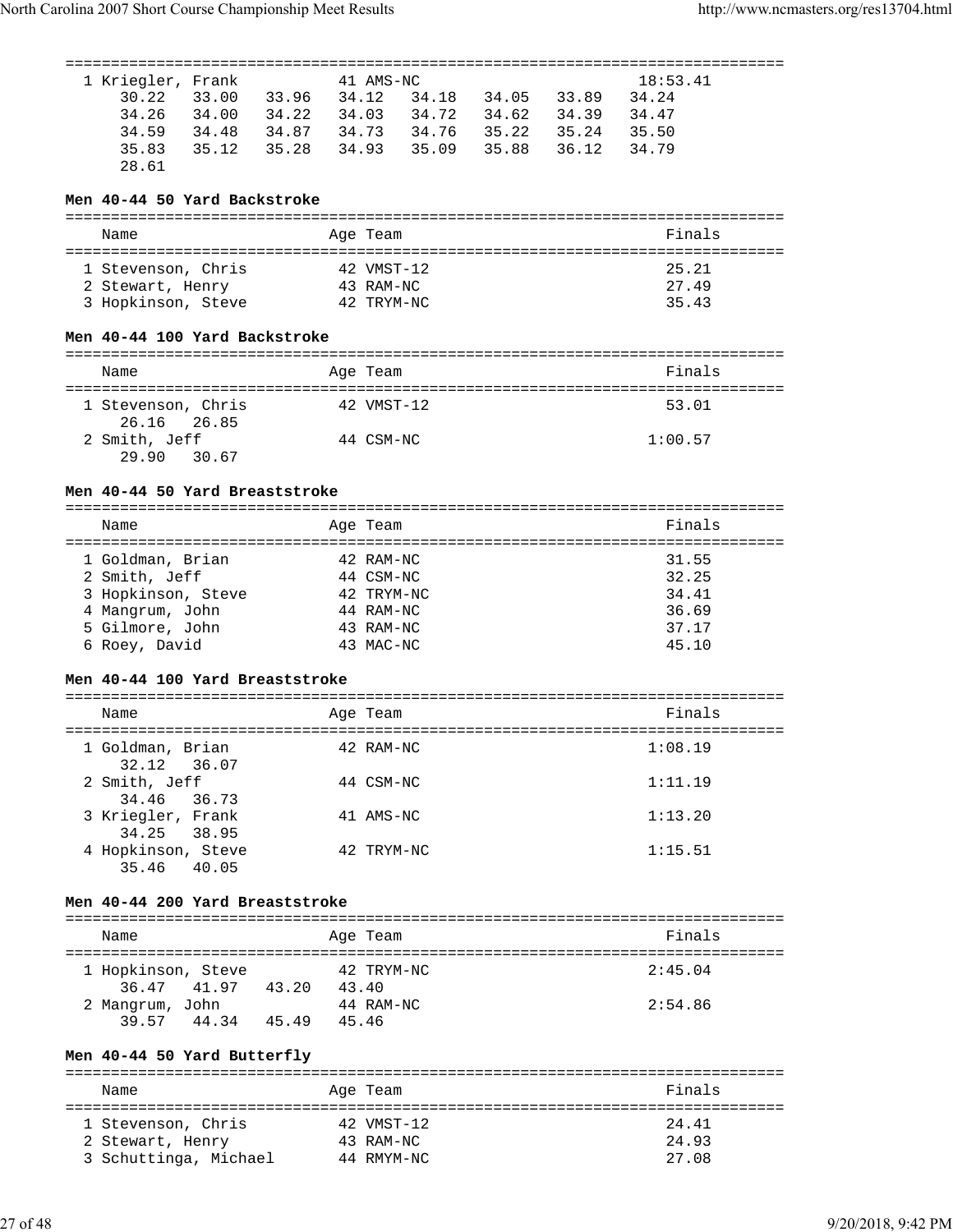| Place | Name | Age | Team | Finals |
|---|---|---|---|---|
| 1 | Kriegler, Frank | 41 | AMS-NC | 18:53.41 |

30.22 33.00 33.96 34.12 34.18 34.05 33.89 34.24
34.26 34.00 34.22 34.03 34.72 34.62 34.39 34.47
34.59 34.48 34.87 34.73 34.76 35.22 35.24 35.50
35.83 35.12 35.28 34.93 35.09 35.88 36.12 34.79
28.61

### Men 40-44 50 Yard Backstroke

| Place | Name | Age | Team | Finals |
|---|---|---|---|---|
| 1 | Stevenson, Chris | 42 | VMST-12 | 25.21 |
| 2 | Stewart, Henry | 43 | RAM-NC | 27.49 |
| 3 | Hopkinson, Steve | 42 | TRYM-NC | 35.43 |

### Men 40-44 100 Yard Backstroke

| Place | Name | Age | Team | Finals | Splits |
|---|---|---|---|---|---|
| 1 | Stevenson, Chris | 42 | VMST-12 | 53.01 | 26.16 26.85 |
| 2 | Smith, Jeff | 44 | CSM-NC | 1:00.57 | 29.90 30.67 |

### Men 40-44 50 Yard Breaststroke

| Place | Name | Age | Team | Finals |
|---|---|---|---|---|
| 1 | Goldman, Brian | 42 | RAM-NC | 31.55 |
| 2 | Smith, Jeff | 44 | CSM-NC | 32.25 |
| 3 | Hopkinson, Steve | 42 | TRYM-NC | 34.41 |
| 4 | Mangrum, John | 44 | RAM-NC | 36.69 |
| 5 | Gilmore, John | 43 | RAM-NC | 37.17 |
| 6 | Roey, David | 43 | MAC-NC | 45.10 |

### Men 40-44 100 Yard Breaststroke

| Place | Name | Age | Team | Finals | Splits |
|---|---|---|---|---|---|
| 1 | Goldman, Brian | 42 | RAM-NC | 1:08.19 | 32.12 36.07 |
| 2 | Smith, Jeff | 44 | CSM-NC | 1:11.19 | 34.46 36.73 |
| 3 | Kriegler, Frank | 41 | AMS-NC | 1:13.20 | 34.25 38.95 |
| 4 | Hopkinson, Steve | 42 | TRYM-NC | 1:15.51 | 35.46 40.05 |

### Men 40-44 200 Yard Breaststroke

| Place | Name | Age | Team | Finals | Splits |
|---|---|---|---|---|---|
| 1 | Hopkinson, Steve | 42 | TRYM-NC | 2:45.04 | 36.47 41.97 43.20 43.40 |
| 2 | Mangrum, John | 44 | RAM-NC | 2:54.86 | 39.57 44.34 45.49 45.46 |

### Men 40-44 50 Yard Butterfly

| Place | Name | Age | Team | Finals |
|---|---|---|---|---|
| 1 | Stevenson, Chris | 42 | VMST-12 | 24.41 |
| 2 | Stewart, Henry | 43 | RAM-NC | 24.93 |
| 3 | Schuttinga, Michael | 44 | RMYM-NC | 27.08 |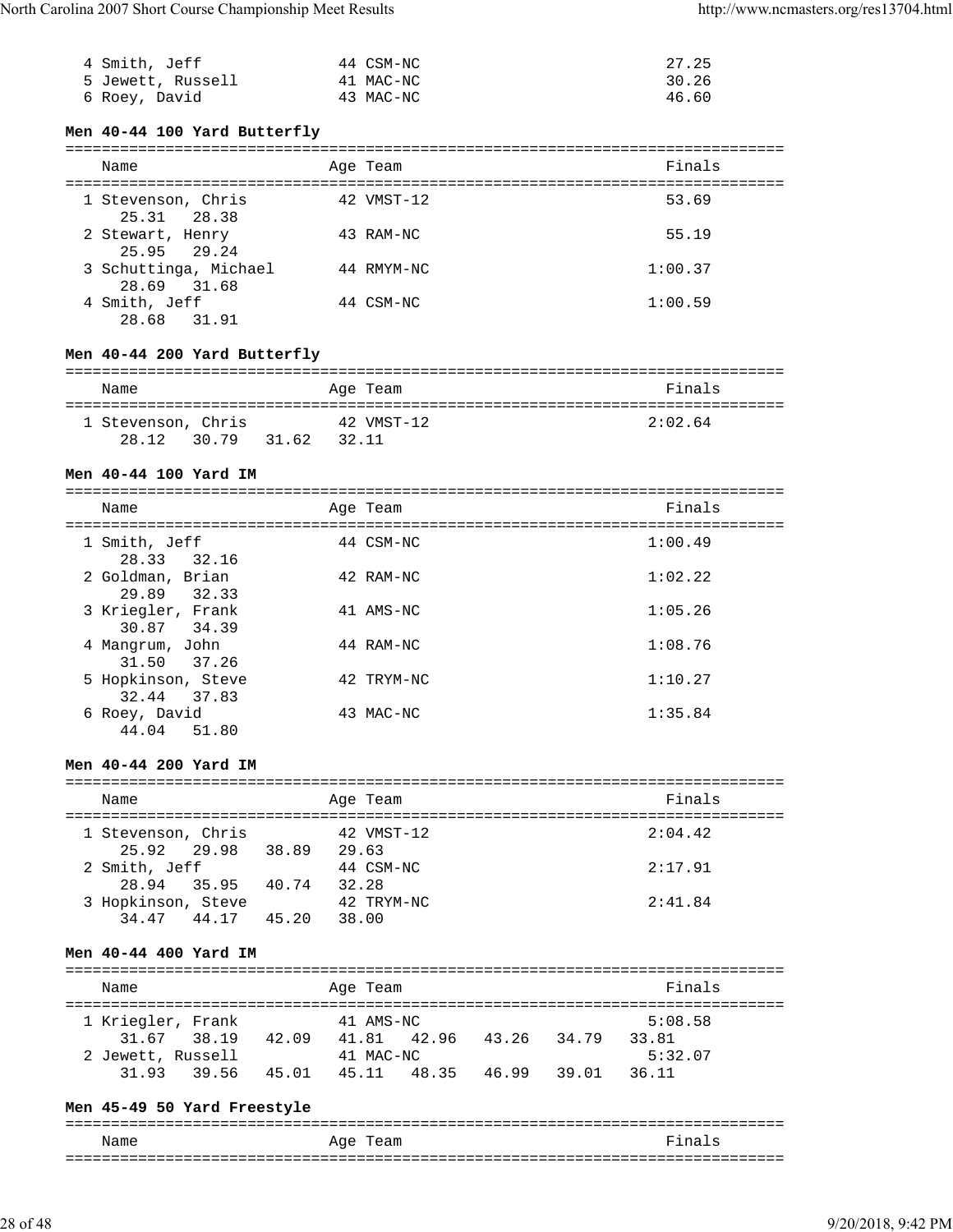| | Name | Age | Team | Finals |
|---|---|---|---|---|
| 4 | Smith, Jeff | 44 | CSM-NC | 27.25 |
| 5 | Jewett, Russell | 41 | MAC-NC | 30.26 |
| 6 | Roey, David | 43 | MAC-NC | 46.60 |

### Men 40-44 100 Yard Butterfly

| | Name | Age | Team | Finals |
|---|---|---|---|---|
| 1 | Stevenson, Chris | 42 | VMST-12 | 53.69 |
| | 25.31 28.38 | | | |
| 2 | Stewart, Henry | 43 | RAM-NC | 55.19 |
| | 25.95 29.24 | | | |
| 3 | Schuttinga, Michael | 44 | RMYM-NC | 1:00.37 |
| | 28.69 31.68 | | | |
| 4 | Smith, Jeff | 44 | CSM-NC | 1:00.59 |
| | 28.68 31.91 | | | |

### Men 40-44 200 Yard Butterfly

| | Name | Age | Team | Finals |
|---|---|---|---|---|
| 1 | Stevenson, Chris | 42 | VMST-12 | 2:02.64 |
| | 28.12 30.79 31.62 32.11 | | | |

### Men 40-44 100 Yard IM

| | Name | Age | Team | Finals |
|---|---|---|---|---|
| 1 | Smith, Jeff | 44 | CSM-NC | 1:00.49 |
| | 28.33 32.16 | | | |
| 2 | Goldman, Brian | 42 | RAM-NC | 1:02.22 |
| | 29.89 32.33 | | | |
| 3 | Kriegler, Frank | 41 | AMS-NC | 1:05.26 |
| | 30.87 34.39 | | | |
| 4 | Mangrum, John | 44 | RAM-NC | 1:08.76 |
| | 31.50 37.26 | | | |
| 5 | Hopkinson, Steve | 42 | TRYM-NC | 1:10.27 |
| | 32.44 37.83 | | | |
| 6 | Roey, David | 43 | MAC-NC | 1:35.84 |
| | 44.04 51.80 | | | |

### Men 40-44 200 Yard IM

| | Name | Age | Team | Finals |
|---|---|---|---|---|
| 1 | Stevenson, Chris | 42 | VMST-12 | 2:04.42 |
| | 25.92 29.98 38.89 29.63 | | | |
| 2 | Smith, Jeff | 44 | CSM-NC | 2:17.91 |
| | 28.94 35.95 40.74 32.28 | | | |
| 3 | Hopkinson, Steve | 42 | TRYM-NC | 2:41.84 |
| | 34.47 44.17 45.20 38.00 | | | |

### Men 40-44 400 Yard IM

| | Name | Age | Team | Finals |
|---|---|---|---|---|
| 1 | Kriegler, Frank | 41 | AMS-NC | 5:08.58 |
| | 31.67 38.19 42.09 41.81 42.96 43.26 34.79 33.81 | | | |
| 2 | Jewett, Russell | 41 | MAC-NC | 5:32.07 |
| | 31.93 39.56 45.01 45.11 48.35 46.99 39.01 36.11 | | | |

### Men 45-49 50 Yard Freestyle

| | Name | Age | Team | Finals |
|---|---|---|---|---|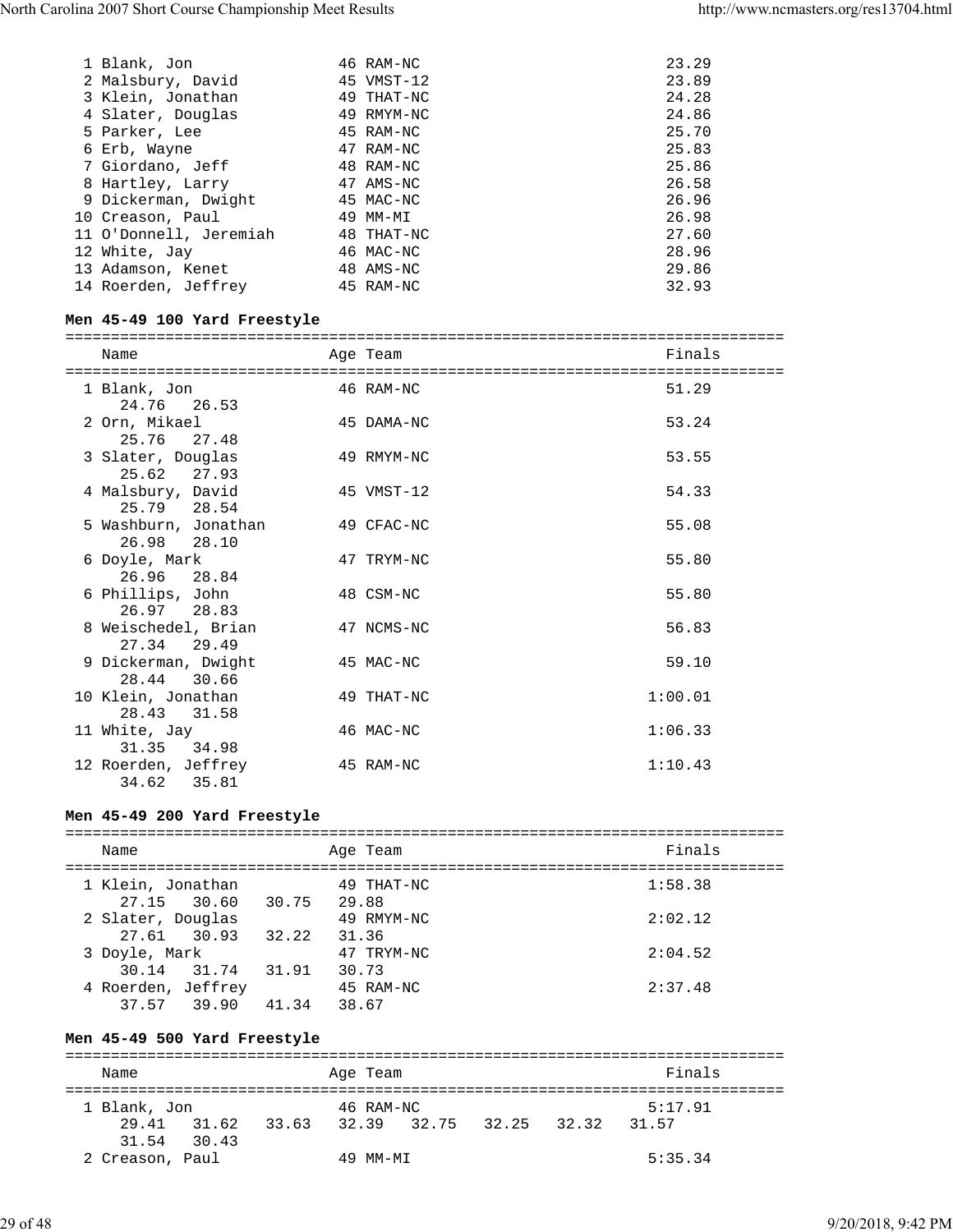| | Name | Age | Team | Finals |
|---|---|---|---|---|
| 1 | Blank, Jon | 46 | RAM-NC | 23.29 |
| 2 | Malsbury, David | 45 | VMST-12 | 23.89 |
| 3 | Klein, Jonathan | 49 | THAT-NC | 24.28 |
| 4 | Slater, Douglas | 49 | RMYM-NC | 24.86 |
| 5 | Parker, Lee | 45 | RAM-NC | 25.70 |
| 6 | Erb, Wayne | 47 | RAM-NC | 25.83 |
| 7 | Giordano, Jeff | 48 | RAM-NC | 25.86 |
| 8 | Hartley, Larry | 47 | AMS-NC | 26.58 |
| 9 | Dickerman, Dwight | 45 | MAC-NC | 26.96 |
| 10 | Creason, Paul | 49 | MM-MI | 26.98 |
| 11 | O'Donnell, Jeremiah | 48 | THAT-NC | 27.60 |
| 12 | White, Jay | 46 | MAC-NC | 28.96 |
| 13 | Adamson, Kenet | 48 | AMS-NC | 29.86 |
| 14 | Roerden, Jeffrey | 45 | RAM-NC | 32.93 |

**Men 45-49 100 Yard Freestyle**

| | Name | Age | Team | Finals | Splits |
|---|---|---|---|---|---|
| 1 | Blank, Jon | 46 | RAM-NC | 51.29 | 24.76 26.53 |
| 2 | Orn, Mikael | 45 | DAMA-NC | 53.24 | 25.76 27.48 |
| 3 | Slater, Douglas | 49 | RMYM-NC | 53.55 | 25.62 27.93 |
| 4 | Malsbury, David | 45 | VMST-12 | 54.33 | 25.79 28.54 |
| 5 | Washburn, Jonathan | 49 | CFAC-NC | 55.08 | 26.98 28.10 |
| 6 | Doyle, Mark | 47 | TRYM-NC | 55.80 | 26.96 28.84 |
| 6 | Phillips, John | 48 | CSM-NC | 55.80 | 26.97 28.83 |
| 8 | Weischedel, Brian | 47 | NCMS-NC | 56.83 | 27.34 29.49 |
| 9 | Dickerman, Dwight | 45 | MAC-NC | 59.10 | 28.44 30.66 |
| 10 | Klein, Jonathan | 49 | THAT-NC | 1:00.01 | 28.43 31.58 |
| 11 | White, Jay | 46 | MAC-NC | 1:06.33 | 31.35 34.98 |
| 12 | Roerden, Jeffrey | 45 | RAM-NC | 1:10.43 | 34.62 35.81 |

**Men 45-49 200 Yard Freestyle**

| | Name | Age | Team | Finals | Splits |
|---|---|---|---|---|---|
| 1 | Klein, Jonathan | 49 | THAT-NC | 1:58.38 | 27.15 30.60 30.75 29.88 |
| 2 | Slater, Douglas | 49 | RMYM-NC | 2:02.12 | 27.61 30.93 32.22 31.36 |
| 3 | Doyle, Mark | 47 | TRYM-NC | 2:04.52 | 30.14 31.74 31.91 30.73 |
| 4 | Roerden, Jeffrey | 45 | RAM-NC | 2:37.48 | 37.57 39.90 41.34 38.67 |

**Men 45-49 500 Yard Freestyle**

| | Name | Age | Team | Finals | Splits |
|---|---|---|---|---|---|
| 1 | Blank, Jon | 46 | RAM-NC | 5:17.91 | 29.41 31.62 33.63 32.39 32.75 32.25 32.32 31.57 31.54 30.43 |
| 2 | Creason, Paul | 49 | MM-MI | 5:35.34 | |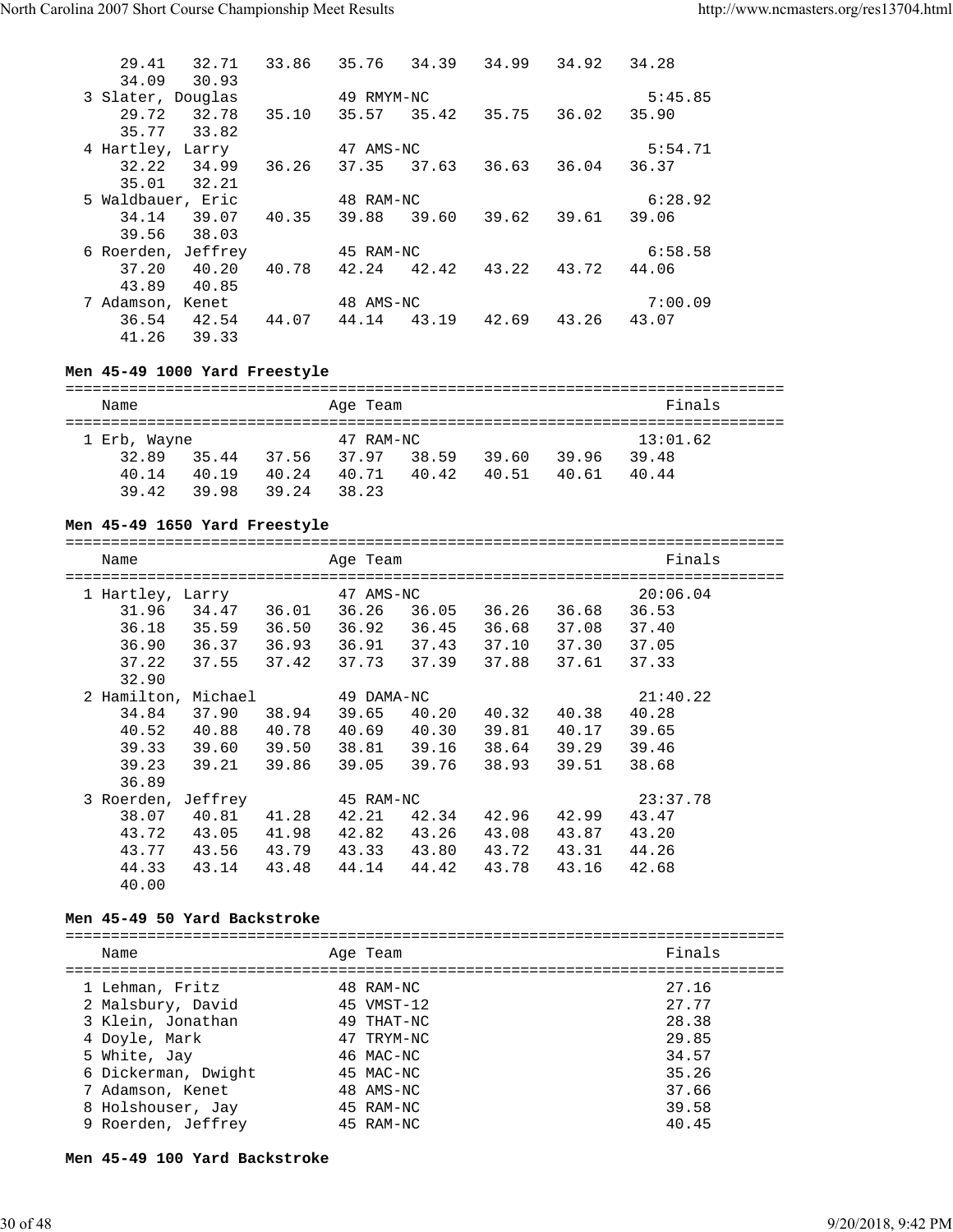```
    29.41   32.71   33.86   35.76   34.39   34.99   34.92   34.28
    34.09   30.93
 3 Slater, Douglas         49 RMYM-NC                     5:45.85
    29.72   32.78   35.10   35.57   35.42   35.75   36.02   35.90
    35.77   33.82
 4 Hartley, Larry          47 AMS-NC                      5:54.71
    32.22   34.99   36.26   37.35   37.63   36.63   36.04   36.37
    35.01   32.21
 5 Waldbauer, Eric         48 RAM-NC                      6:28.92
    34.14   39.07   40.35   39.88   39.60   39.62   39.61   39.06
    39.56   38.03
 6 Roerden, Jeffrey        45 RAM-NC                      6:58.58
    37.20   40.20   40.78   42.24   42.42   43.22   43.72   44.06
    43.89   40.85
 7 Adamson, Kenet          48 AMS-NC                      7:00.09
    36.54   42.54   44.07   44.14   43.19   42.69   43.26   43.07
    41.26   39.33
```

**Men 45-49 1000 Yard Freestyle**

```
===============================================================================
    Name                    Age Team                                    Finals
===============================================================================
 1 Erb, Wayne              47 RAM-NC                     13:01.62
    32.89   35.44   37.56   37.97   38.59   39.60   39.96   39.48
    40.14   40.19   40.24   40.71   40.42   40.51   40.61   40.44
    39.42   39.98   39.24   38.23
```

**Men 45-49 1650 Yard Freestyle**

```
===============================================================================
    Name                    Age Team                                    Finals
===============================================================================
 1 Hartley, Larry          47 AMS-NC                     20:06.04
    31.96   34.47   36.01   36.26   36.05   36.26   36.68   36.53
    36.18   35.59   36.50   36.92   36.45   36.68   37.08   37.40
    36.90   36.37   36.93   36.91   37.43   37.10   37.30   37.05
    37.22   37.55   37.42   37.73   37.39   37.88   37.61   37.33
    32.90
 2 Hamilton, Michael       49 DAMA-NC                    21:40.22
    34.84   37.90   38.94   39.65   40.20   40.32   40.38   40.28
    40.52   40.88   40.78   40.69   40.30   39.81   40.17   39.65
    39.33   39.60   39.50   38.81   39.16   38.64   39.29   39.46
    39.23   39.21   39.86   39.05   39.76   38.93   39.51   38.68
    36.89
 3 Roerden, Jeffrey        45 RAM-NC                     23:37.78
    38.07   40.81   41.28   42.21   42.34   42.96   42.99   43.47
    43.72   43.05   41.98   42.82   43.26   43.08   43.87   43.20
    43.77   43.56   43.79   43.33   43.80   43.72   43.31   44.26
    44.33   43.14   43.48   44.14   44.42   43.78   43.16   42.68
    40.00
```

**Men 45-49 50 Yard Backstroke**

```
===============================================================================
    Name                    Age Team                                    Finals
===============================================================================
 1 Lehman, Fritz           48 RAM-NC                        27.16
 2 Malsbury, David         45 VMST-12                       27.77
 3 Klein, Jonathan         49 THAT-NC                       28.38
 4 Doyle, Mark             47 TRYM-NC                       29.85
 5 White, Jay              46 MAC-NC                        34.57
 6 Dickerman, Dwight       45 MAC-NC                        35.26
 7 Adamson, Kenet          48 AMS-NC                        37.66
 8 Holshouser, Jay         45 RAM-NC                        39.58
 9 Roerden, Jeffrey        45 RAM-NC                        40.45
```

**Men 45-49 100 Yard Backstroke**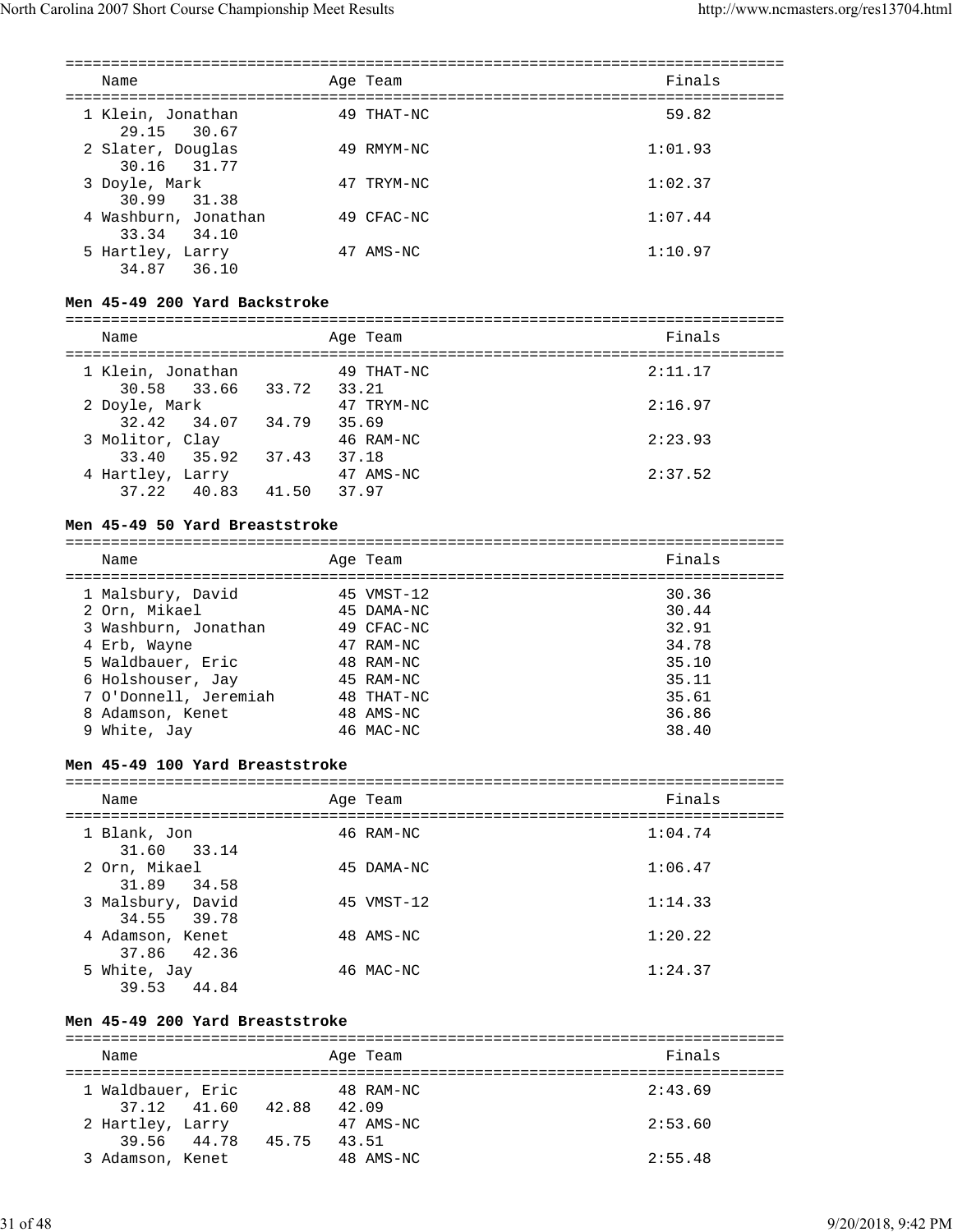| Name | Age | Team | Finals |
|---|---|---|---|
| 1 Klein, Jonathan | 49 | THAT-NC | 59.82 |
| 29.15 30.67 | | | |
| 2 Slater, Douglas | 49 | RMYM-NC | 1:01.93 |
| 30.16 31.77 | | | |
| 3 Doyle, Mark | 47 | TRYM-NC | 1:02.37 |
| 30.99 31.38 | | | |
| 4 Washburn, Jonathan | 49 | CFAC-NC | 1:07.44 |
| 33.34 34.10 | | | |
| 5 Hartley, Larry | 47 | AMS-NC | 1:10.97 |
| 34.87 36.10 | | | |

### Men 45-49 200 Yard Backstroke

| Name | Age | Team | Finals |
|---|---|---|---|
| 1 Klein, Jonathan | 49 | THAT-NC | 2:11.17 |
| 30.58 33.66 33.72 33.21 | | | |
| 2 Doyle, Mark | 47 | TRYM-NC | 2:16.97 |
| 32.42 34.07 34.79 35.69 | | | |
| 3 Molitor, Clay | 46 | RAM-NC | 2:23.93 |
| 33.40 35.92 37.43 37.18 | | | |
| 4 Hartley, Larry | 47 | AMS-NC | 2:37.52 |
| 37.22 40.83 41.50 37.97 | | | |

### Men 45-49 50 Yard Breaststroke

| Name | Age | Team | Finals |
|---|---|---|---|
| 1 Malsbury, David | 45 | VMST-12 | 30.36 |
| 2 Orn, Mikael | 45 | DAMA-NC | 30.44 |
| 3 Washburn, Jonathan | 49 | CFAC-NC | 32.91 |
| 4 Erb, Wayne | 47 | RAM-NC | 34.78 |
| 5 Waldbauer, Eric | 48 | RAM-NC | 35.10 |
| 6 Holshouser, Jay | 45 | RAM-NC | 35.11 |
| 7 O'Donnell, Jeremiah | 48 | THAT-NC | 35.61 |
| 8 Adamson, Kenet | 48 | AMS-NC | 36.86 |
| 9 White, Jay | 46 | MAC-NC | 38.40 |

### Men 45-49 100 Yard Breaststroke

| Name | Age | Team | Finals |
|---|---|---|---|
| 1 Blank, Jon | 46 | RAM-NC | 1:04.74 |
| 31.60 33.14 | | | |
| 2 Orn, Mikael | 45 | DAMA-NC | 1:06.47 |
| 31.89 34.58 | | | |
| 3 Malsbury, David | 45 | VMST-12 | 1:14.33 |
| 34.55 39.78 | | | |
| 4 Adamson, Kenet | 48 | AMS-NC | 1:20.22 |
| 37.86 42.36 | | | |
| 5 White, Jay | 46 | MAC-NC | 1:24.37 |
| 39.53 44.84 | | | |

### Men 45-49 200 Yard Breaststroke

| Name | Age | Team | Finals |
|---|---|---|---|
| 1 Waldbauer, Eric | 48 | RAM-NC | 2:43.69 |
| 37.12 41.60 42.88 42.09 | | | |
| 2 Hartley, Larry | 47 | AMS-NC | 2:53.60 |
| 39.56 44.78 45.75 43.51 | | | |
| 3 Adamson, Kenet | 48 | AMS-NC | 2:55.48 |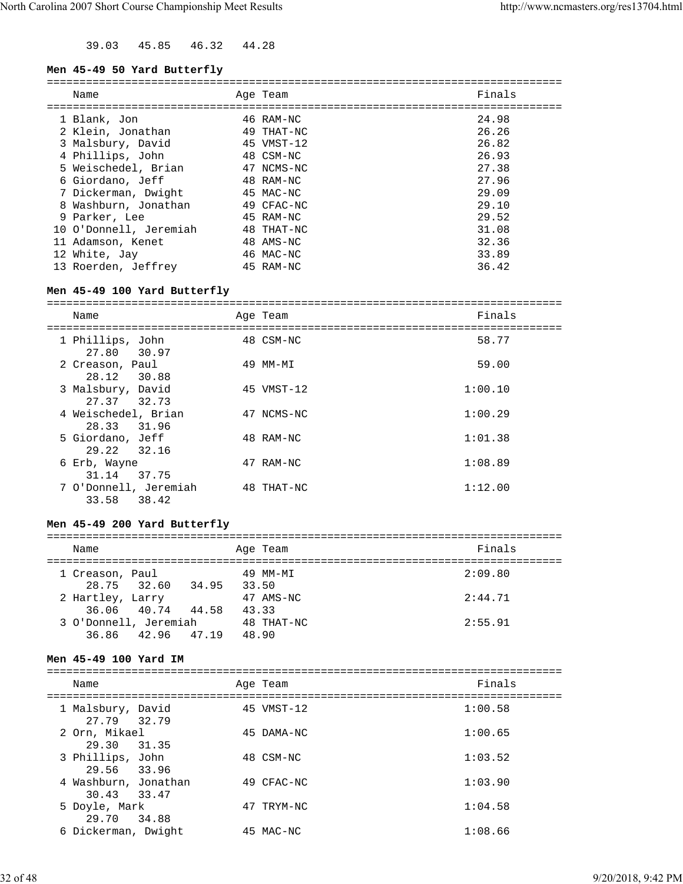39.03 45.85 46.32 44.28

**Men 45-49 50 Yard Butterfly**

| Name | Age | Team | Finals |
|---|---|---|---|
| 1 Blank, Jon | 46 | RAM-NC | 24.98 |
| 2 Klein, Jonathan | 49 | THAT-NC | 26.26 |
| 3 Malsbury, David | 45 | VMST-12 | 26.82 |
| 4 Phillips, John | 48 | CSM-NC | 26.93 |
| 5 Weischedel, Brian | 47 | NCMS-NC | 27.38 |
| 6 Giordano, Jeff | 48 | RAM-NC | 27.96 |
| 7 Dickerman, Dwight | 45 | MAC-NC | 29.09 |
| 8 Washburn, Jonathan | 49 | CFAC-NC | 29.10 |
| 9 Parker, Lee | 45 | RAM-NC | 29.52 |
| 10 O'Donnell, Jeremiah | 48 | THAT-NC | 31.08 |
| 11 Adamson, Kenet | 48 | AMS-NC | 32.36 |
| 12 White, Jay | 46 | MAC-NC | 33.89 |
| 13 Roerden, Jeffrey | 45 | RAM-NC | 36.42 |

**Men 45-49 100 Yard Butterfly**

| Name | Age | Team | Finals |
|---|---|---|---|
| 1 Phillips, John | 48 | CSM-NC | 58.77 |
| 27.80 30.97 | | | |
| 2 Creason, Paul | 49 | MM-MI | 59.00 |
| 28.12 30.88 | | | |
| 3 Malsbury, David | 45 | VMST-12 | 1:00.10 |
| 27.37 32.73 | | | |
| 4 Weischedel, Brian | 47 | NCMS-NC | 1:00.29 |
| 28.33 31.96 | | | |
| 5 Giordano, Jeff | 48 | RAM-NC | 1:01.38 |
| 29.22 32.16 | | | |
| 6 Erb, Wayne | 47 | RAM-NC | 1:08.89 |
| 31.14 37.75 | | | |
| 7 O'Donnell, Jeremiah | 48 | THAT-NC | 1:12.00 |
| 33.58 38.42 | | | |

**Men 45-49 200 Yard Butterfly**

| Name | Age | Team | Finals |
|---|---|---|---|
| 1 Creason, Paul | 49 | MM-MI | 2:09.80 |
| 28.75 32.60 34.95 33.50 | | | |
| 2 Hartley, Larry | 47 | AMS-NC | 2:44.71 |
| 36.06 40.74 44.58 43.33 | | | |
| 3 O'Donnell, Jeremiah | 48 | THAT-NC | 2:55.91 |
| 36.86 42.96 47.19 48.90 | | | |

**Men 45-49 100 Yard IM**

| Name | Age | Team | Finals |
|---|---|---|---|
| 1 Malsbury, David | 45 | VMST-12 | 1:00.58 |
| 27.79 32.79 | | | |
| 2 Orn, Mikael | 45 | DAMA-NC | 1:00.65 |
| 29.30 31.35 | | | |
| 3 Phillips, John | 48 | CSM-NC | 1:03.52 |
| 29.56 33.96 | | | |
| 4 Washburn, Jonathan | 49 | CFAC-NC | 1:03.90 |
| 30.43 33.47 | | | |
| 5 Doyle, Mark | 47 | TRYM-NC | 1:04.58 |
| 29.70 34.88 | | | |
| 6 Dickerman, Dwight | 45 | MAC-NC | 1:08.66 |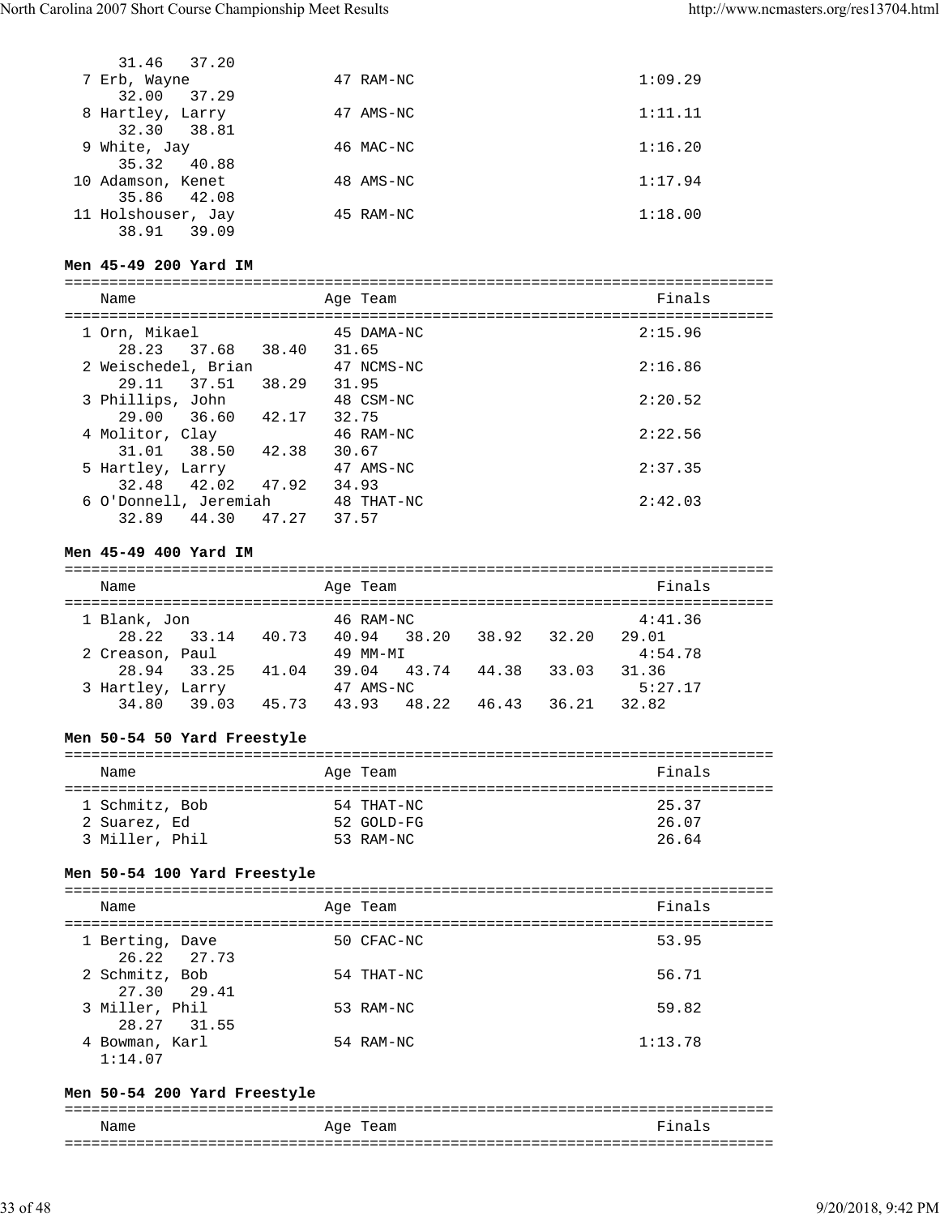```
    31.46   37.20
  7 Erb, Wayne              47 RAM-NC                       1:09.29
    32.00   37.29
  8 Hartley, Larry          47 AMS-NC                       1:11.11
    32.30   38.81
  9 White, Jay              46 MAC-NC                       1:16.20
    35.32   40.88
 10 Adamson, Kenet          48 AMS-NC                       1:17.94
    35.86   42.08
 11 Holshouser, Jay         45 RAM-NC                       1:18.00
    38.91   39.09
```

**Men 45-49 200 Yard IM**

```
===============================================================================
    Name                    Age Team                              Finals
===============================================================================
  1 Orn, Mikael             45 DAMA-NC                          2:15.96
    28.23   37.68   38.40   31.65
  2 Weischedel, Brian       47 NCMS-NC                          2:16.86
    29.11   37.51   38.29   31.95
  3 Phillips, John          48 CSM-NC                           2:20.52
    29.00   36.60   42.17   32.75
  4 Molitor, Clay           46 RAM-NC                           2:22.56
    31.01   38.50   42.38   30.67
  5 Hartley, Larry          47 AMS-NC                           2:37.35
    32.48   42.02   47.92   34.93
  6 O'Donnell, Jeremiah     48 THAT-NC                          2:42.03
    32.89   44.30   47.27   37.57
```

**Men 45-49 400 Yard IM**

```
===============================================================================
    Name                    Age Team                              Finals
===============================================================================
  1 Blank, Jon              46 RAM-NC                           4:41.36
    28.22   33.14   40.73   40.94   38.20   38.92   32.20   29.01
  2 Creason, Paul           49 MM-MI                            4:54.78
    28.94   33.25   41.04   39.04   43.74   44.38   33.03   31.36
  3 Hartley, Larry          47 AMS-NC                           5:27.17
    34.80   39.03   45.73   43.93   48.22   46.43   36.21   32.82
```

**Men 50-54 50 Yard Freestyle**

```
===============================================================================
    Name                    Age Team                              Finals
===============================================================================
  1 Schmitz, Bob            54 THAT-NC                            25.37
  2 Suarez, Ed              52 GOLD-FG                            26.07
  3 Miller, Phil            53 RAM-NC                             26.64
```

**Men 50-54 100 Yard Freestyle**

```
===============================================================================
    Name                    Age Team                              Finals
===============================================================================
  1 Berting, Dave           50 CFAC-NC                            53.95
    26.22   27.73
  2 Schmitz, Bob            54 THAT-NC                            56.71
    27.30   29.41
  3 Miller, Phil            53 RAM-NC                             59.82
    28.27   31.55
  4 Bowman, Karl            54 RAM-NC                           1:13.78
    1:14.07
```

**Men 50-54 200 Yard Freestyle**

```
===============================================================================
    Name                    Age Team                              Finals
===============================================================================
```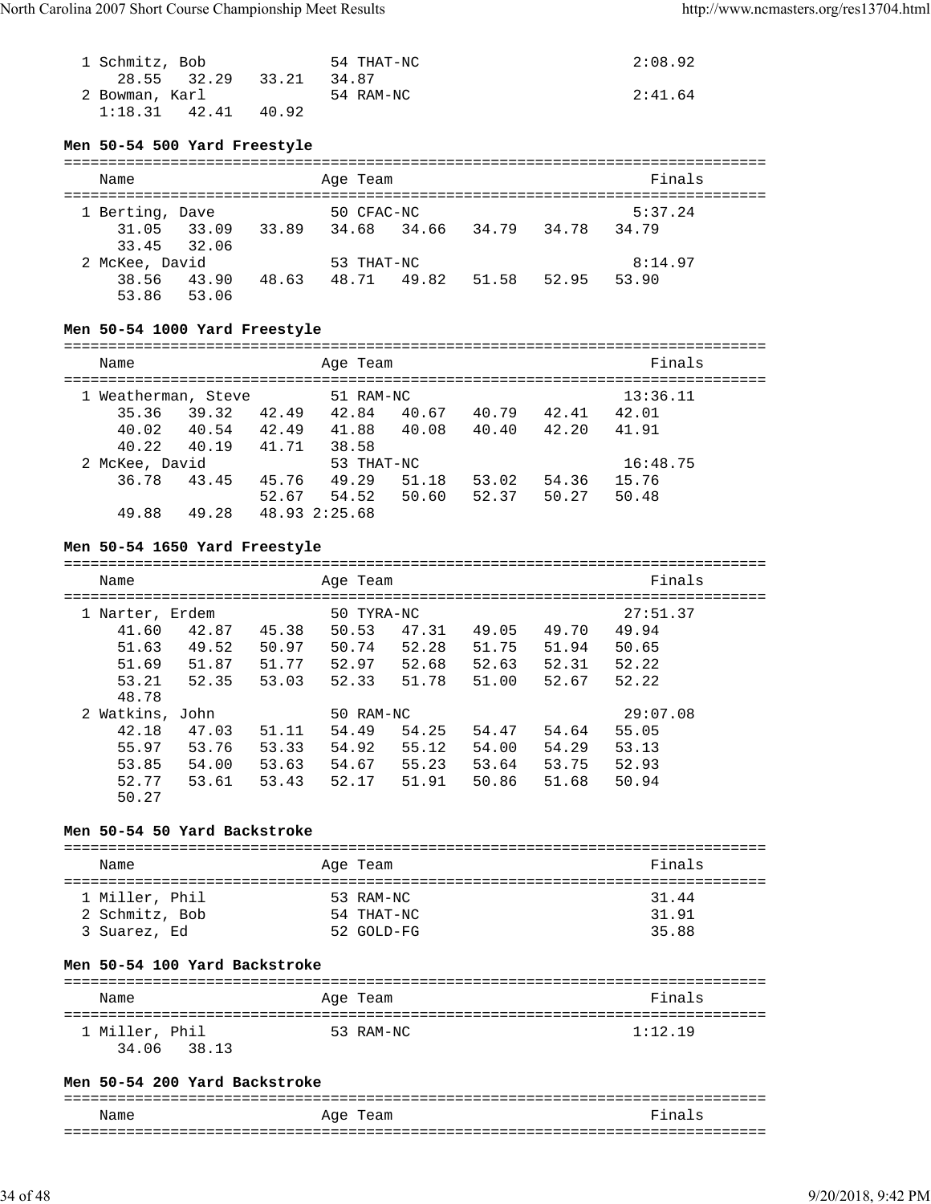```
  1 Schmitz, Bob             54 THAT-NC                       2:08.92
     28.55   32.29   33.21   34.87
  2 Bowman, Karl             54 RAM-NC                        2:41.64
   1:18.31   42.41   40.92
```

### Men 50-54 500 Yard Freestyle

```
===============================================================================
    Name                    Age Team                                  Finals
===============================================================================
  1 Berting, Dave            50 CFAC-NC                       5:37.24
     31.05   33.09   33.89   34.68   34.66   34.79   34.78   34.79
     33.45   32.06
  2 McKee, David             53 THAT-NC                       8:14.97
     38.56   43.90   48.63   48.71   49.82   51.58   52.95   53.90
     53.86   53.06
```

### Men 50-54 1000 Yard Freestyle

```
===============================================================================
    Name                    Age Team                                  Finals
===============================================================================
  1 Weatherman, Steve        51 RAM-NC                       13:36.11
     35.36   39.32   42.49   42.84   40.67   40.79   42.41   42.01
     40.02   40.54   42.49   41.88   40.08   40.40   42.20   41.91
     40.22   40.19   41.71   38.58
  2 McKee, David             53 THAT-NC                      16:48.75
     36.78   43.45   45.76   49.29   51.18   53.02   54.36   15.76
                     52.67   54.52   50.60   52.37   50.27   50.48
     49.88   49.28   48.93 2:25.68
```

### Men 50-54 1650 Yard Freestyle

```
===============================================================================
    Name                    Age Team                                  Finals
===============================================================================
  1 Narter, Erdem            50 TYRA-NC                      27:51.37
     41.60   42.87   45.38   50.53   47.31   49.05   49.70   49.94
     51.63   49.52   50.97   50.74   52.28   51.75   51.94   50.65
     51.69   51.87   51.77   52.97   52.68   52.63   52.31   52.22
     53.21   52.35   53.03   52.33   51.78   51.00   52.67   52.22
     48.78
  2 Watkins, John            50 RAM-NC                       29:07.08
     42.18   47.03   51.11   54.49   54.25   54.47   54.64   55.05
     55.97   53.76   53.33   54.92   55.12   54.00   54.29   53.13
     53.85   54.00   53.63   54.67   55.23   53.64   53.75   52.93
     52.77   53.61   53.43   52.17   51.91   50.86   51.68   50.94
     50.27
```

### Men 50-54 50 Yard Backstroke

```
===============================================================================
    Name                    Age Team                                  Finals
===============================================================================
  1 Miller, Phil             53 RAM-NC                          31.44
  2 Schmitz, Bob             54 THAT-NC                         31.91
  3 Suarez, Ed               52 GOLD-FG                         35.88
```

### Men 50-54 100 Yard Backstroke

```
===============================================================================
    Name                    Age Team                                  Finals
===============================================================================
  1 Miller, Phil             53 RAM-NC                        1:12.19
     34.06   38.13
```

### Men 50-54 200 Yard Backstroke

```
===============================================================================
    Name                    Age Team                                  Finals
===============================================================================
```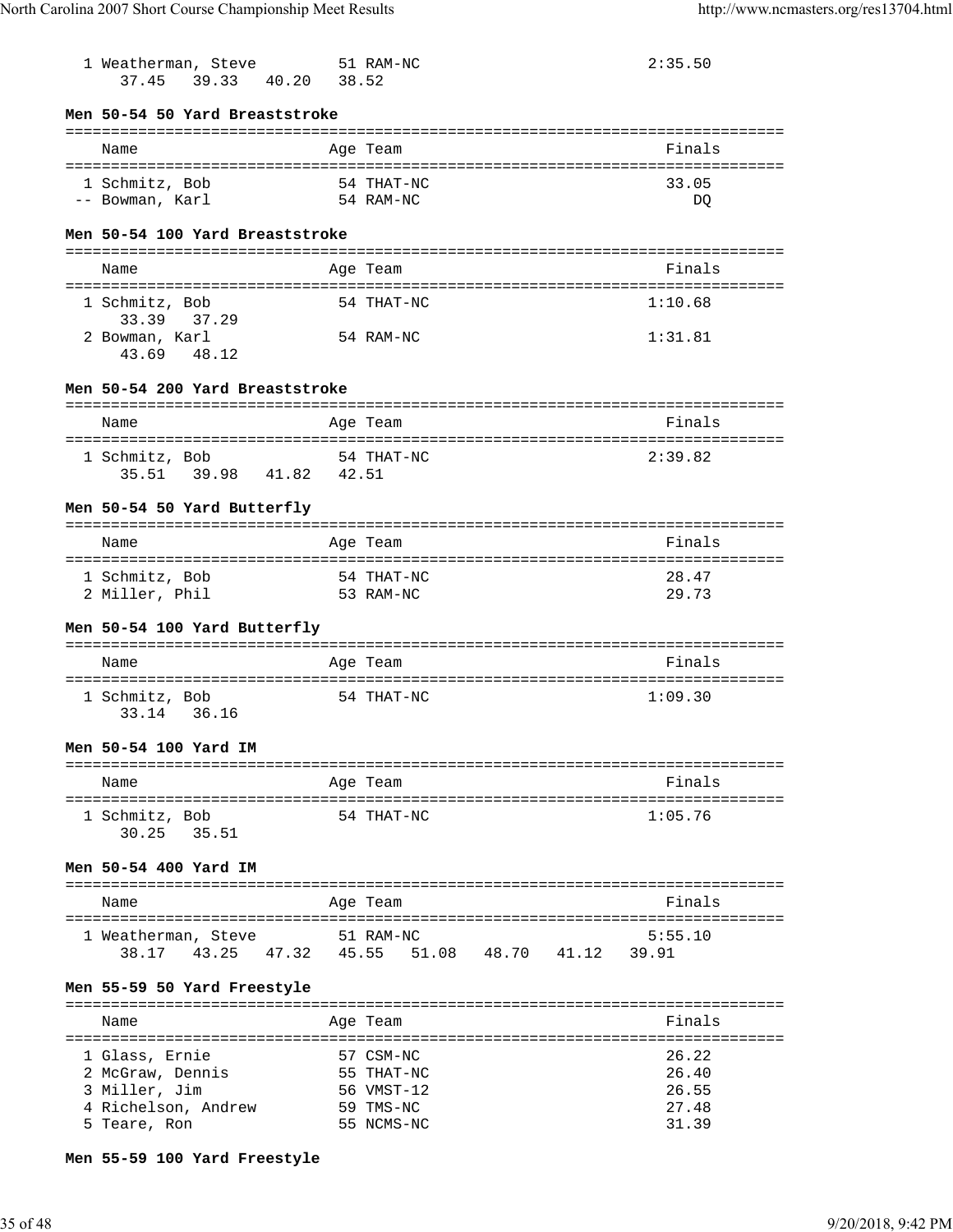1 Weatherman, Steve 51 RAM-NC 2:35.50
37.45 39.33 40.20 38.52

### Men 50-54 50 Yard Breaststroke

| Name | Age | Team | Finals |
|---|---|---|---|
| 1 Schmitz, Bob | 54 | THAT-NC | 33.05 |
| -- Bowman, Karl | 54 | RAM-NC | DQ |

### Men 50-54 100 Yard Breaststroke

| Name | Age | Team | Finals |
|---|---|---|---|
| 1 Schmitz, Bob | 54 | THAT-NC | 1:10.68 |
| 33.39 37.29 | | | |
| 2 Bowman, Karl | 54 | RAM-NC | 1:31.81 |
| 43.69 48.12 | | | |

### Men 50-54 200 Yard Breaststroke

| Name | Age | Team | Finals |
|---|---|---|---|
| 1 Schmitz, Bob | 54 | THAT-NC | 2:39.82 |
| 35.51 39.98 41.82 42.51 | | | |

### Men 50-54 50 Yard Butterfly

| Name | Age | Team | Finals |
|---|---|---|---|
| 1 Schmitz, Bob | 54 | THAT-NC | 28.47 |
| 2 Miller, Phil | 53 | RAM-NC | 29.73 |

### Men 50-54 100 Yard Butterfly

| Name | Age | Team | Finals |
|---|---|---|---|
| 1 Schmitz, Bob | 54 | THAT-NC | 1:09.30 |
| 33.14 36.16 | | | |

### Men 50-54 100 Yard IM

| Name | Age | Team | Finals |
|---|---|---|---|
| 1 Schmitz, Bob | 54 | THAT-NC | 1:05.76 |
| 30.25 35.51 | | | |

### Men 50-54 400 Yard IM

| Name | Age | Team | Finals |
|---|---|---|---|
| 1 Weatherman, Steve | 51 | RAM-NC | 5:55.10 |
| 38.17 43.25 47.32 45.55 51.08 48.70 41.12 39.91 | | | |

### Men 55-59 50 Yard Freestyle

| Name | Age | Team | Finals |
|---|---|---|---|
| 1 Glass, Ernie | 57 | CSM-NC | 26.22 |
| 2 McGraw, Dennis | 55 | THAT-NC | 26.40 |
| 3 Miller, Jim | 56 | VMST-12 | 26.55 |
| 4 Richelson, Andrew | 59 | TMS-NC | 27.48 |
| 5 Teare, Ron | 55 | NCMS-NC | 31.39 |

### Men 55-59 100 Yard Freestyle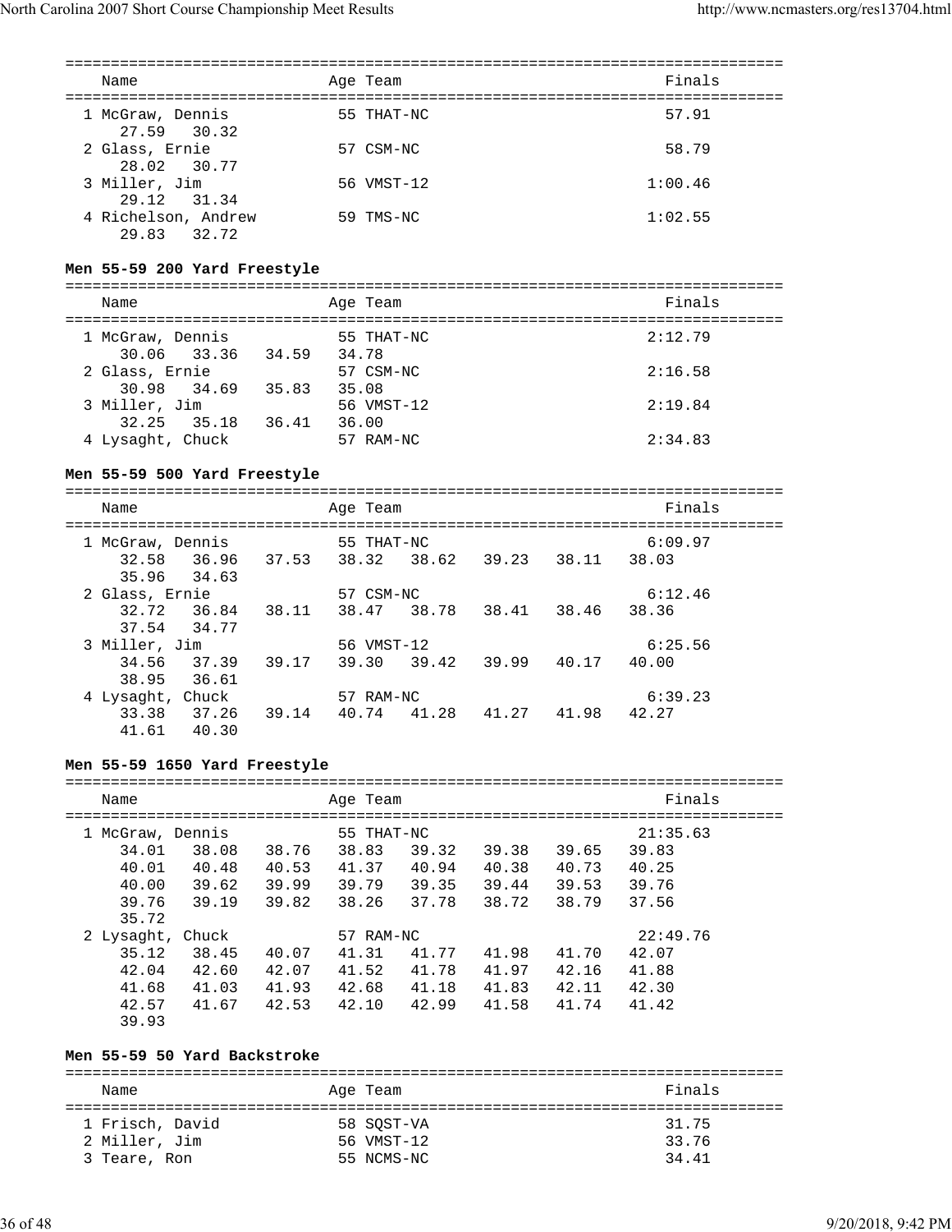| Name | Age | Team | Finals |
|---|---|---|---|
| 1 McGraw, Dennis | 55 | THAT-NC | 57.91 |
| 27.59 30.32 | | | |
| 2 Glass, Ernie | 57 | CSM-NC | 58.79 |
| 28.02 30.77 | | | |
| 3 Miller, Jim | 56 | VMST-12 | 1:00.46 |
| 29.12 31.34 | | | |
| 4 Richelson, Andrew | 59 | TMS-NC | 1:02.55 |
| 29.83 32.72 | | | |

### Men 55-59 200 Yard Freestyle

| Name | Age | Team | Finals |
|---|---|---|---|
| 1 McGraw, Dennis | 55 | THAT-NC | 2:12.79 |
| 30.06 33.36 34.59 34.78 | | | |
| 2 Glass, Ernie | 57 | CSM-NC | 2:16.58 |
| 30.98 34.69 35.83 35.08 | | | |
| 3 Miller, Jim | 56 | VMST-12 | 2:19.84 |
| 32.25 35.18 36.41 36.00 | | | |
| 4 Lysaght, Chuck | 57 | RAM-NC | 2:34.83 |

### Men 55-59 500 Yard Freestyle

| Name | Age | Team | Finals |
|---|---|---|---|
| 1 McGraw, Dennis | 55 | THAT-NC | 6:09.97 |
| 32.58 36.96 37.53 38.32 38.62 39.23 38.11 38.03 35.96 34.63 | | | |
| 2 Glass, Ernie | 57 | CSM-NC | 6:12.46 |
| 32.72 36.84 38.11 38.47 38.78 38.41 38.46 38.36 37.54 34.77 | | | |
| 3 Miller, Jim | 56 | VMST-12 | 6:25.56 |
| 34.56 37.39 39.17 39.30 39.42 39.99 40.17 40.00 38.95 36.61 | | | |
| 4 Lysaght, Chuck | 57 | RAM-NC | 6:39.23 |
| 33.38 37.26 39.14 40.74 41.28 41.27 41.98 42.27 41.61 40.30 | | | |

### Men 55-59 1650 Yard Freestyle

| Name | Age | Team | Finals |
|---|---|---|---|
| 1 McGraw, Dennis | 55 | THAT-NC | 21:35.63 |
| 34.01 38.08 38.76 38.83 39.32 39.38 39.65 39.83 | | | |
| 40.01 40.48 40.53 41.37 40.94 40.38 40.73 40.25 | | | |
| 40.00 39.62 39.99 39.79 39.35 39.44 39.53 39.76 | | | |
| 39.76 39.19 39.82 38.26 37.78 38.72 38.79 37.56 | | | |
| 35.72 | | | |
| 2 Lysaght, Chuck | 57 | RAM-NC | 22:49.76 |
| 35.12 38.45 40.07 41.31 41.77 41.98 41.70 42.07 | | | |
| 42.04 42.60 42.07 41.52 41.78 41.97 42.16 41.88 | | | |
| 41.68 41.03 41.93 42.68 41.18 41.83 42.11 42.30 | | | |
| 42.57 41.67 42.53 42.10 42.99 41.58 41.74 41.42 | | | |
| 39.93 | | | |

### Men 55-59 50 Yard Backstroke

| Name | Age | Team | Finals |
|---|---|---|---|
| 1 Frisch, David | 58 | SQST-VA | 31.75 |
| 2 Miller, Jim | 56 | VMST-12 | 33.76 |
| 3 Teare, Ron | 55 | NCMS-NC | 34.41 |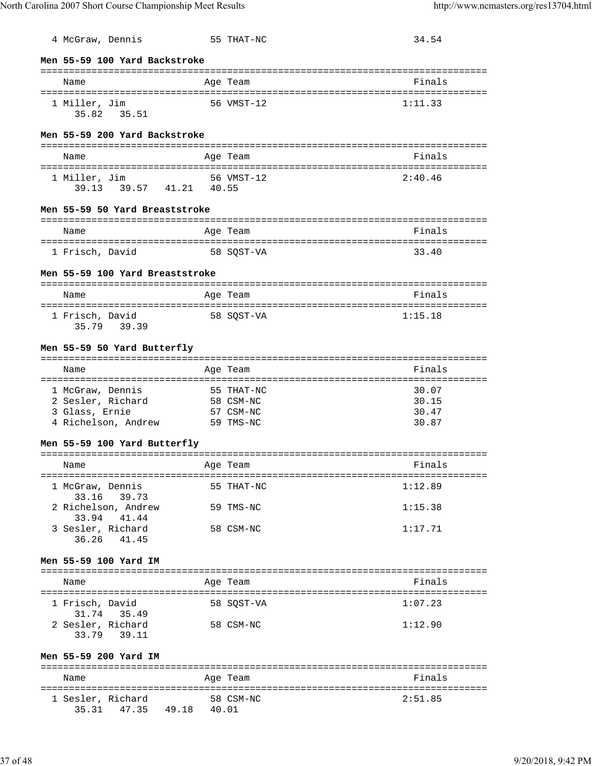| Name | Age | Team | Finals |
|---|---|---|---|
| 4 McGraw, Dennis | 55 | THAT-NC | 34.54 |

### Men 55-59 100 Yard Backstroke

| Name | Age | Team | Finals |
|---|---|---|---|
| 1 Miller, Jim | 56 | VMST-12 | 1:11.33 |
| 35.82 35.51 | | | |

### Men 55-59 200 Yard Backstroke

| Name | Age | Team | Finals |
|---|---|---|---|
| 1 Miller, Jim | 56 | VMST-12 | 2:40.46 |
| 39.13 39.57 41.21 40.55 | | | |

### Men 55-59 50 Yard Breaststroke

| Name | Age | Team | Finals |
|---|---|---|---|
| 1 Frisch, David | 58 | SQST-VA | 33.40 |

### Men 55-59 100 Yard Breaststroke

| Name | Age | Team | Finals |
|---|---|---|---|
| 1 Frisch, David | 58 | SQST-VA | 1:15.18 |
| 35.79 39.39 | | | |

### Men 55-59 50 Yard Butterfly

| Name | Age | Team | Finals |
|---|---|---|---|
| 1 McGraw, Dennis | 55 | THAT-NC | 30.07 |
| 2 Sesler, Richard | 58 | CSM-NC | 30.15 |
| 3 Glass, Ernie | 57 | CSM-NC | 30.47 |
| 4 Richelson, Andrew | 59 | TMS-NC | 30.87 |

### Men 55-59 100 Yard Butterfly

| Name | Age | Team | Finals |
|---|---|---|---|
| 1 McGraw, Dennis | 55 | THAT-NC | 1:12.89 |
| 33.16 39.73 | | | |
| 2 Richelson, Andrew | 59 | TMS-NC | 1:15.38 |
| 33.94 41.44 | | | |
| 3 Sesler, Richard | 58 | CSM-NC | 1:17.71 |
| 36.26 41.45 | | | |

### Men 55-59 100 Yard IM

| Name | Age | Team | Finals |
|---|---|---|---|
| 1 Frisch, David | 58 | SQST-VA | 1:07.23 |
| 31.74 35.49 | | | |
| 2 Sesler, Richard | 58 | CSM-NC | 1:12.90 |
| 33.79 39.11 | | | |

### Men 55-59 200 Yard IM

| Name | Age | Team | Finals |
|---|---|---|---|
| 1 Sesler, Richard | 58 | CSM-NC | 2:51.85 |
| 35.31 47.35 49.18 40.01 | | | |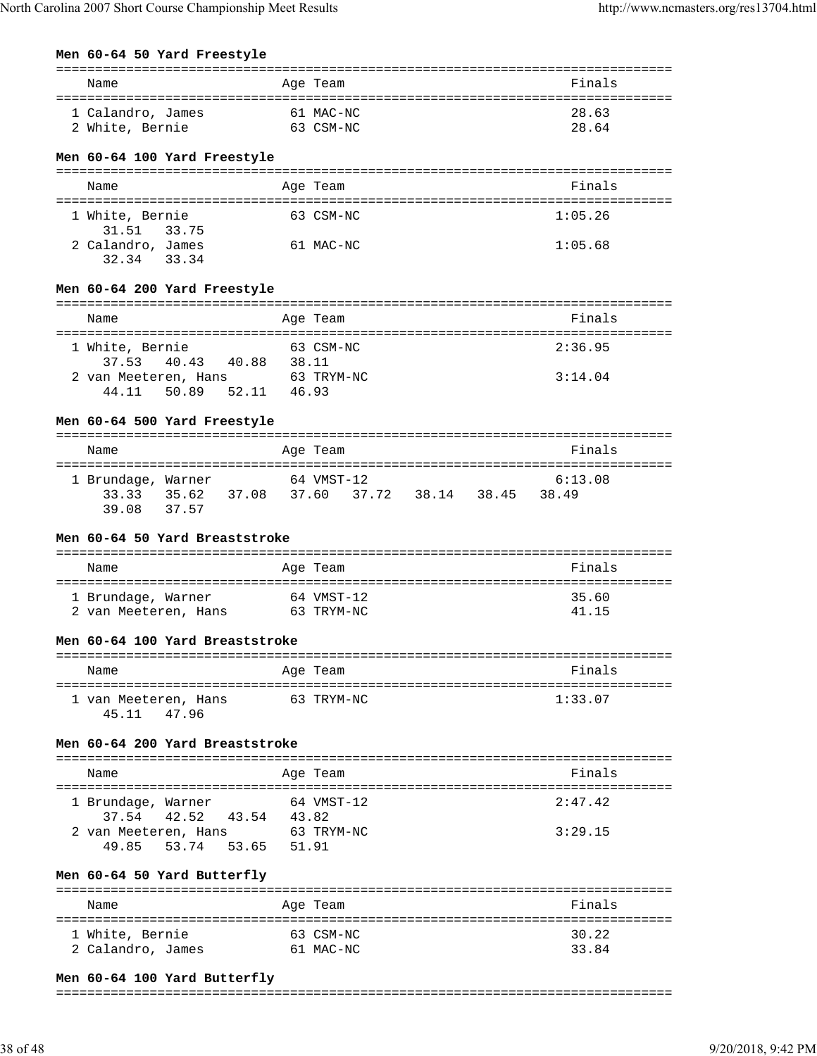**Men 60-64 50 Yard Freestyle**

| Name | Age | Team | Finals |
|---|---|---|---|
| 1 Calandro, James | 61 | MAC-NC | 28.63 |
| 2 White, Bernie | 63 | CSM-NC | 28.64 |

**Men 60-64 100 Yard Freestyle**

| Name | Age | Team | Finals |
|---|---|---|---|
| 1 White, Bernie | 63 | CSM-NC | 1:05.26 |
| 31.51 33.75 | | | |
| 2 Calandro, James | 61 | MAC-NC | 1:05.68 |
| 32.34 33.34 | | | |

**Men 60-64 200 Yard Freestyle**

| Name | Age | Team | Finals |
|---|---|---|---|
| 1 White, Bernie | 63 | CSM-NC | 2:36.95 |
| 37.53 40.43 40.88 38.11 | | | |
| 2 van Meeteren, Hans | 63 | TRYM-NC | 3:14.04 |
| 44.11 50.89 52.11 46.93 | | | |

**Men 60-64 500 Yard Freestyle**

| Name | Age | Team | Finals |
|---|---|---|---|
| 1 Brundage, Warner | 64 | VMST-12 | 6:13.08 |
| 33.33 35.62 37.08 37.60 37.72 38.14 38.45 38.49 39.08 37.57 | | | |

**Men 60-64 50 Yard Breaststroke**

| Name | Age | Team | Finals |
|---|---|---|---|
| 1 Brundage, Warner | 64 | VMST-12 | 35.60 |
| 2 van Meeteren, Hans | 63 | TRYM-NC | 41.15 |

**Men 60-64 100 Yard Breaststroke**

| Name | Age | Team | Finals |
|---|---|---|---|
| 1 van Meeteren, Hans | 63 | TRYM-NC | 1:33.07 |
| 45.11 47.96 | | | |

**Men 60-64 200 Yard Breaststroke**

| Name | Age | Team | Finals |
|---|---|---|---|
| 1 Brundage, Warner | 64 | VMST-12 | 2:47.42 |
| 37.54 42.52 43.54 43.82 | | | |
| 2 van Meeteren, Hans | 63 | TRYM-NC | 3:29.15 |
| 49.85 53.74 53.65 51.91 | | | |

**Men 60-64 50 Yard Butterfly**

| Name | Age | Team | Finals |
|---|---|---|---|
| 1 White, Bernie | 63 | CSM-NC | 30.22 |
| 2 Calandro, James | 61 | MAC-NC | 33.84 |

**Men 60-64 100 Yard Butterfly**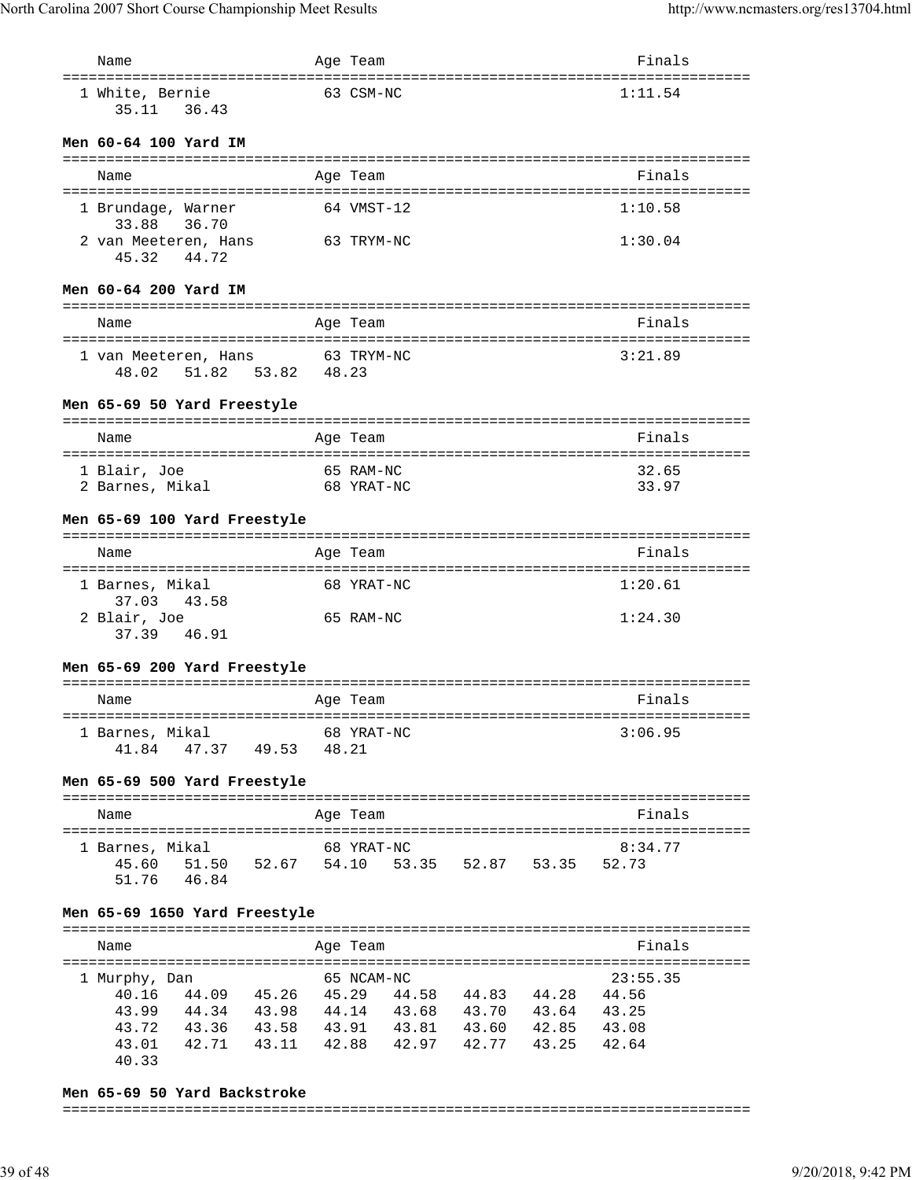| Name | Age | Team | Finals |
|---|---|---|---|
| 1 White, Bernie | 63 | CSM-NC | 1:11.54 |
| 35.11 36.43 | | | |

**Men 60-64 100 Yard IM**

| Name | Age | Team | Finals |
|---|---|---|---|
| 1 Brundage, Warner | 64 | VMST-12 | 1:10.58 |
| 33.88 36.70 | | | |
| 2 van Meeteren, Hans | 63 | TRYM-NC | 1:30.04 |
| 45.32 44.72 | | | |

**Men 60-64 200 Yard IM**

| Name | Age | Team | Finals |
|---|---|---|---|
| 1 van Meeteren, Hans | 63 | TRYM-NC | 3:21.89 |
| 48.02 51.82 53.82 48.23 | | | |

**Men 65-69 50 Yard Freestyle**

| Name | Age | Team | Finals |
|---|---|---|---|
| 1 Blair, Joe | 65 | RAM-NC | 32.65 |
| 2 Barnes, Mikal | 68 | YRAT-NC | 33.97 |

**Men 65-69 100 Yard Freestyle**

| Name | Age | Team | Finals |
|---|---|---|---|
| 1 Barnes, Mikal | 68 | YRAT-NC | 1:20.61 |
| 37.03 43.58 | | | |
| 2 Blair, Joe | 65 | RAM-NC | 1:24.30 |
| 37.39 46.91 | | | |

**Men 65-69 200 Yard Freestyle**

| Name | Age | Team | Finals |
|---|---|---|---|
| 1 Barnes, Mikal | 68 | YRAT-NC | 3:06.95 |
| 41.84 47.37 49.53 48.21 | | | |

**Men 65-69 500 Yard Freestyle**

| Name | Age | Team | Finals |
|---|---|---|---|
| 1 Barnes, Mikal | 68 | YRAT-NC | 8:34.77 |
| 45.60 51.50 52.67 54.10 53.35 52.87 53.35 52.73 | | | |
| 51.76 46.84 | | | |

**Men 65-69 1650 Yard Freestyle**

| Name | Age | Team | Finals |
|---|---|---|---|
| 1 Murphy, Dan | 65 | NCAM-NC | 23:55.35 |
| 40.16 44.09 45.26 45.29 44.58 44.83 44.28 44.56 | | | |
| 43.99 44.34 43.98 44.14 43.68 43.70 43.64 43.25 | | | |
| 43.72 43.36 43.58 43.91 43.81 43.60 42.85 43.08 | | | |
| 43.01 42.71 43.11 42.88 42.97 42.77 43.25 42.64 | | | |
| 40.33 | | | |

**Men 65-69 50 Yard Backstroke**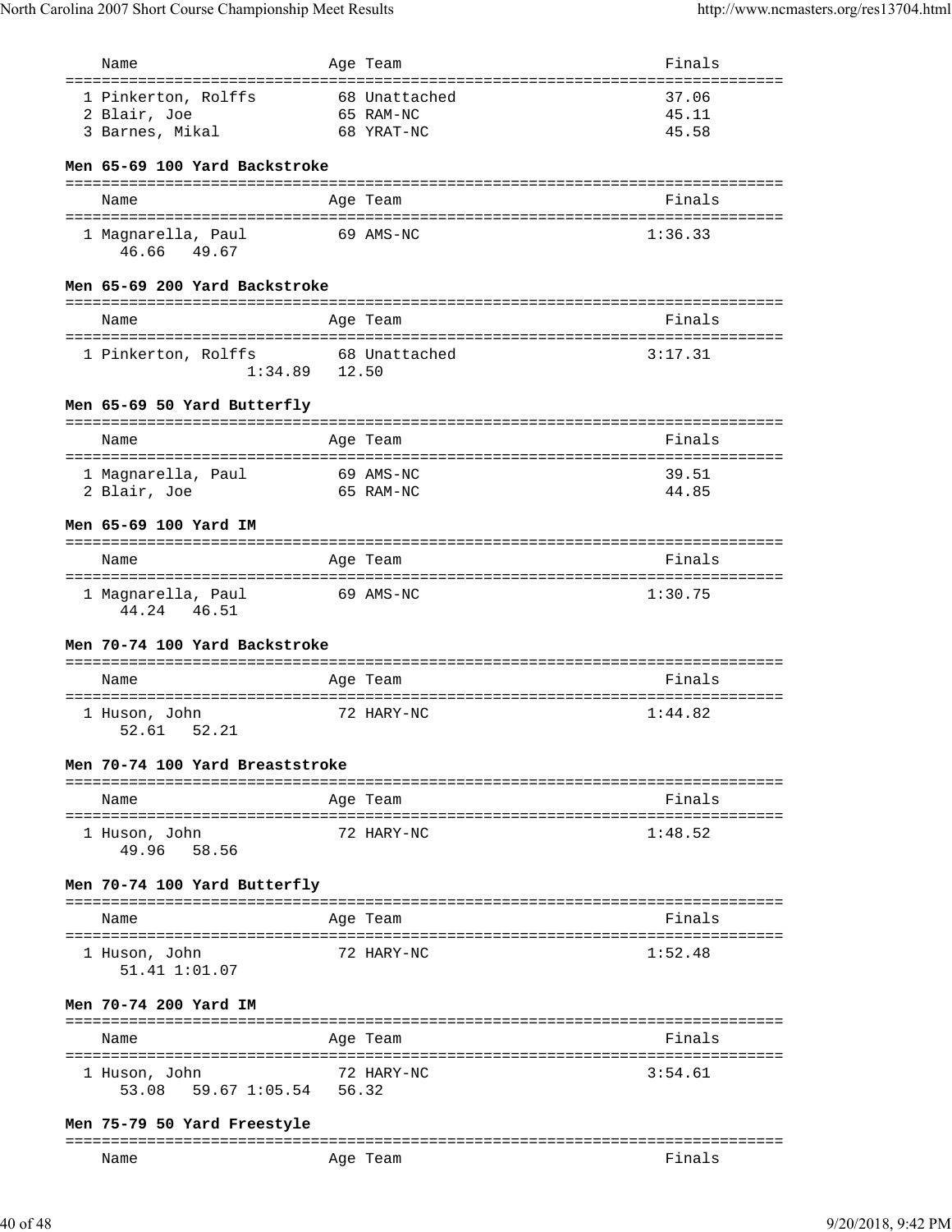| Name | Age | Team | Finals |
|---|---|---|---|
| 1 Pinkerton, Rolffs | 68 | Unattached | 37.06 |
| 2 Blair, Joe | 65 | RAM-NC | 45.11 |
| 3 Barnes, Mikal | 68 | YRAT-NC | 45.58 |

### Men 65-69 100 Yard Backstroke

| Name | Age | Team | Finals |
|---|---|---|---|
| 1 Magnarella, Paul | 69 | AMS-NC | 1:36.33 |
| 46.66 49.67 | | | |

### Men 65-69 200 Yard Backstroke

| Name | Age | Team | Finals |
|---|---|---|---|
| 1 Pinkerton, Rolffs | 68 | Unattached | 3:17.31 |
| 1:34.89 12.50 | | | |

### Men 65-69 50 Yard Butterfly

| Name | Age | Team | Finals |
|---|---|---|---|
| 1 Magnarella, Paul | 69 | AMS-NC | 39.51 |
| 2 Blair, Joe | 65 | RAM-NC | 44.85 |

### Men 65-69 100 Yard IM

| Name | Age | Team | Finals |
|---|---|---|---|
| 1 Magnarella, Paul | 69 | AMS-NC | 1:30.75 |
| 44.24 46.51 | | | |

### Men 70-74 100 Yard Backstroke

| Name | Age | Team | Finals |
|---|---|---|---|
| 1 Huson, John | 72 | HARY-NC | 1:44.82 |
| 52.61 52.21 | | | |

### Men 70-74 100 Yard Breaststroke

| Name | Age | Team | Finals |
|---|---|---|---|
| 1 Huson, John | 72 | HARY-NC | 1:48.52 |
| 49.96 58.56 | | | |

### Men 70-74 100 Yard Butterfly

| Name | Age | Team | Finals |
|---|---|---|---|
| 1 Huson, John | 72 | HARY-NC | 1:52.48 |
| 51.41 1:01.07 | | | |

### Men 70-74 200 Yard IM

| Name | Age | Team | Finals |
|---|---|---|---|
| 1 Huson, John | 72 | HARY-NC | 3:54.61 |
| 53.08 59.67 1:05.54 56.32 | | | |

### Men 75-79 50 Yard Freestyle

| Name | Age | Team | Finals |
|---|---|---|---|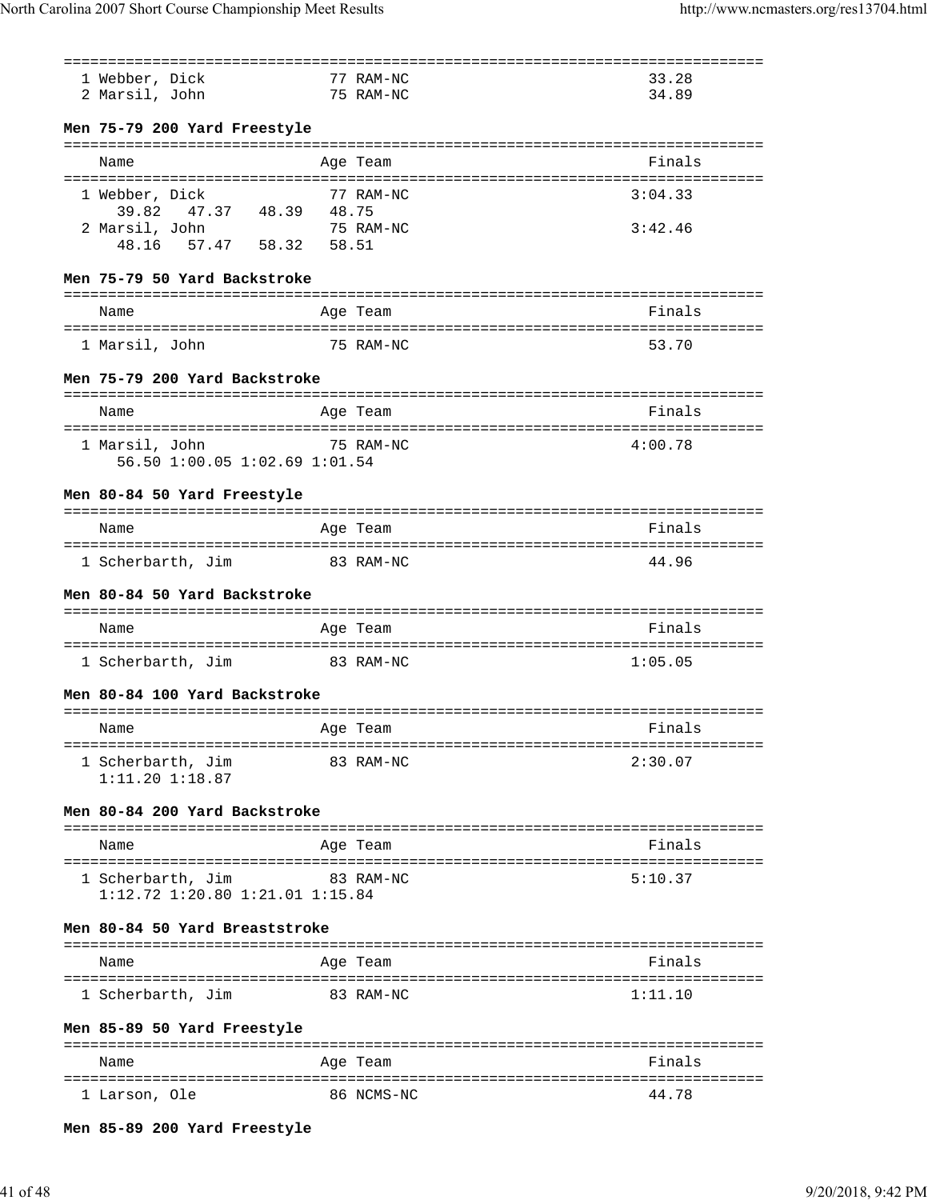| | Name | Age | Team | Finals |
|---|---|---|---|---|
| 1 | Webber, Dick | 77 | RAM-NC | 33.28 |
| 2 | Marsil, John | 75 | RAM-NC | 34.89 |

**Men 75-79 200 Yard Freestyle**

| | Name | Age | Team | Finals |
|---|---|---|---|---|
| 1 | Webber, Dick | 77 | RAM-NC | 3:04.33 |
| | 39.82 47.37 48.39 48.75 | | | |
| 2 | Marsil, John | 75 | RAM-NC | 3:42.46 |
| | 48.16 57.47 58.32 58.51 | | | |

**Men 75-79 50 Yard Backstroke**

| | Name | Age | Team | Finals |
|---|---|---|---|---|
| 1 | Marsil, John | 75 | RAM-NC | 53.70 |

**Men 75-79 200 Yard Backstroke**

| | Name | Age | Team | Finals |
|---|---|---|---|---|
| 1 | Marsil, John | 75 | RAM-NC | 4:00.78 |
| | 56.50 1:00.05 1:02.69 1:01.54 | | | |

**Men 80-84 50 Yard Freestyle**

| | Name | Age | Team | Finals |
|---|---|---|---|---|
| 1 | Scherbarth, Jim | 83 | RAM-NC | 44.96 |

**Men 80-84 50 Yard Backstroke**

| | Name | Age | Team | Finals |
|---|---|---|---|---|
| 1 | Scherbarth, Jim | 83 | RAM-NC | 1:05.05 |

**Men 80-84 100 Yard Backstroke**

| | Name | Age | Team | Finals |
|---|---|---|---|---|
| 1 | Scherbarth, Jim | 83 | RAM-NC | 2:30.07 |
| | 1:11.20 1:18.87 | | | |

**Men 80-84 200 Yard Backstroke**

| | Name | Age | Team | Finals |
|---|---|---|---|---|
| 1 | Scherbarth, Jim | 83 | RAM-NC | 5:10.37 |
| | 1:12.72 1:20.80 1:21.01 1:15.84 | | | |

**Men 80-84 50 Yard Breaststroke**

| | Name | Age | Team | Finals |
|---|---|---|---|---|
| 1 | Scherbarth, Jim | 83 | RAM-NC | 1:11.10 |

**Men 85-89 50 Yard Freestyle**

| | Name | Age | Team | Finals |
|---|---|---|---|---|
| 1 | Larson, Ole | 86 | NCMS-NC | 44.78 |

**Men 85-89 200 Yard Freestyle**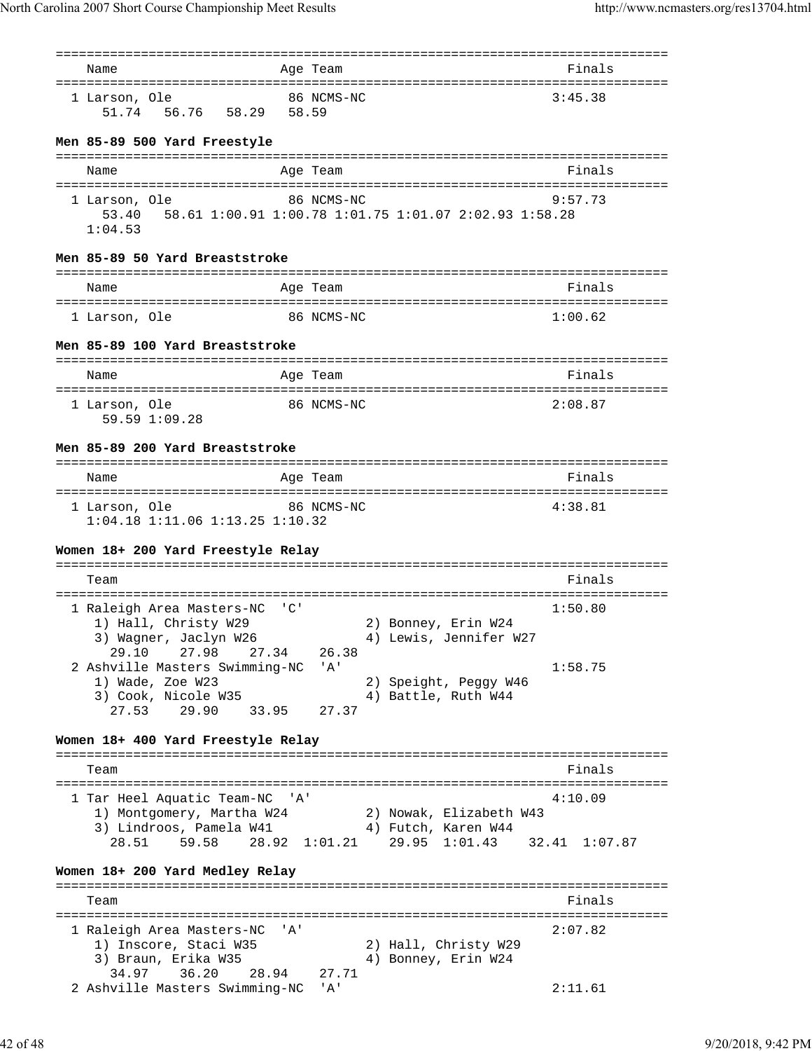| Name | Age | Team | Finals |
|---|---|---|---|
| 1 Larson, Ole | 86 | NCMS-NC | 3:45.38 |
| 51.74 56.76 58.29 58.59 | | | |

**Men 85-89 500 Yard Freestyle**

| Name | Age | Team | Finals |
|---|---|---|---|
| 1 Larson, Ole | 86 | NCMS-NC | 9:57.73 |
| 53.40 58.61 1:00.91 1:00.78 1:01.75 1:01.07 2:02.93 1:58.28 1:04.53 | | | |

**Men 85-89 50 Yard Breaststroke**

| Name | Age | Team | Finals |
|---|---|---|---|
| 1 Larson, Ole | 86 | NCMS-NC | 1:00.62 |

**Men 85-89 100 Yard Breaststroke**

| Name | Age | Team | Finals |
|---|---|---|---|
| 1 Larson, Ole | 86 | NCMS-NC | 2:08.87 |
| 59.59 1:09.28 | | | |

**Men 85-89 200 Yard Breaststroke**

| Name | Age | Team | Finals |
|---|---|---|---|
| 1 Larson, Ole | 86 | NCMS-NC | 4:38.81 |
| 1:04.18 1:11.06 1:13.25 1:10.32 | | | |

**Women 18+ 200 Yard Freestyle Relay**

| Team | Finals |
|---|---|
| 1 Raleigh Area Masters-NC 'C' | 1:50.80 |
| 1) Hall, Christy W29; 2) Bonney, Erin W24; 3) Wagner, Jaclyn W26; 4) Lewis, Jennifer W27 | |
| 29.10 27.98 27.34 26.38 | |
| 2 Ashville Masters Swimming-NC 'A' | 1:58.75 |
| 1) Wade, Zoe W23; 2) Speight, Peggy W46; 3) Cook, Nicole W35; 4) Battle, Ruth W44 | |
| 27.53 29.90 33.95 27.37 | |

**Women 18+ 400 Yard Freestyle Relay**

| Team | Finals |
|---|---|
| 1 Tar Heel Aquatic Team-NC 'A' | 4:10.09 |
| 1) Montgomery, Martha W24; 2) Nowak, Elizabeth W43; 3) Lindroos, Pamela W41; 4) Futch, Karen W44 | |
| 28.51 59.58 28.92 1:01.21 29.95 1:01.43 32.41 1:07.87 | |

**Women 18+ 200 Yard Medley Relay**

| Team | Finals |
|---|---|
| 1 Raleigh Area Masters-NC 'A' | 2:07.82 |
| 1) Inscore, Staci W35; 2) Hall, Christy W29; 3) Braun, Erika W35; 4) Bonney, Erin W24 | |
| 34.97 36.20 28.94 27.71 | |
| 2 Ashville Masters Swimming-NC 'A' | 2:11.61 |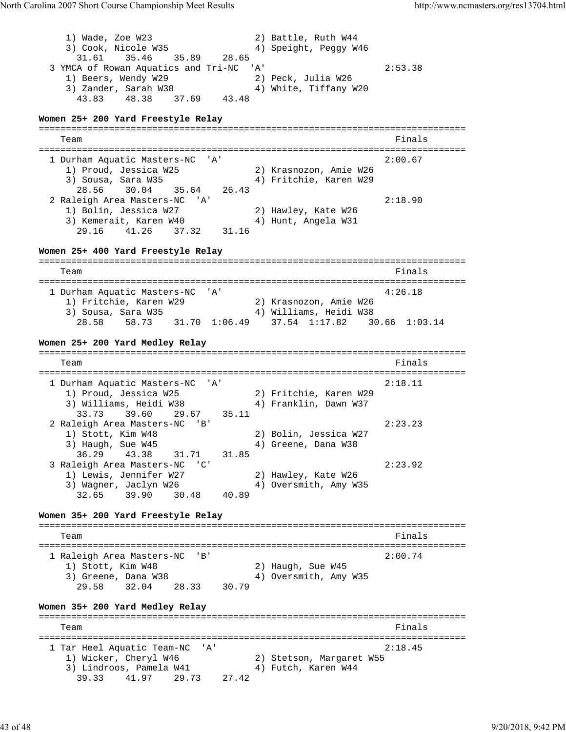```
     1) Wade, Zoe W23                  2) Battle, Ruth W44
     3) Cook, Nicole W35               4) Speight, Peggy W46
       31.61    35.46    35.89    28.65
  3 YMCA of Rowan Aquatics and Tri-NC  'A'                       2:53.38
     1) Beers, Wendy W29               2) Peck, Julia W26
     3) Zander, Sarah W38              4) White, Tiffany W20
       43.83    48.38    37.69    43.48
```

**Women 25+ 200 Yard Freestyle Relay**

```
===============================================================================
    Team                                                            Finals
===============================================================================
  1 Durham Aquatic Masters-NC  'A'                                 2:00.67
     1) Proud, Jessica W25             2) Krasnozon, Amie W26
     3) Sousa, Sara W35                4) Fritchie, Karen W29
       28.56    30.04    35.64    26.43
  2 Raleigh Area Masters-NC  'A'                                   2:18.90
     1) Bolin, Jessica W27             2) Hawley, Kate W26
     3) Kemerait, Karen W40            4) Hunt, Angela W31
       29.16    41.26    37.32    31.16
```

**Women 25+ 400 Yard Freestyle Relay**

```
===============================================================================
    Team                                                            Finals
===============================================================================
  1 Durham Aquatic Masters-NC  'A'                                 4:26.18
     1) Fritchie, Karen W29            2) Krasnozon, Amie W26
     3) Sousa, Sara W35                4) Williams, Heidi W38
       28.58    58.73    31.70  1:06.49    37.54  1:17.82    30.66  1:03.14
```

**Women 25+ 200 Yard Medley Relay**

```
===============================================================================
    Team                                                            Finals
===============================================================================
  1 Durham Aquatic Masters-NC  'A'                                 2:18.11
     1) Proud, Jessica W25             2) Fritchie, Karen W29
     3) Williams, Heidi W38            4) Franklin, Dawn W37
       33.73    39.60    29.67    35.11
  2 Raleigh Area Masters-NC  'B'                                   2:23.23
     1) Stott, Kim W48                 2) Bolin, Jessica W27
     3) Haugh, Sue W45                 4) Greene, Dana W38
       36.29    43.38    31.71    31.85
  3 Raleigh Area Masters-NC  'C'                                   2:23.92
     1) Lewis, Jennifer W27            2) Hawley, Kate W26
     3) Wagner, Jaclyn W26             4) Oversmith, Amy W35
       32.65    39.90    30.48    40.89
```

**Women 35+ 200 Yard Freestyle Relay**

```
===============================================================================
    Team                                                            Finals
===============================================================================
  1 Raleigh Area Masters-NC  'B'                                   2:00.74
     1) Stott, Kim W48                 2) Haugh, Sue W45
     3) Greene, Dana W38               4) Oversmith, Amy W35
       29.58    32.04    28.33    30.79
```

**Women 35+ 200 Yard Medley Relay**

```
===============================================================================
    Team                                                            Finals
===============================================================================
  1 Tar Heel Aquatic Team-NC  'A'                                  2:18.45
     1) Wicker, Cheryl W46             2) Stetson, Margaret W55
     3) Lindroos, Pamela W41           4) Futch, Karen W44
       39.33    41.97    29.73    27.42
```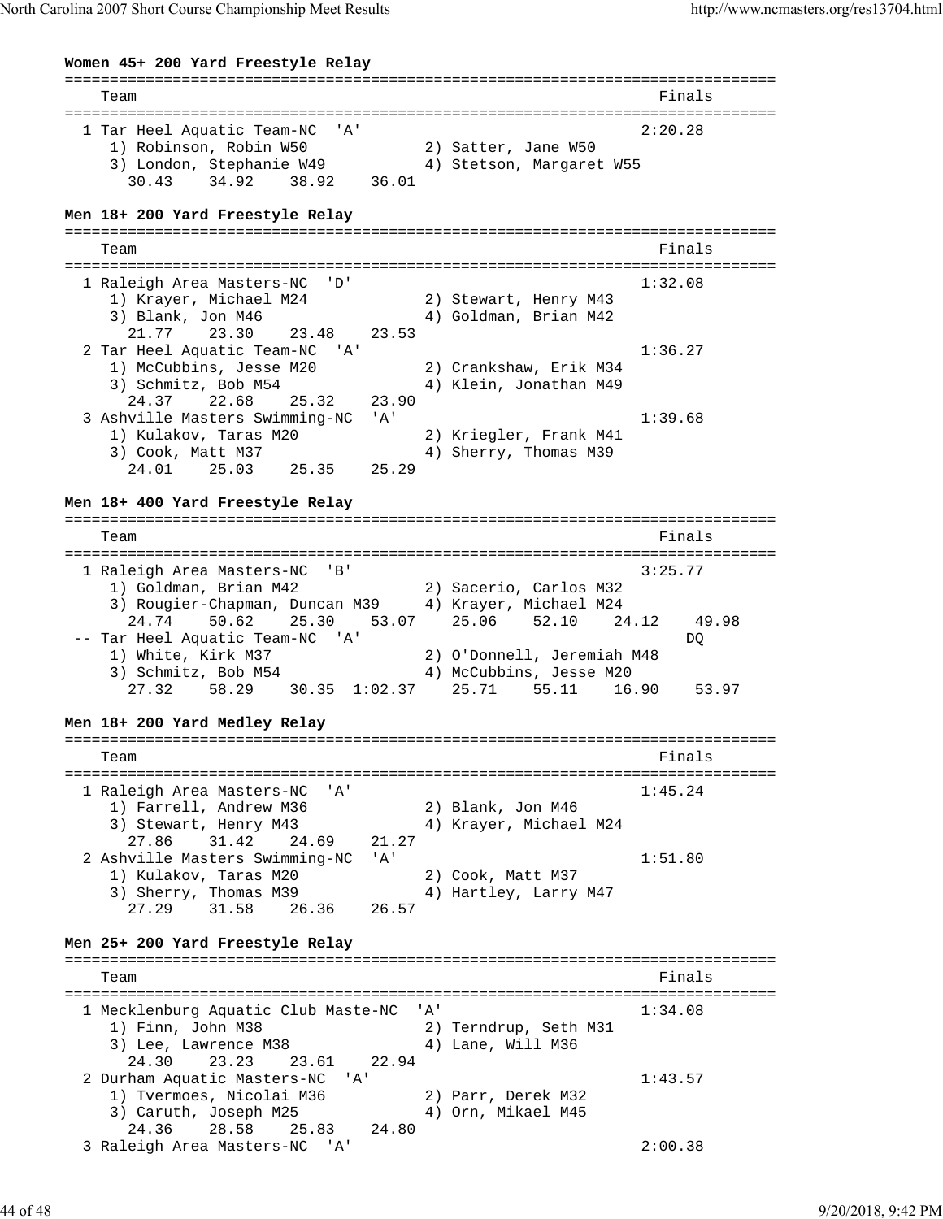**Women 45+ 200 Yard Freestyle Relay**

```
===============================================================================
    Team                                                            Finals
===============================================================================
  1 Tar Heel Aquatic Team-NC  'A'                                  2:20.28
     1) Robinson, Robin W50            2) Satter, Jane W50
     3) London, Stephanie W49          4) Stetson, Margaret W55
       30.43    34.92    38.92    36.01
```

**Men 18+ 200 Yard Freestyle Relay**

```
===============================================================================
    Team                                                            Finals
===============================================================================
  1 Raleigh Area Masters-NC  'D'                                   1:32.08
     1) Krayer, Michael M24            2) Stewart, Henry M43
     3) Blank, Jon M46                 4) Goldman, Brian M42
       21.77    23.30    23.48    23.53
  2 Tar Heel Aquatic Team-NC  'A'                                  1:36.27
     1) McCubbins, Jesse M20           2) Crankshaw, Erik M34
     3) Schmitz, Bob M54               4) Klein, Jonathan M49
       24.37    22.68    25.32    23.90
  3 Ashville Masters Swimming-NC  'A'                              1:39.68
     1) Kulakov, Taras M20             2) Kriegler, Frank M41
     3) Cook, Matt M37                 4) Sherry, Thomas M39
       24.01    25.03    25.35    25.29
```

**Men 18+ 400 Yard Freestyle Relay**

```
===============================================================================
    Team                                                            Finals
===============================================================================
  1 Raleigh Area Masters-NC  'B'                                   3:25.77
     1) Goldman, Brian M42             2) Sacerio, Carlos M32
     3) Rougier-Chapman, Duncan M39    4) Krayer, Michael M24
       24.74    50.62    25.30    53.07    25.06    52.10    24.12    49.98
 -- Tar Heel Aquatic Team-NC  'A'                                       DQ
     1) White, Kirk M37                2) O'Donnell, Jeremiah M48
     3) Schmitz, Bob M54               4) McCubbins, Jesse M20
       27.32    58.29    30.35  1:02.37    25.71    55.11    16.90    53.97
```

**Men 18+ 200 Yard Medley Relay**

```
===============================================================================
    Team                                                            Finals
===============================================================================
  1 Raleigh Area Masters-NC  'A'                                   1:45.24
     1) Farrell, Andrew M36            2) Blank, Jon M46
     3) Stewart, Henry M43             4) Krayer, Michael M24
       27.86    31.42    24.69    21.27
  2 Ashville Masters Swimming-NC  'A'                              1:51.80
     1) Kulakov, Taras M20             2) Cook, Matt M37
     3) Sherry, Thomas M39             4) Hartley, Larry M47
       27.29    31.58    26.36    26.57
```

**Men 25+ 200 Yard Freestyle Relay**

```
===============================================================================
    Team                                                            Finals
===============================================================================
  1 Mecklenburg Aquatic Club Maste-NC  'A'                         1:34.08
     1) Finn, John M38                 2) Terndrup, Seth M31
     3) Lee, Lawrence M38              4) Lane, Will M36
       24.30    23.23    23.61    22.94
  2 Durham Aquatic Masters-NC  'A'                                 1:43.57
     1) Tvermoes, Nicolai M36          2) Parr, Derek M32
     3) Caruth, Joseph M25             4) Orn, Mikael M45
       24.36    28.58    25.83    24.80
  3 Raleigh Area Masters-NC  'A'                                   2:00.38
```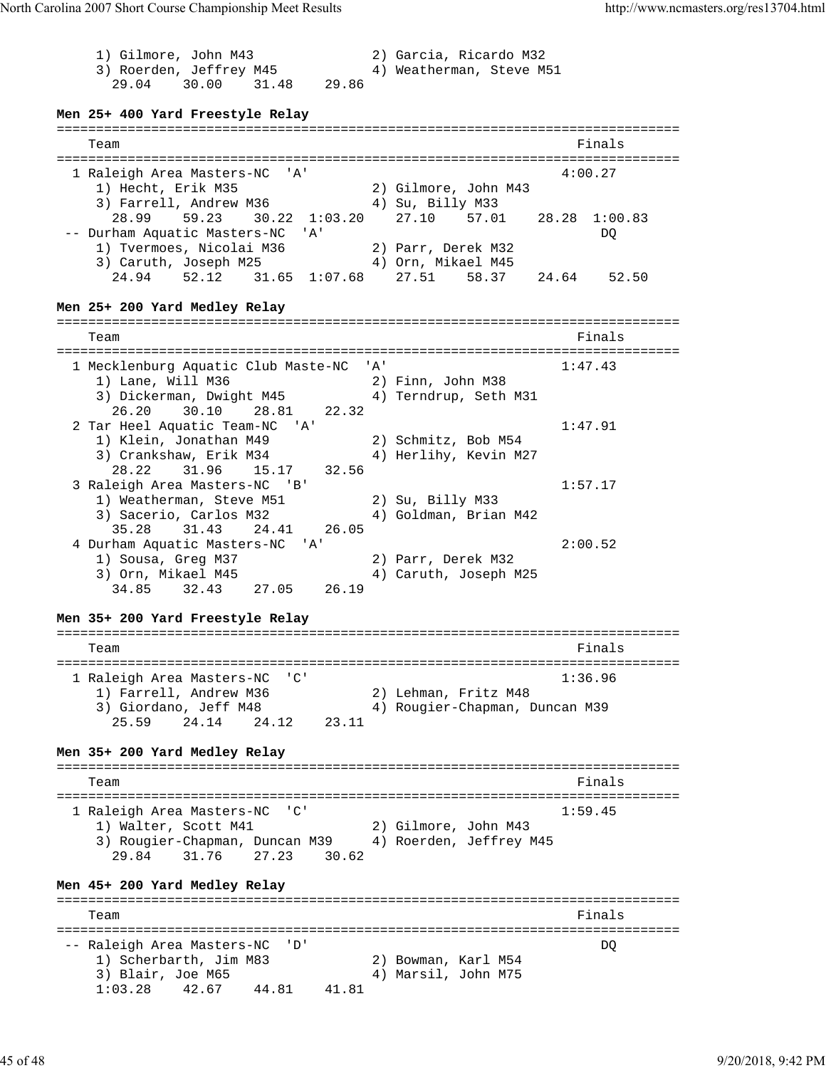```
     1) Gilmore, John M43              2) Garcia, Ricardo M32
     3) Roerden, Jeffrey M45           4) Weatherman, Steve M51
       29.04    30.00    31.48    29.86
```

**Men 25+ 400 Yard Freestyle Relay**

```
===============================================================================
    Team                                                            Finals
===============================================================================
  1 Raleigh Area Masters-NC  'A'                                   4:00.27
     1) Hecht, Erik M35                2) Gilmore, John M43
     3) Farrell, Andrew M36            4) Su, Billy M33
       28.99    59.23    30.22  1:03.20    27.10    57.01    28.28  1:00.83
 -- Durham Aquatic Masters-NC  'A'                                      DQ
     1) Tvermoes, Nicolai M36          2) Parr, Derek M32
     3) Caruth, Joseph M25             4) Orn, Mikael M45
       24.94    52.12    31.65  1:07.68    27.51    58.37    24.64    52.50
```

**Men 25+ 200 Yard Medley Relay**

```
===============================================================================
    Team                                                            Finals
===============================================================================
  1 Mecklenburg Aquatic Club Maste-NC  'A'                         1:47.43
     1) Lane, Will M36                 2) Finn, John M38
     3) Dickerman, Dwight M45          4) Terndrup, Seth M31
       26.20    30.10    28.81    22.32
  2 Tar Heel Aquatic Team-NC  'A'                                  1:47.91
     1) Klein, Jonathan M49            2) Schmitz, Bob M54
     3) Crankshaw, Erik M34            4) Herlihy, Kevin M27
       28.22    31.96    15.17    32.56
  3 Raleigh Area Masters-NC  'B'                                   1:57.17
     1) Weatherman, Steve M51          2) Su, Billy M33
     3) Sacerio, Carlos M32            4) Goldman, Brian M42
       35.28    31.43    24.41    26.05
  4 Durham Aquatic Masters-NC  'A'                                 2:00.52
     1) Sousa, Greg M37                2) Parr, Derek M32
     3) Orn, Mikael M45                4) Caruth, Joseph M25
       34.85    32.43    27.05    26.19
```

**Men 35+ 200 Yard Freestyle Relay**

```
===============================================================================
    Team                                                            Finals
===============================================================================
  1 Raleigh Area Masters-NC  'C'                                   1:36.96
     1) Farrell, Andrew M36            2) Lehman, Fritz M48
     3) Giordano, Jeff M48             4) Rougier-Chapman, Duncan M39
       25.59    24.14    24.12    23.11
```

**Men 35+ 200 Yard Medley Relay**

```
===============================================================================
    Team                                                            Finals
===============================================================================
  1 Raleigh Area Masters-NC  'C'                                   1:59.45
     1) Walter, Scott M41              2) Gilmore, John M43
     3) Rougier-Chapman, Duncan M39    4) Roerden, Jeffrey M45
       29.84    31.76    27.23    30.62
```

**Men 45+ 200 Yard Medley Relay**

```
===============================================================================
    Team                                                            Finals
===============================================================================
 -- Raleigh Area Masters-NC  'D'                                        DQ
     1) Scherbarth, Jim M83            2) Bowman, Karl M54
     3) Blair, Joe M65                 4) Marsil, John M75
     1:03.28    42.67    44.81    41.81
```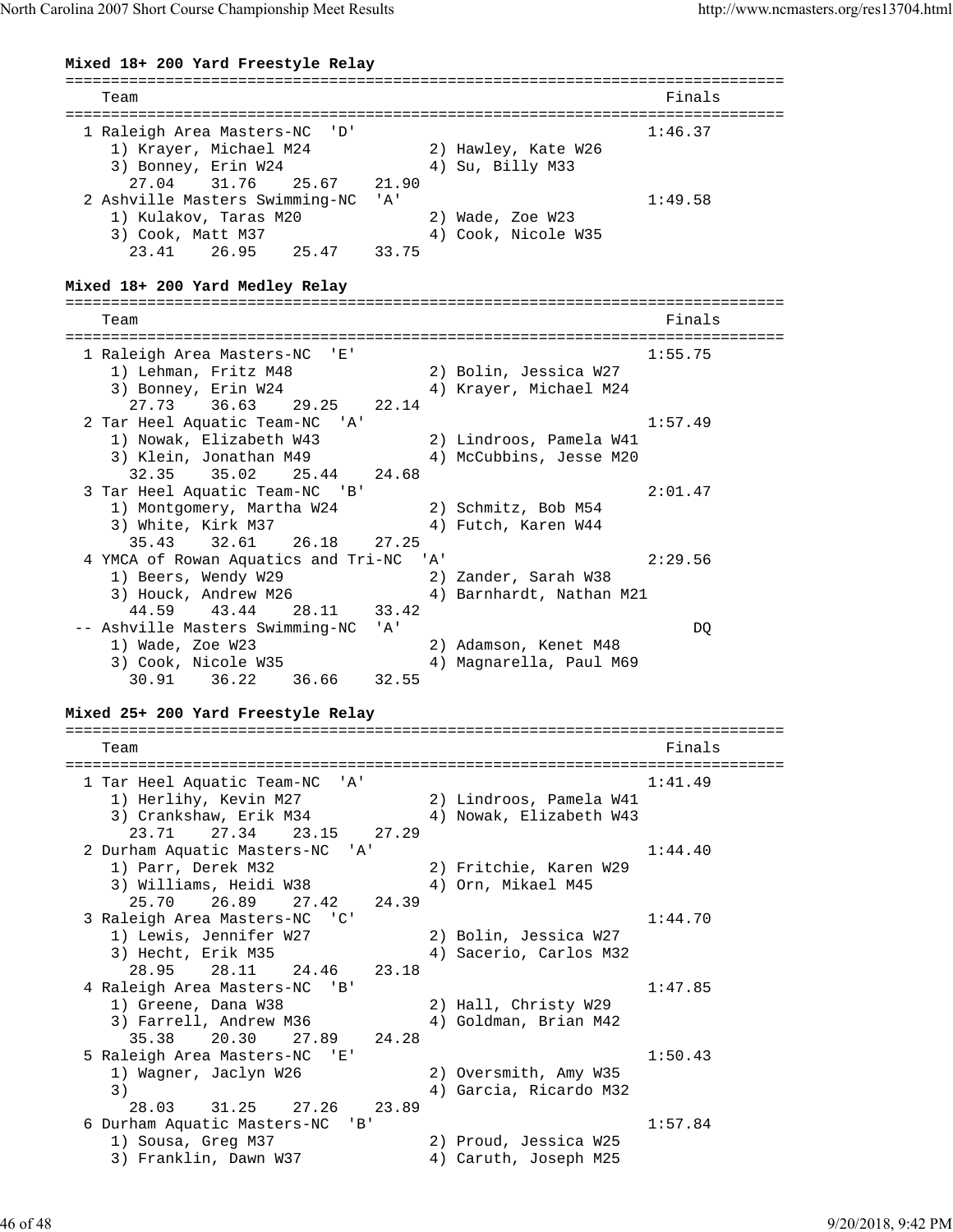**Mixed 18+ 200 Yard Freestyle Relay**

```
===============================================================================
    Team                                                             Finals
===============================================================================
  1 Raleigh Area Masters-NC  'D'                                    1:46.37
     1) Krayer, Michael M24            2) Hawley, Kate W26
     3) Bonney, Erin W24               4) Su, Billy M33
       27.04    31.76    25.67    21.90
  2 Ashville Masters Swimming-NC  'A'                               1:49.58
     1) Kulakov, Taras M20             2) Wade, Zoe W23
     3) Cook, Matt M37                 4) Cook, Nicole W35
       23.41    26.95    25.47    33.75
```

**Mixed 18+ 200 Yard Medley Relay**

```
===============================================================================
    Team                                                             Finals
===============================================================================
  1 Raleigh Area Masters-NC  'E'                                    1:55.75
     1) Lehman, Fritz M48              2) Bolin, Jessica W27
     3) Bonney, Erin W24               4) Krayer, Michael M24
       27.73    36.63    29.25    22.14
  2 Tar Heel Aquatic Team-NC  'A'                                   1:57.49
     1) Nowak, Elizabeth W43           2) Lindroos, Pamela W41
     3) Klein, Jonathan M49            4) McCubbins, Jesse M20
       32.35    35.02    25.44    24.68
  3 Tar Heel Aquatic Team-NC  'B'                                   2:01.47
     1) Montgomery, Martha W24         2) Schmitz, Bob M54
     3) White, Kirk M37                4) Futch, Karen W44
       35.43    32.61    26.18    27.25
  4 YMCA of Rowan Aquatics and Tri-NC  'A'                          2:29.56
     1) Beers, Wendy W29               2) Zander, Sarah W38
     3) Houck, Andrew M26              4) Barnhardt, Nathan M21
       44.59    43.44    28.11    33.42
 -- Ashville Masters Swimming-NC  'A'                                    DQ
     1) Wade, Zoe W23                  2) Adamson, Kenet M48
     3) Cook, Nicole W35               4) Magnarella, Paul M69
       30.91    36.22    36.66    32.55
```

**Mixed 25+ 200 Yard Freestyle Relay**

```
===============================================================================
    Team                                                             Finals
===============================================================================
  1 Tar Heel Aquatic Team-NC  'A'                                   1:41.49
     1) Herlihy, Kevin M27             2) Lindroos, Pamela W41
     3) Crankshaw, Erik M34            4) Nowak, Elizabeth W43
       23.71    27.34    23.15    27.29
  2 Durham Aquatic Masters-NC  'A'                                  1:44.40
     1) Parr, Derek M32                2) Fritchie, Karen W29
     3) Williams, Heidi W38            4) Orn, Mikael M45
       25.70    26.89    27.42    24.39
  3 Raleigh Area Masters-NC  'C'                                    1:44.70
     1) Lewis, Jennifer W27            2) Bolin, Jessica W27
     3) Hecht, Erik M35                4) Sacerio, Carlos M32
       28.95    28.11    24.46    23.18
  4 Raleigh Area Masters-NC  'B'                                    1:47.85
     1) Greene, Dana W38               2) Hall, Christy W29
     3) Farrell, Andrew M36            4) Goldman, Brian M42
       35.38    20.30    27.89    24.28
  5 Raleigh Area Masters-NC  'E'                                    1:50.43
     1) Wagner, Jaclyn W26             2) Oversmith, Amy W35
     3)                                4) Garcia, Ricardo M32
       28.03    31.25    27.26    23.89
  6 Durham Aquatic Masters-NC  'B'                                  1:57.84
     1) Sousa, Greg M37                2) Proud, Jessica W25
     3) Franklin, Dawn W37             4) Caruth, Joseph M25
```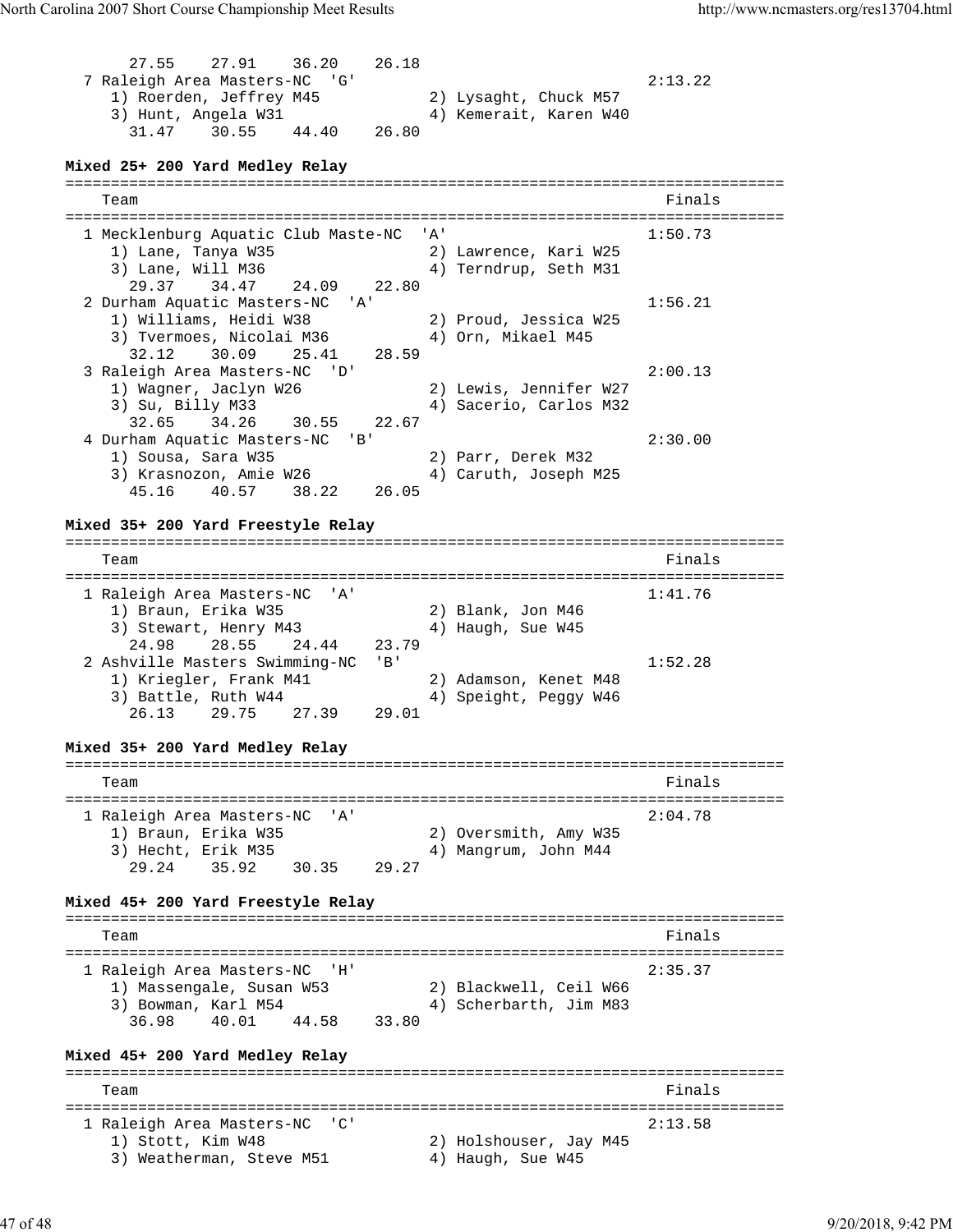```
      27.55    27.91    36.20    26.18
  7 Raleigh Area Masters-NC  'G'                                   2:13.22
     1) Roerden, Jeffrey M45           2) Lysaght, Chuck M57
     3) Hunt, Angela W31               4) Kemerait, Karen W40
       31.47    30.55    44.40    26.80
```

**Mixed 25+ 200 Yard Medley Relay**

```
===============================================================================
    Team                                                          Finals
===============================================================================
  1 Mecklenburg Aquatic Club Maste-NC  'A'                         1:50.73
     1) Lane, Tanya W35                2) Lawrence, Kari W25
     3) Lane, Will M36                 4) Terndrup, Seth M31
       29.37    34.47    24.09    22.80
  2 Durham Aquatic Masters-NC  'A'                                 1:56.21
     1) Williams, Heidi W38            2) Proud, Jessica W25
     3) Tvermoes, Nicolai M36          4) Orn, Mikael M45
       32.12    30.09    25.41    28.59
  3 Raleigh Area Masters-NC  'D'                                   2:00.13
     1) Wagner, Jaclyn W26             2) Lewis, Jennifer W27
     3) Su, Billy M33                  4) Sacerio, Carlos M32
       32.65    34.26    30.55    22.67
  4 Durham Aquatic Masters-NC  'B'                                 2:30.00
     1) Sousa, Sara W35                2) Parr, Derek M32
     3) Krasnozon, Amie W26            4) Caruth, Joseph M25
       45.16    40.57    38.22    26.05
```

**Mixed 35+ 200 Yard Freestyle Relay**

```
===============================================================================
    Team                                                          Finals
===============================================================================
  1 Raleigh Area Masters-NC  'A'                                   1:41.76
     1) Braun, Erika W35               2) Blank, Jon M46
     3) Stewart, Henry M43             4) Haugh, Sue W45
       24.98    28.55    24.44    23.79
  2 Ashville Masters Swimming-NC  'B'                              1:52.28
     1) Kriegler, Frank M41            2) Adamson, Kenet M48
     3) Battle, Ruth W44               4) Speight, Peggy W46
       26.13    29.75    27.39    29.01
```

**Mixed 35+ 200 Yard Medley Relay**

```
===============================================================================
    Team                                                          Finals
===============================================================================
  1 Raleigh Area Masters-NC  'A'                                   2:04.78
     1) Braun, Erika W35               2) Oversmith, Amy W35
     3) Hecht, Erik M35                4) Mangrum, John M44
       29.24    35.92    30.35    29.27
```

**Mixed 45+ 200 Yard Freestyle Relay**

```
===============================================================================
    Team                                                          Finals
===============================================================================
  1 Raleigh Area Masters-NC  'H'                                   2:35.37
     1) Massengale, Susan W53          2) Blackwell, Ceil W66
     3) Bowman, Karl M54               4) Scherbarth, Jim M83
       36.98    40.01    44.58    33.80
```

**Mixed 45+ 200 Yard Medley Relay**

```
===============================================================================
    Team                                                          Finals
===============================================================================
  1 Raleigh Area Masters-NC  'C'                                   2:13.58
     1) Stott, Kim W48                 2) Holshouser, Jay M45
     3) Weatherman, Steve M51          4) Haugh, Sue W45
```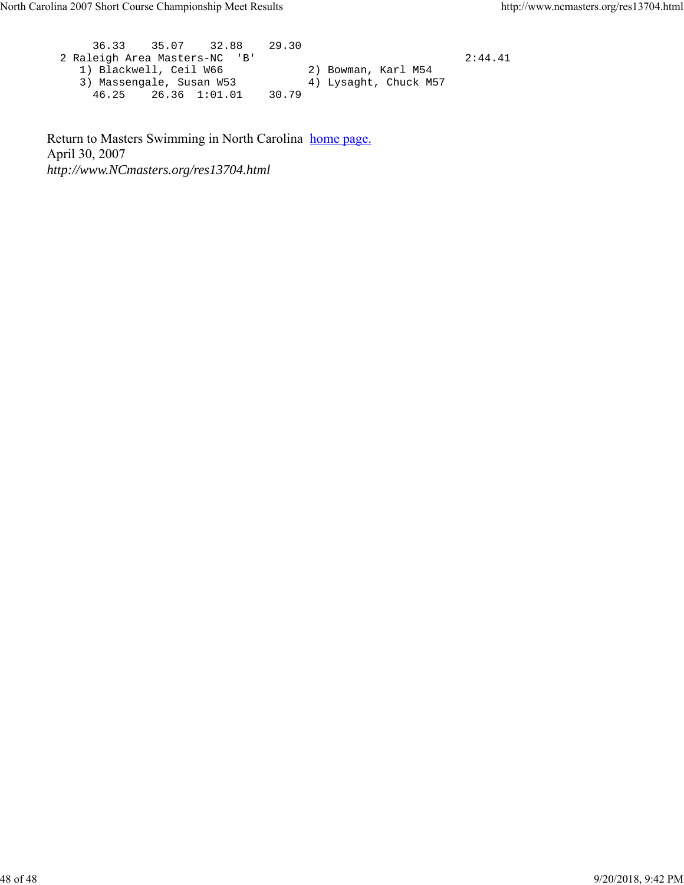```
       36.33    35.07    32.88    29.30
  2 Raleigh Area Masters-NC  'B'                             2:44.41
     1) Blackwell, Ceil W66            2) Bowman, Karl M54
     3) Massengale, Susan W53          4) Lysaght, Chuck M57
       46.25    26.36  1:01.01    30.79
```

Return to Masters Swimming in North Carolina  home page.
April 30, 2007
*http://www.NCmasters.org/res13704.html*